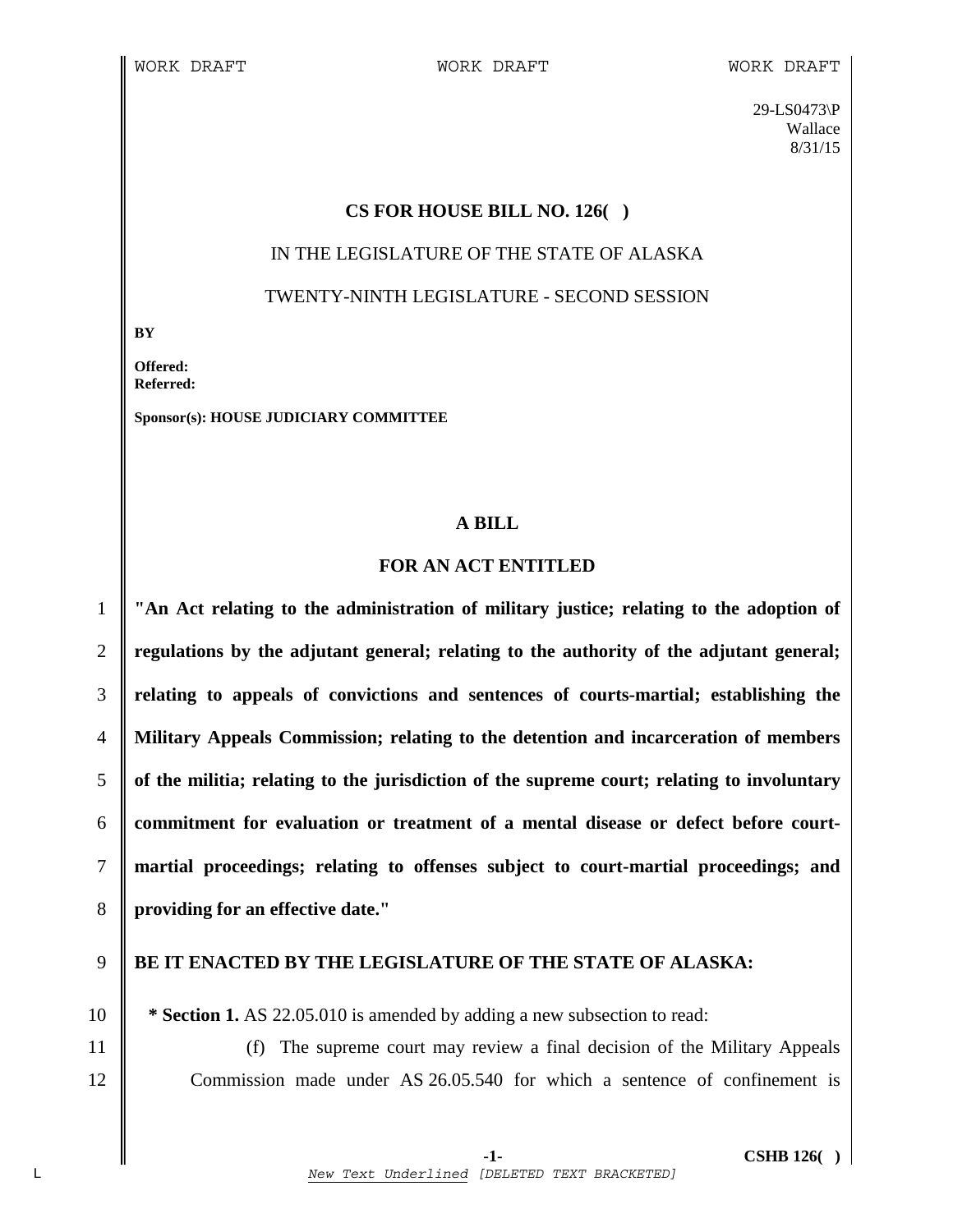WORK DRAFT WORK DRAFT WORK DRAFT

29-LS0473\P
Wallace
8/31/15

**CS FOR HOUSE BILL NO. 126( )**

IN THE LEGISLATURE OF THE STATE OF ALASKA

TWENTY-NINTH LEGISLATURE - SECOND SESSION

**BY**

**Offered:**
**Referred:**

**Sponsor(s): HOUSE JUDICIARY COMMITTEE**

**A BILL**

**FOR AN ACT ENTITLED**

1 **"An Act relating to the administration of military justice; relating to the adoption of**
2 **regulations by the adjutant general; relating to the authority of the adjutant general;**
3 **relating to appeals of convictions and sentences of courts-martial; establishing the**
4 **Military Appeals Commission; relating to the detention and incarceration of members**
5 **of the militia; relating to the jurisdiction of the supreme court; relating to involuntary**
6 **commitment for evaluation or treatment of a mental disease or defect before court-**
7 **martial proceedings; relating to offenses subject to court-martial proceedings; and**
8 **providing for an effective date."**

9 **BE IT ENACTED BY THE LEGISLATURE OF THE STATE OF ALASKA:**

10 **\* Section 1.** AS 22.05.010 is amended by adding a new subsection to read:
11 (f) The supreme court may review a final decision of the Military Appeals
12 Commission made under AS 26.05.540 for which a sentence of confinement is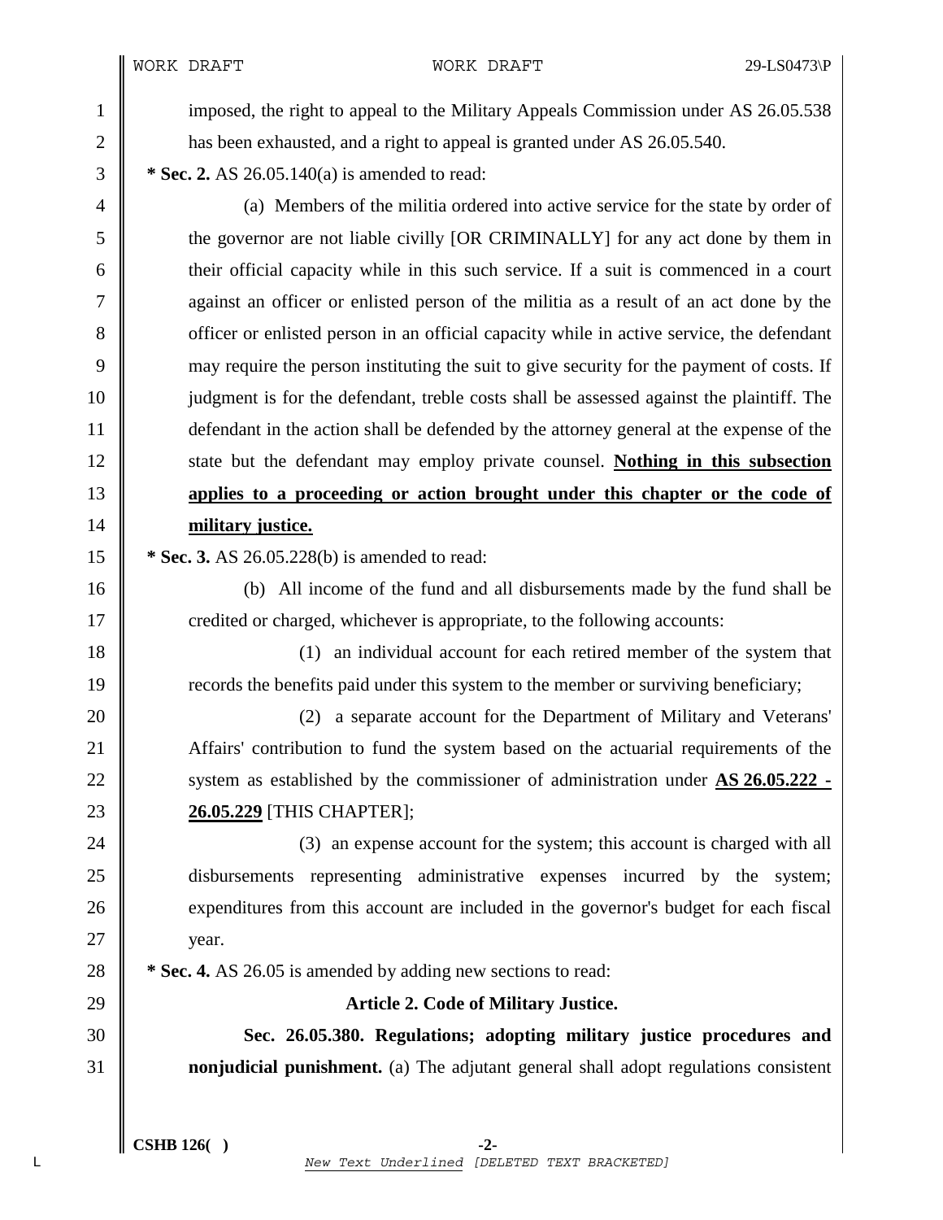imposed, the right to appeal to the Military Appeals Commission under AS 26.05.538 has been exhausted, and a right to appeal is granted under AS 26.05.540.

**\* Sec. 2.** AS 26.05.140(a) is amended to read:

(a) Members of the militia ordered into active service for the state by order of the governor are not liable civilly [OR CRIMINALLY] for any act done by them in their official capacity while in this such service. If a suit is commenced in a court against an officer or enlisted person of the militia as a result of an act done by the officer or enlisted person in an official capacity while in active service, the defendant may require the person instituting the suit to give security for the payment of costs. If judgment is for the defendant, treble costs shall be assessed against the plaintiff. The defendant in the action shall be defended by the attorney general at the expense of the state but the defendant may employ private counsel. **<u>Nothing in this subsection applies to a proceeding or action brought under this chapter or the code of military justice.</u>**

**\* Sec. 3.** AS 26.05.228(b) is amended to read:

(b) All income of the fund and all disbursements made by the fund shall be credited or charged, whichever is appropriate, to the following accounts:

(1) an individual account for each retired member of the system that records the benefits paid under this system to the member or surviving beneficiary;

(2) a separate account for the Department of Military and Veterans' Affairs' contribution to fund the system based on the actuarial requirements of the system as established by the commissioner of administration under **<u>AS 26.05.222 - 26.05.229</u>** [THIS CHAPTER];

(3) an expense account for the system; this account is charged with all disbursements representing administrative expenses incurred by the system; expenditures from this account are included in the governor's budget for each fiscal year.

**\* Sec. 4.** AS 26.05 is amended by adding new sections to read:

**Article 2. Code of Military Justice.**

**Sec. 26.05.380. Regulations; adopting military justice procedures and nonjudicial punishment.** (a) The adjutant general shall adopt regulations consistent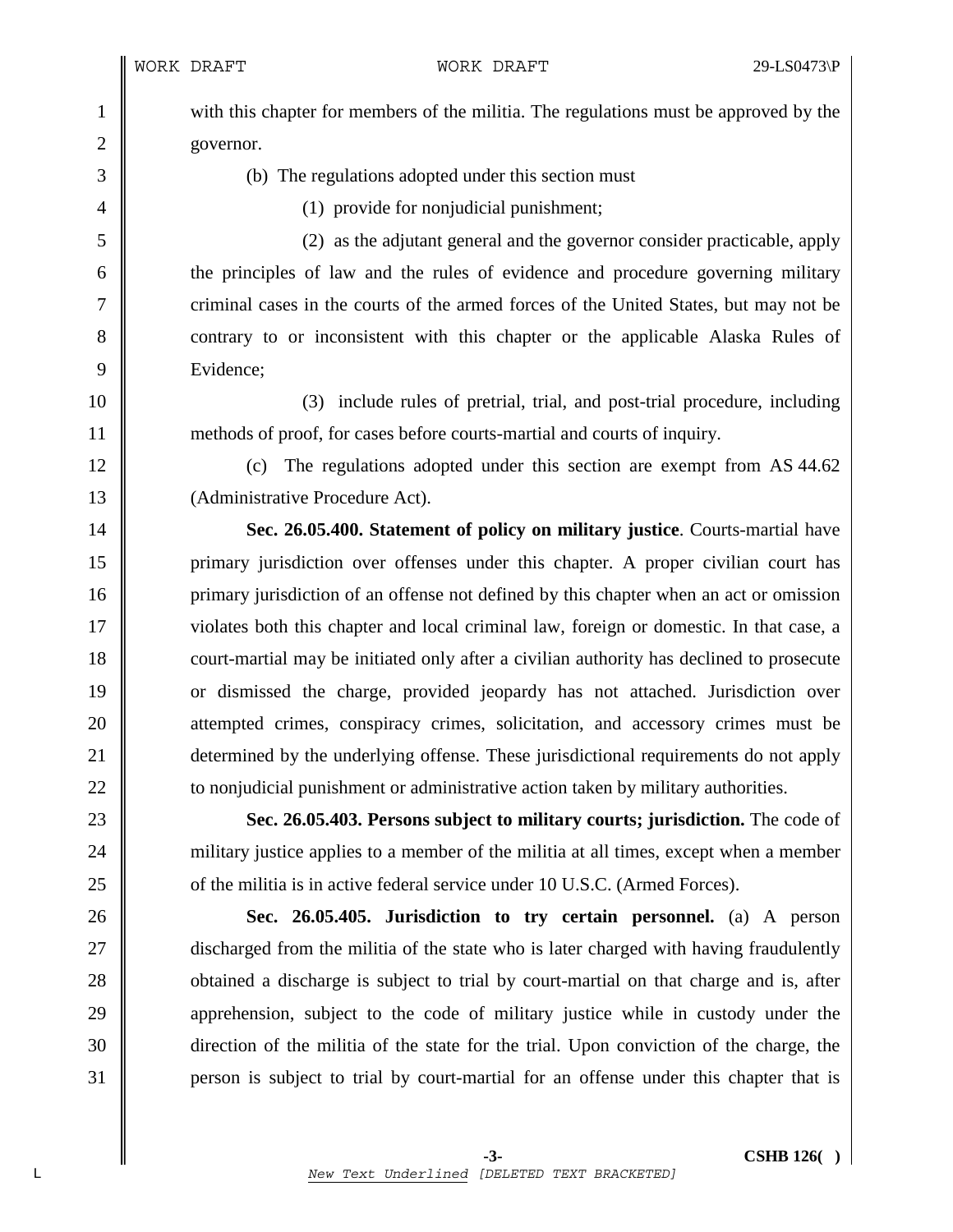with this chapter for members of the militia. The regulations must be approved by the governor.

(b) The regulations adopted under this section must

(1) provide for nonjudicial punishment;

(2) as the adjutant general and the governor consider practicable, apply the principles of law and the rules of evidence and procedure governing military criminal cases in the courts of the armed forces of the United States, but may not be contrary to or inconsistent with this chapter or the applicable Alaska Rules of Evidence;

(3) include rules of pretrial, trial, and post-trial procedure, including methods of proof, for cases before courts-martial and courts of inquiry.

(c) The regulations adopted under this section are exempt from AS 44.62 (Administrative Procedure Act).

**Sec. 26.05.400. Statement of policy on military justice**. Courts-martial have primary jurisdiction over offenses under this chapter. A proper civilian court has primary jurisdiction of an offense not defined by this chapter when an act or omission violates both this chapter and local criminal law, foreign or domestic. In that case, a court-martial may be initiated only after a civilian authority has declined to prosecute or dismissed the charge, provided jeopardy has not attached. Jurisdiction over attempted crimes, conspiracy crimes, solicitation, and accessory crimes must be determined by the underlying offense. These jurisdictional requirements do not apply to nonjudicial punishment or administrative action taken by military authorities.

**Sec. 26.05.403. Persons subject to military courts; jurisdiction.** The code of military justice applies to a member of the militia at all times, except when a member of the militia is in active federal service under 10 U.S.C. (Armed Forces).

**Sec. 26.05.405. Jurisdiction to try certain personnel.** (a) A person discharged from the militia of the state who is later charged with having fraudulently obtained a discharge is subject to trial by court-martial on that charge and is, after apprehension, subject to the code of military justice while in custody under the direction of the militia of the state for the trial. Upon conviction of the charge, the person is subject to trial by court-martial for an offense under this chapter that is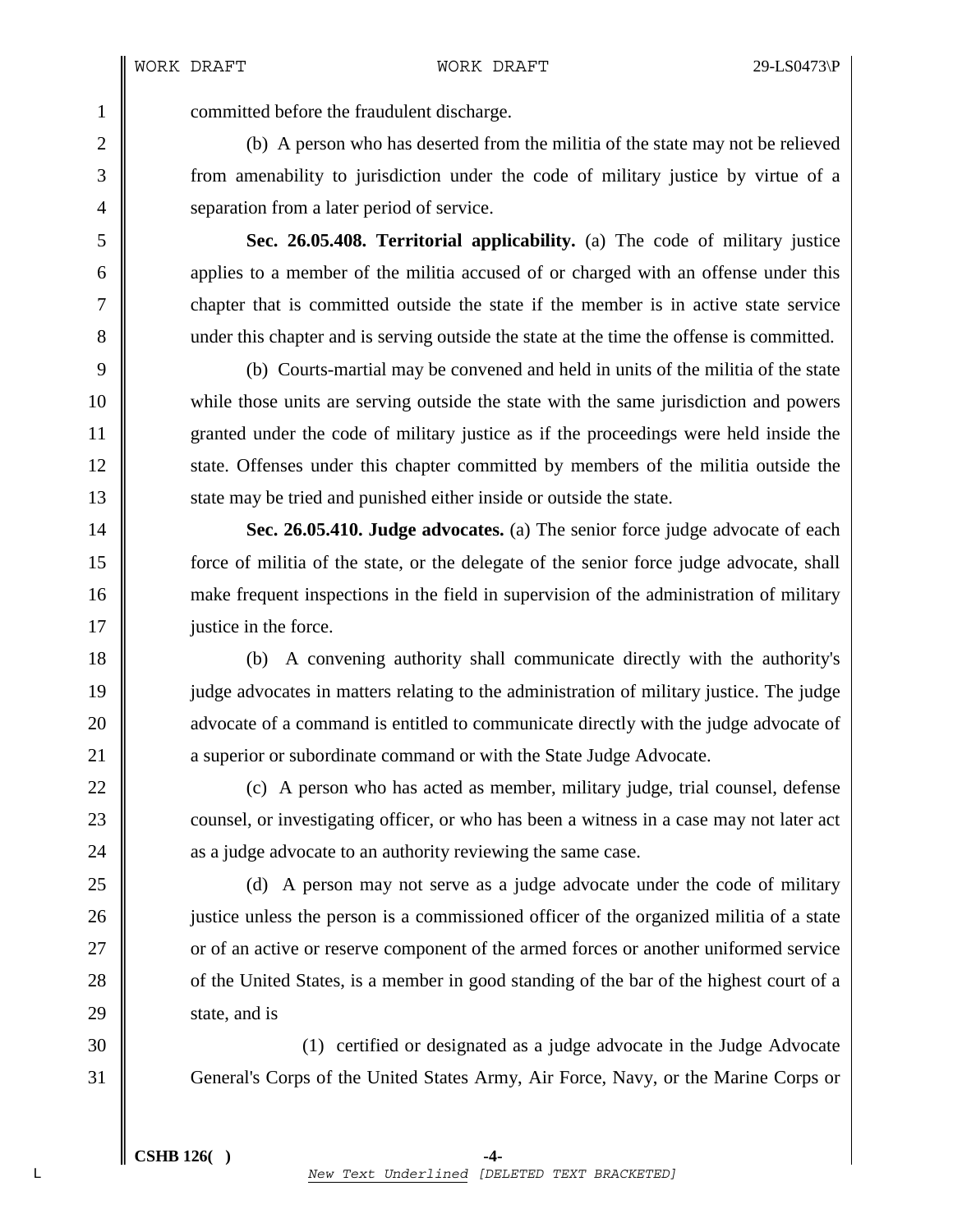committed before the fraudulent discharge.

(b) A person who has deserted from the militia of the state may not be relieved from amenability to jurisdiction under the code of military justice by virtue of a separation from a later period of service.

**Sec. 26.05.408. Territorial applicability.** (a) The code of military justice applies to a member of the militia accused of or charged with an offense under this chapter that is committed outside the state if the member is in active state service under this chapter and is serving outside the state at the time the offense is committed.

(b) Courts-martial may be convened and held in units of the militia of the state while those units are serving outside the state with the same jurisdiction and powers granted under the code of military justice as if the proceedings were held inside the state. Offenses under this chapter committed by members of the militia outside the state may be tried and punished either inside or outside the state.

**Sec. 26.05.410. Judge advocates.** (a) The senior force judge advocate of each force of militia of the state, or the delegate of the senior force judge advocate, shall make frequent inspections in the field in supervision of the administration of military justice in the force.

(b) A convening authority shall communicate directly with the authority's judge advocates in matters relating to the administration of military justice. The judge advocate of a command is entitled to communicate directly with the judge advocate of a superior or subordinate command or with the State Judge Advocate.

(c) A person who has acted as member, military judge, trial counsel, defense counsel, or investigating officer, or who has been a witness in a case may not later act as a judge advocate to an authority reviewing the same case.

(d) A person may not serve as a judge advocate under the code of military justice unless the person is a commissioned officer of the organized militia of a state or of an active or reserve component of the armed forces or another uniformed service of the United States, is a member in good standing of the bar of the highest court of a state, and is

(1) certified or designated as a judge advocate in the Judge Advocate General's Corps of the United States Army, Air Force, Navy, or the Marine Corps or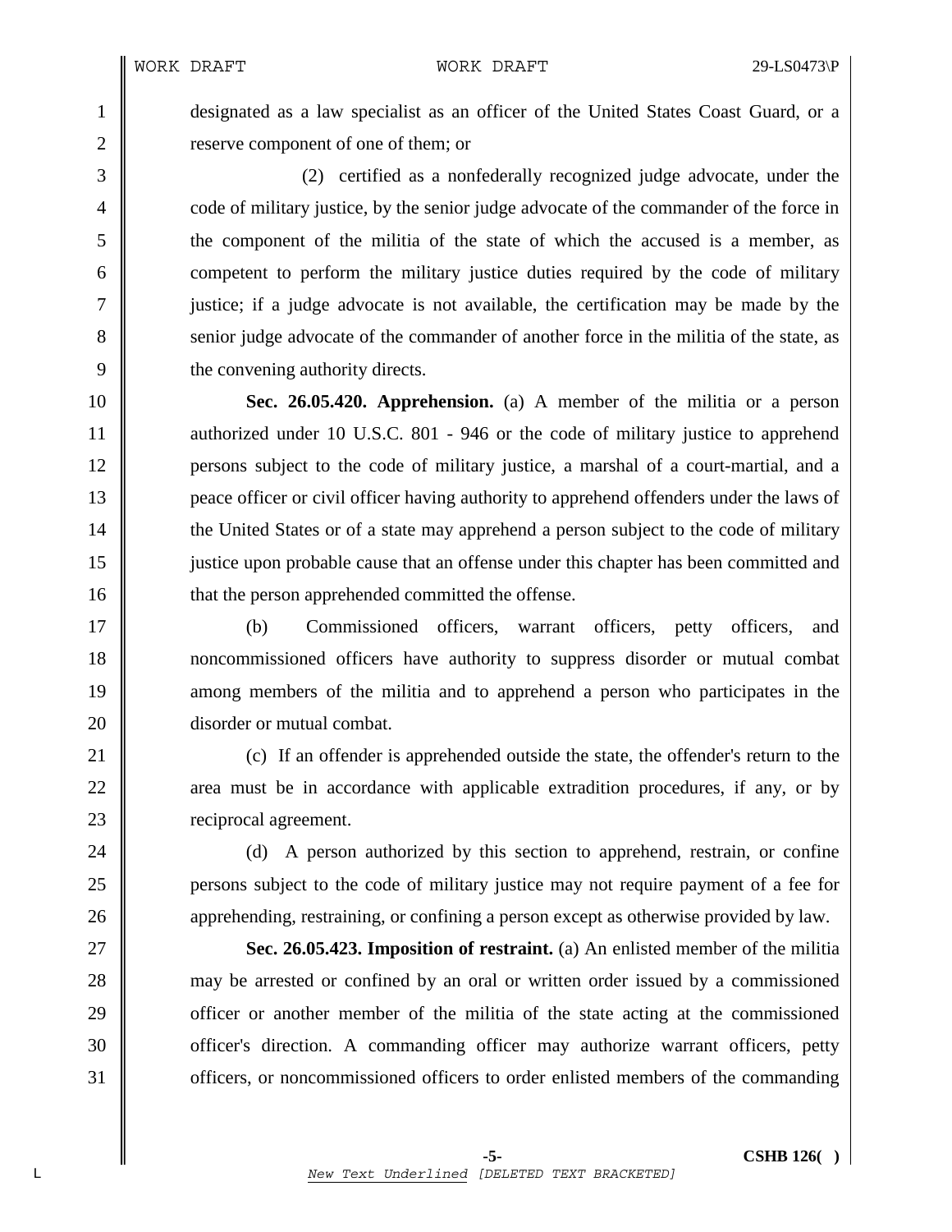designated as a law specialist as an officer of the United States Coast Guard, or a reserve component of one of them; or

(2) certified as a nonfederally recognized judge advocate, under the code of military justice, by the senior judge advocate of the commander of the force in the component of the militia of the state of which the accused is a member, as competent to perform the military justice duties required by the code of military justice; if a judge advocate is not available, the certification may be made by the senior judge advocate of the commander of another force in the militia of the state, as the convening authority directs.

**Sec. 26.05.420. Apprehension.** (a) A member of the militia or a person authorized under 10 U.S.C. 801 - 946 or the code of military justice to apprehend persons subject to the code of military justice, a marshal of a court-martial, and a peace officer or civil officer having authority to apprehend offenders under the laws of the United States or of a state may apprehend a person subject to the code of military justice upon probable cause that an offense under this chapter has been committed and that the person apprehended committed the offense.

(b) Commissioned officers, warrant officers, petty officers, and noncommissioned officers have authority to suppress disorder or mutual combat among members of the militia and to apprehend a person who participates in the disorder or mutual combat.

(c) If an offender is apprehended outside the state, the offender's return to the area must be in accordance with applicable extradition procedures, if any, or by reciprocal agreement.

(d) A person authorized by this section to apprehend, restrain, or confine persons subject to the code of military justice may not require payment of a fee for apprehending, restraining, or confining a person except as otherwise provided by law.

**Sec. 26.05.423. Imposition of restraint.** (a) An enlisted member of the militia may be arrested or confined by an oral or written order issued by a commissioned officer or another member of the militia of the state acting at the commissioned officer's direction. A commanding officer may authorize warrant officers, petty officers, or noncommissioned officers to order enlisted members of the commanding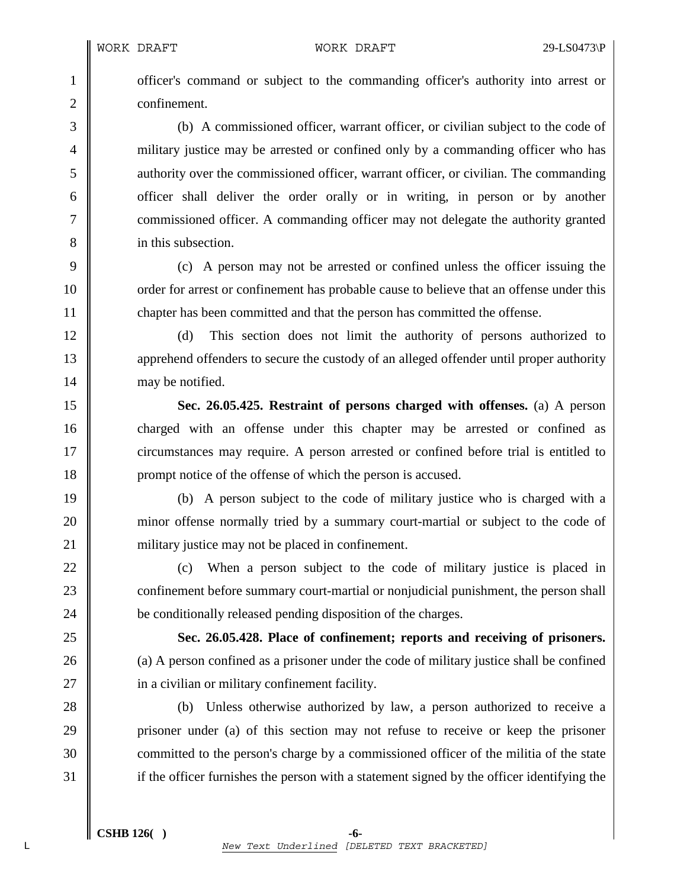officer's command or subject to the commanding officer's authority into arrest or confinement.

(b) A commissioned officer, warrant officer, or civilian subject to the code of military justice may be arrested or confined only by a commanding officer who has authority over the commissioned officer, warrant officer, or civilian. The commanding officer shall deliver the order orally or in writing, in person or by another commissioned officer. A commanding officer may not delegate the authority granted in this subsection.

(c) A person may not be arrested or confined unless the officer issuing the order for arrest or confinement has probable cause to believe that an offense under this chapter has been committed and that the person has committed the offense.

(d) This section does not limit the authority of persons authorized to apprehend offenders to secure the custody of an alleged offender until proper authority may be notified.

**Sec. 26.05.425. Restraint of persons charged with offenses.** (a) A person charged with an offense under this chapter may be arrested or confined as circumstances may require. A person arrested or confined before trial is entitled to prompt notice of the offense of which the person is accused.

(b) A person subject to the code of military justice who is charged with a minor offense normally tried by a summary court-martial or subject to the code of military justice may not be placed in confinement.

(c) When a person subject to the code of military justice is placed in confinement before summary court-martial or nonjudicial punishment, the person shall be conditionally released pending disposition of the charges.

**Sec. 26.05.428. Place of confinement; reports and receiving of prisoners.** (a) A person confined as a prisoner under the code of military justice shall be confined in a civilian or military confinement facility.

(b) Unless otherwise authorized by law, a person authorized to receive a prisoner under (a) of this section may not refuse to receive or keep the prisoner committed to the person's charge by a commissioned officer of the militia of the state if the officer furnishes the person with a statement signed by the officer identifying the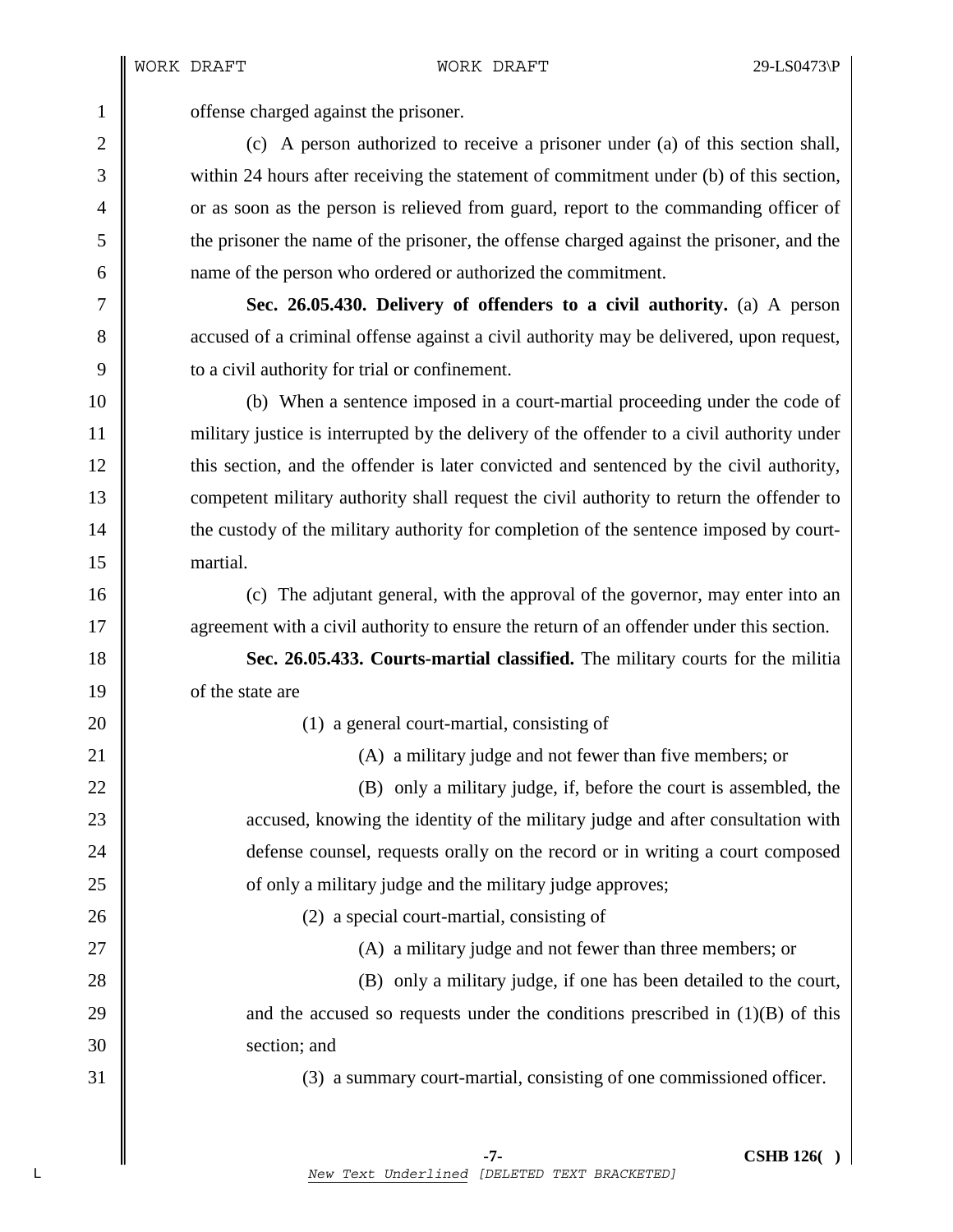offense charged against the prisoner.

(c) A person authorized to receive a prisoner under (a) of this section shall, within 24 hours after receiving the statement of commitment under (b) of this section, or as soon as the person is relieved from guard, report to the commanding officer of the prisoner the name of the prisoner, the offense charged against the prisoner, and the name of the person who ordered or authorized the commitment.

**Sec. 26.05.430. Delivery of offenders to a civil authority.** (a) A person accused of a criminal offense against a civil authority may be delivered, upon request, to a civil authority for trial or confinement.

(b) When a sentence imposed in a court-martial proceeding under the code of military justice is interrupted by the delivery of the offender to a civil authority under this section, and the offender is later convicted and sentenced by the civil authority, competent military authority shall request the civil authority to return the offender to the custody of the military authority for completion of the sentence imposed by court-martial.

(c) The adjutant general, with the approval of the governor, may enter into an agreement with a civil authority to ensure the return of an offender under this section.

**Sec. 26.05.433. Courts-martial classified.** The military courts for the militia of the state are

(1) a general court-martial, consisting of

(A) a military judge and not fewer than five members; or

(B) only a military judge, if, before the court is assembled, the accused, knowing the identity of the military judge and after consultation with defense counsel, requests orally on the record or in writing a court composed of only a military judge and the military judge approves;

(2) a special court-martial, consisting of

(A) a military judge and not fewer than three members; or

(B) only a military judge, if one has been detailed to the court, and the accused so requests under the conditions prescribed in (1)(B) of this section; and

(3) a summary court-martial, consisting of one commissioned officer.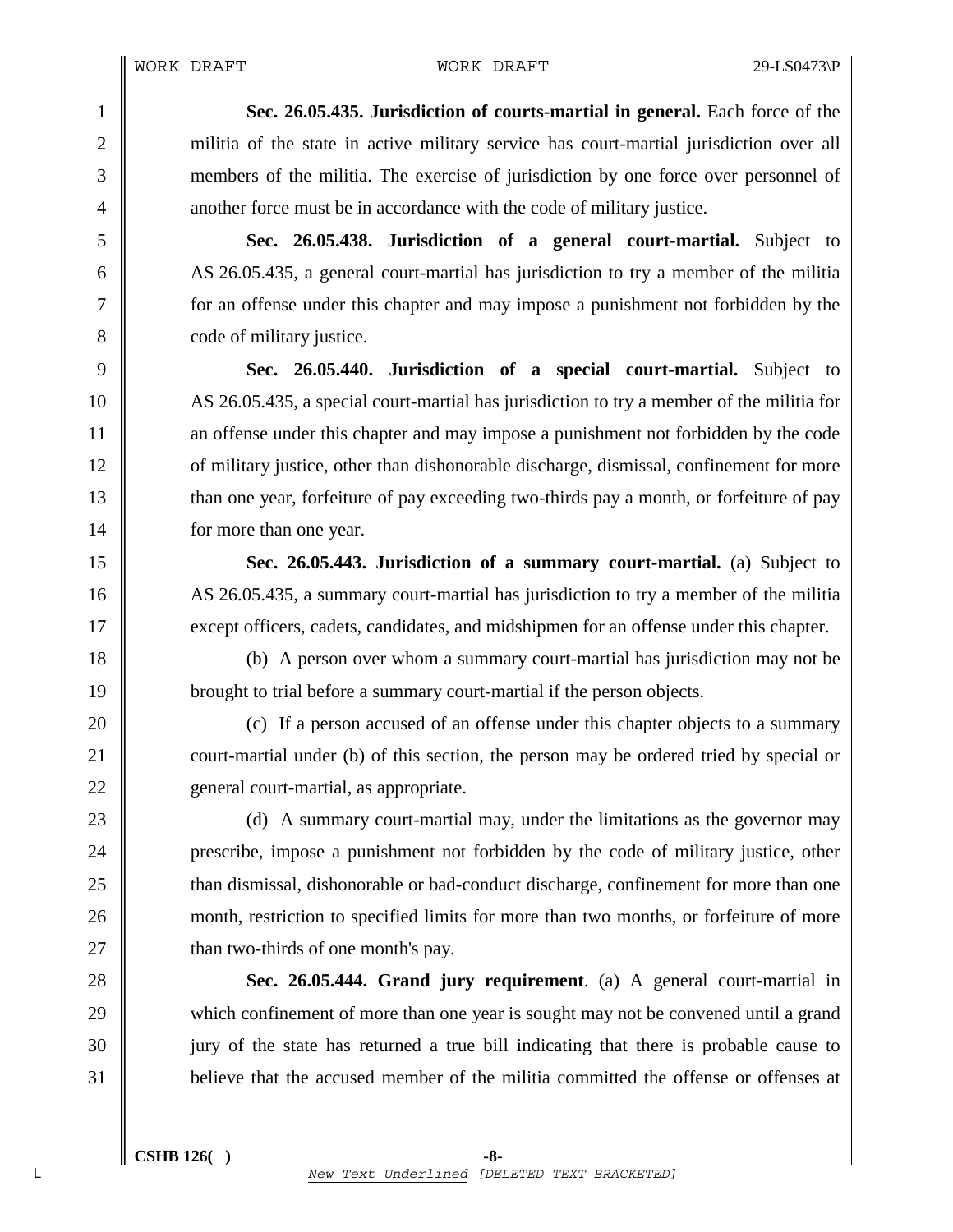**Sec. 26.05.435. Jurisdiction of courts-martial in general.** Each force of the militia of the state in active military service has court-martial jurisdiction over all members of the militia. The exercise of jurisdiction by one force over personnel of another force must be in accordance with the code of military justice.

**Sec. 26.05.438. Jurisdiction of a general court-martial.** Subject to AS 26.05.435, a general court-martial has jurisdiction to try a member of the militia for an offense under this chapter and may impose a punishment not forbidden by the code of military justice.

**Sec. 26.05.440. Jurisdiction of a special court-martial.** Subject to AS 26.05.435, a special court-martial has jurisdiction to try a member of the militia for an offense under this chapter and may impose a punishment not forbidden by the code of military justice, other than dishonorable discharge, dismissal, confinement for more than one year, forfeiture of pay exceeding two-thirds pay a month, or forfeiture of pay for more than one year.

**Sec. 26.05.443. Jurisdiction of a summary court-martial.** (a) Subject to AS 26.05.435, a summary court-martial has jurisdiction to try a member of the militia except officers, cadets, candidates, and midshipmen for an offense under this chapter.

(b) A person over whom a summary court-martial has jurisdiction may not be brought to trial before a summary court-martial if the person objects.

(c) If a person accused of an offense under this chapter objects to a summary court-martial under (b) of this section, the person may be ordered tried by special or general court-martial, as appropriate.

(d) A summary court-martial may, under the limitations as the governor may prescribe, impose a punishment not forbidden by the code of military justice, other than dismissal, dishonorable or bad-conduct discharge, confinement for more than one month, restriction to specified limits for more than two months, or forfeiture of more than two-thirds of one month's pay.

**Sec. 26.05.444. Grand jury requirement**. (a) A general court-martial in which confinement of more than one year is sought may not be convened until a grand jury of the state has returned a true bill indicating that there is probable cause to believe that the accused member of the militia committed the offense or offenses at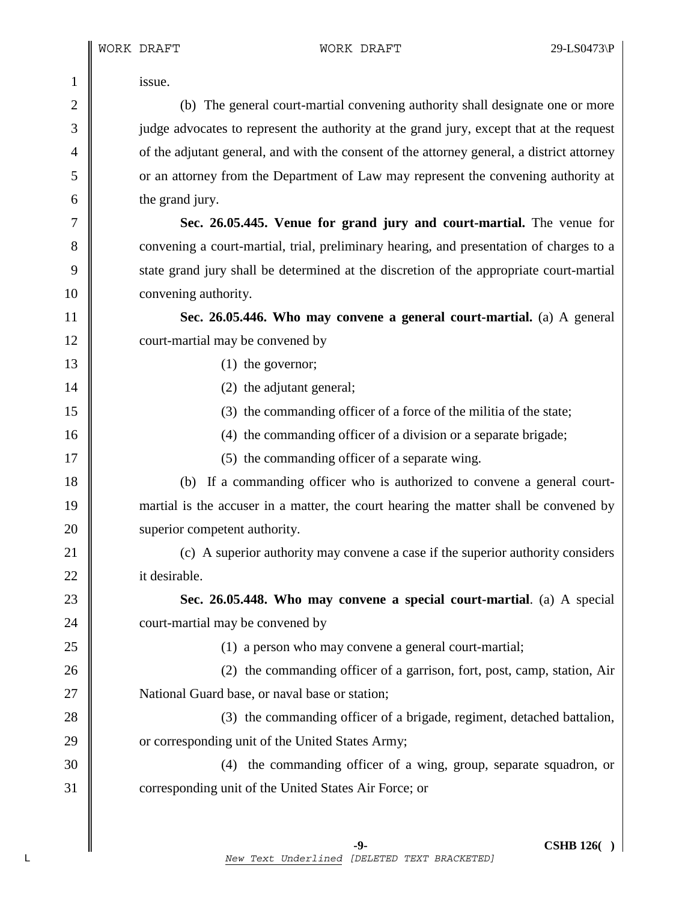issue.

(b) The general court-martial convening authority shall designate one or more judge advocates to represent the authority at the grand jury, except that at the request of the adjutant general, and with the consent of the attorney general, a district attorney or an attorney from the Department of Law may represent the convening authority at the grand jury.

**Sec. 26.05.445. Venue for grand jury and court-martial.** The venue for convening a court-martial, trial, preliminary hearing, and presentation of charges to a state grand jury shall be determined at the discretion of the appropriate court-martial convening authority.

**Sec. 26.05.446. Who may convene a general court-martial.** (a) A general court-martial may be convened by

(1) the governor;

(2) the adjutant general;

(3) the commanding officer of a force of the militia of the state;

(4) the commanding officer of a division or a separate brigade;

(5) the commanding officer of a separate wing.

(b) If a commanding officer who is authorized to convene a general court-martial is the accuser in a matter, the court hearing the matter shall be convened by superior competent authority.

(c) A superior authority may convene a case if the superior authority considers it desirable.

**Sec. 26.05.448. Who may convene a special court-martial**. (a) A special court-martial may be convened by

(1) a person who may convene a general court-martial;

(2) the commanding officer of a garrison, fort, post, camp, station, Air National Guard base, or naval base or station;

(3) the commanding officer of a brigade, regiment, detached battalion, or corresponding unit of the United States Army;

(4) the commanding officer of a wing, group, separate squadron, or corresponding unit of the United States Air Force; or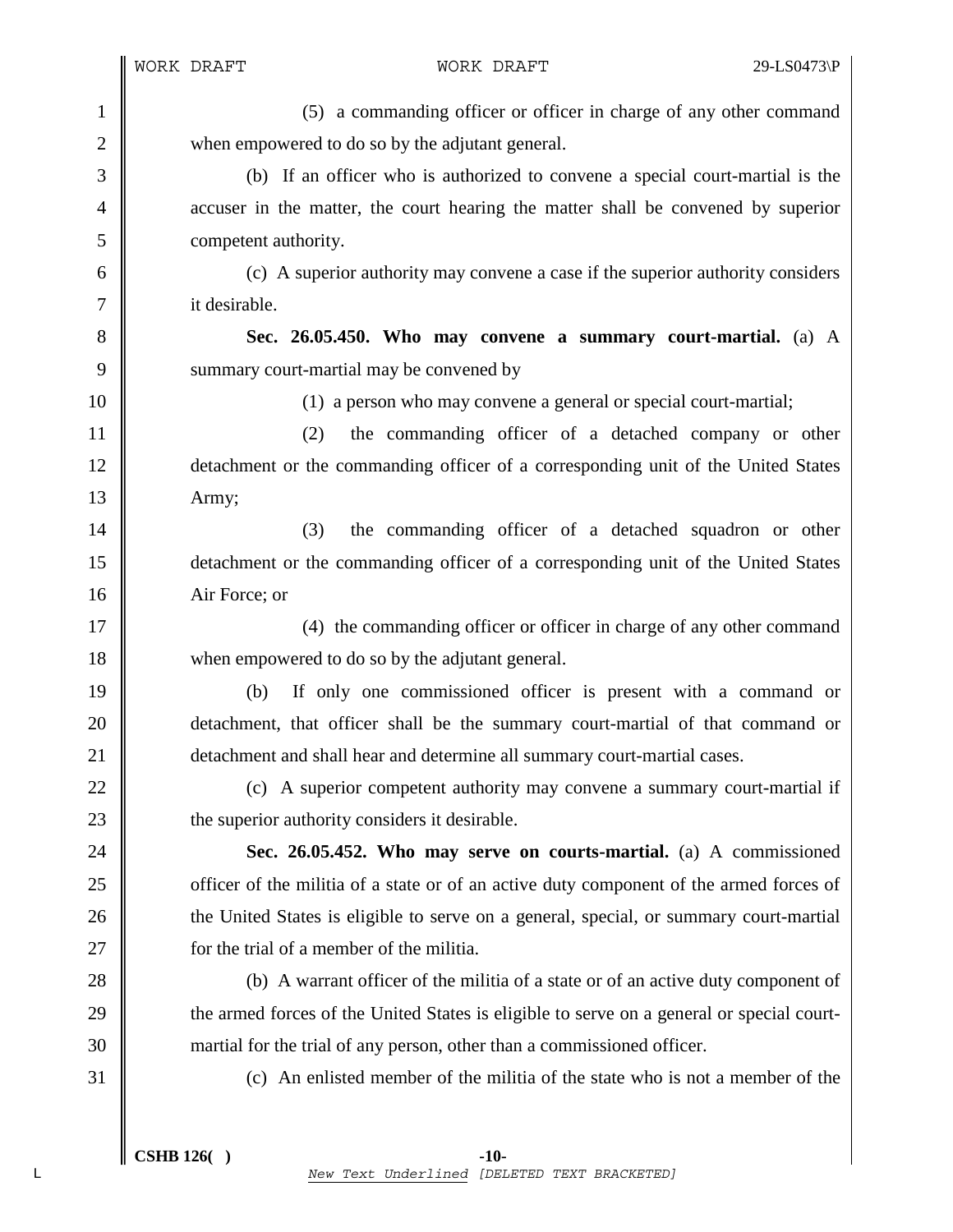(5) a commanding officer or officer in charge of any other command when empowered to do so by the adjutant general.

(b) If an officer who is authorized to convene a special court-martial is the accuser in the matter, the court hearing the matter shall be convened by superior competent authority.

(c) A superior authority may convene a case if the superior authority considers it desirable.

**Sec. 26.05.450. Who may convene a summary court-martial.** (a) A summary court-martial may be convened by

(1) a person who may convene a general or special court-martial;

(2) the commanding officer of a detached company or other detachment or the commanding officer of a corresponding unit of the United States Army;

(3) the commanding officer of a detached squadron or other detachment or the commanding officer of a corresponding unit of the United States Air Force; or

(4) the commanding officer or officer in charge of any other command when empowered to do so by the adjutant general.

(b) If only one commissioned officer is present with a command or detachment, that officer shall be the summary court-martial of that command or detachment and shall hear and determine all summary court-martial cases.

(c) A superior competent authority may convene a summary court-martial if the superior authority considers it desirable.

**Sec. 26.05.452. Who may serve on courts-martial.** (a) A commissioned officer of the militia of a state or of an active duty component of the armed forces of the United States is eligible to serve on a general, special, or summary court-martial for the trial of a member of the militia.

(b) A warrant officer of the militia of a state or of an active duty component of the armed forces of the United States is eligible to serve on a general or special court-martial for the trial of any person, other than a commissioned officer.

(c) An enlisted member of the militia of the state who is not a member of the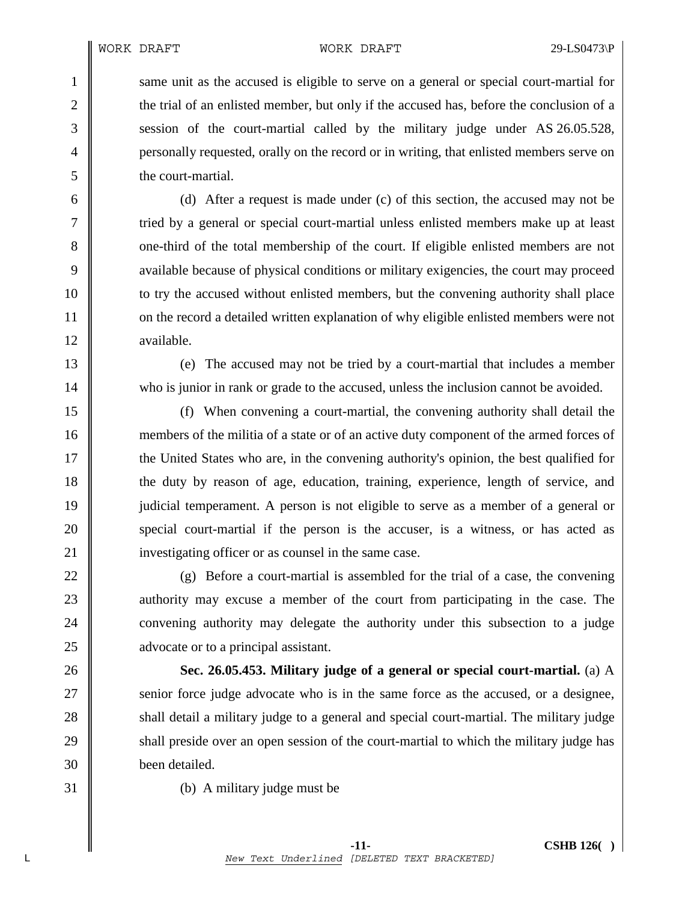same unit as the accused is eligible to serve on a general or special court-martial for the trial of an enlisted member, but only if the accused has, before the conclusion of a session of the court-martial called by the military judge under AS 26.05.528, personally requested, orally on the record or in writing, that enlisted members serve on the court-martial.

(d) After a request is made under (c) of this section, the accused may not be tried by a general or special court-martial unless enlisted members make up at least one-third of the total membership of the court. If eligible enlisted members are not available because of physical conditions or military exigencies, the court may proceed to try the accused without enlisted members, but the convening authority shall place on the record a detailed written explanation of why eligible enlisted members were not available.

(e) The accused may not be tried by a court-martial that includes a member who is junior in rank or grade to the accused, unless the inclusion cannot be avoided.

(f) When convening a court-martial, the convening authority shall detail the members of the militia of a state or of an active duty component of the armed forces of the United States who are, in the convening authority's opinion, the best qualified for the duty by reason of age, education, training, experience, length of service, and judicial temperament. A person is not eligible to serve as a member of a general or special court-martial if the person is the accuser, is a witness, or has acted as investigating officer or as counsel in the same case.

(g) Before a court-martial is assembled for the trial of a case, the convening authority may excuse a member of the court from participating in the case. The convening authority may delegate the authority under this subsection to a judge advocate or to a principal assistant.

**Sec. 26.05.453. Military judge of a general or special court-martial.** (a) A senior force judge advocate who is in the same force as the accused, or a designee, shall detail a military judge to a general and special court-martial. The military judge shall preside over an open session of the court-martial to which the military judge has been detailed.

(b) A military judge must be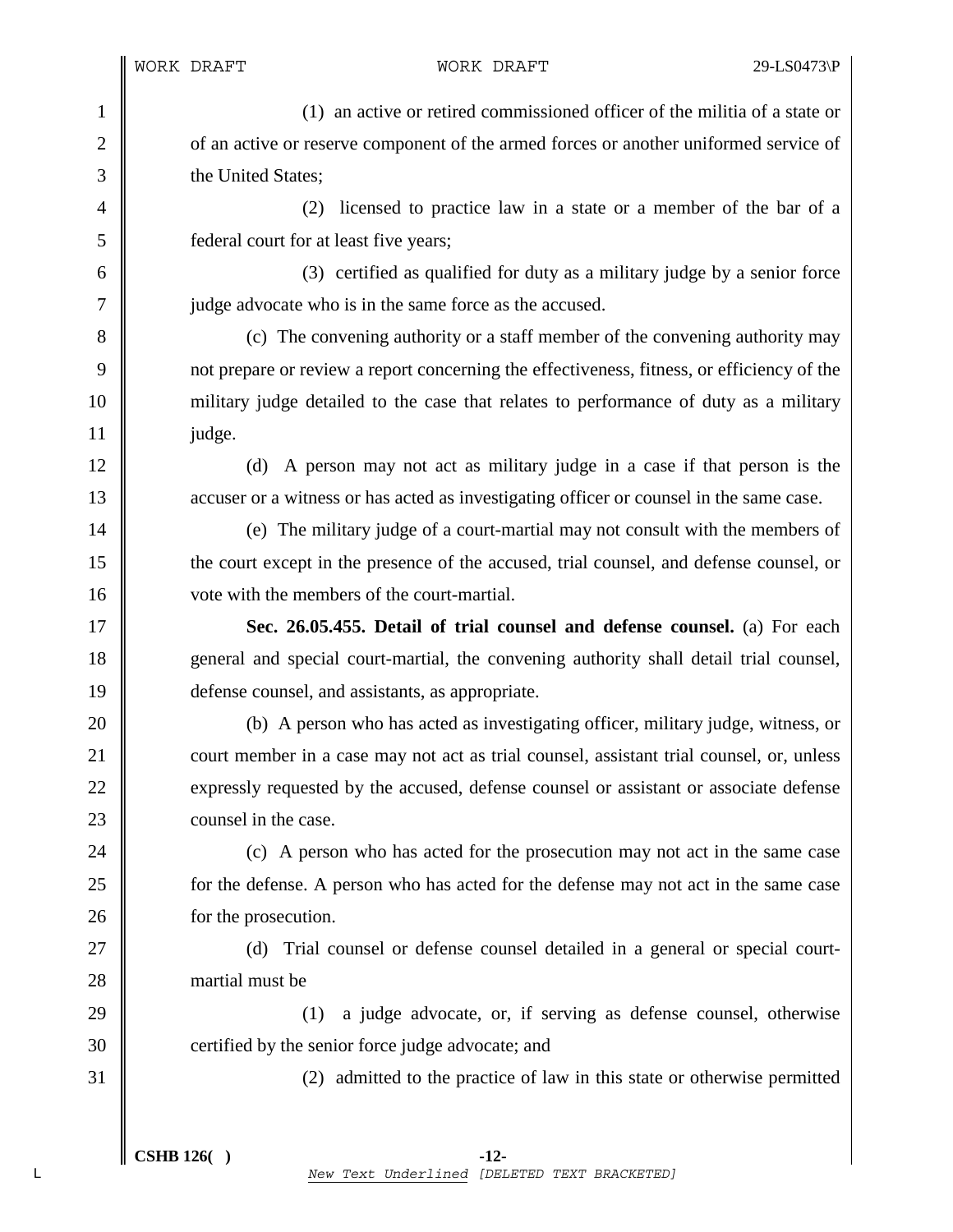(1) an active or retired commissioned officer of the militia of a state or of an active or reserve component of the armed forces or another uniformed service of the United States;

(2) licensed to practice law in a state or a member of the bar of a federal court for at least five years;

(3) certified as qualified for duty as a military judge by a senior force judge advocate who is in the same force as the accused.

(c) The convening authority or a staff member of the convening authority may not prepare or review a report concerning the effectiveness, fitness, or efficiency of the military judge detailed to the case that relates to performance of duty as a military judge.

(d) A person may not act as military judge in a case if that person is the accuser or a witness or has acted as investigating officer or counsel in the same case.

(e) The military judge of a court-martial may not consult with the members of the court except in the presence of the accused, trial counsel, and defense counsel, or vote with the members of the court-martial.

**Sec. 26.05.455. Detail of trial counsel and defense counsel.** (a) For each general and special court-martial, the convening authority shall detail trial counsel, defense counsel, and assistants, as appropriate.

(b) A person who has acted as investigating officer, military judge, witness, or court member in a case may not act as trial counsel, assistant trial counsel, or, unless expressly requested by the accused, defense counsel or assistant or associate defense counsel in the case.

(c) A person who has acted for the prosecution may not act in the same case for the defense. A person who has acted for the defense may not act in the same case for the prosecution.

(d) Trial counsel or defense counsel detailed in a general or special court-martial must be

(1) a judge advocate, or, if serving as defense counsel, otherwise certified by the senior force judge advocate; and

(2) admitted to the practice of law in this state or otherwise permitted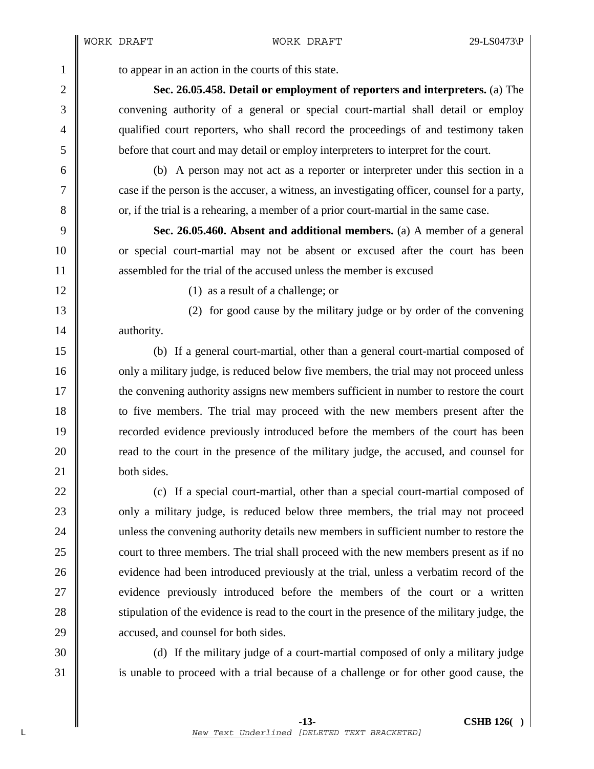to appear in an action in the courts of this state.

**Sec. 26.05.458. Detail or employment of reporters and interpreters.** (a) The convening authority of a general or special court-martial shall detail or employ qualified court reporters, who shall record the proceedings of and testimony taken before that court and may detail or employ interpreters to interpret for the court.

(b) A person may not act as a reporter or interpreter under this section in a case if the person is the accuser, a witness, an investigating officer, counsel for a party, or, if the trial is a rehearing, a member of a prior court-martial in the same case.

**Sec. 26.05.460. Absent and additional members.** (a) A member of a general or special court-martial may not be absent or excused after the court has been assembled for the trial of the accused unless the member is excused

(1) as a result of a challenge; or

(2) for good cause by the military judge or by order of the convening authority.

(b) If a general court-martial, other than a general court-martial composed of only a military judge, is reduced below five members, the trial may not proceed unless the convening authority assigns new members sufficient in number to restore the court to five members. The trial may proceed with the new members present after the recorded evidence previously introduced before the members of the court has been read to the court in the presence of the military judge, the accused, and counsel for both sides.

(c) If a special court-martial, other than a special court-martial composed of only a military judge, is reduced below three members, the trial may not proceed unless the convening authority details new members in sufficient number to restore the court to three members. The trial shall proceed with the new members present as if no evidence had been introduced previously at the trial, unless a verbatim record of the evidence previously introduced before the members of the court or a written stipulation of the evidence is read to the court in the presence of the military judge, the accused, and counsel for both sides.

(d) If the military judge of a court-martial composed of only a military judge is unable to proceed with a trial because of a challenge or for other good cause, the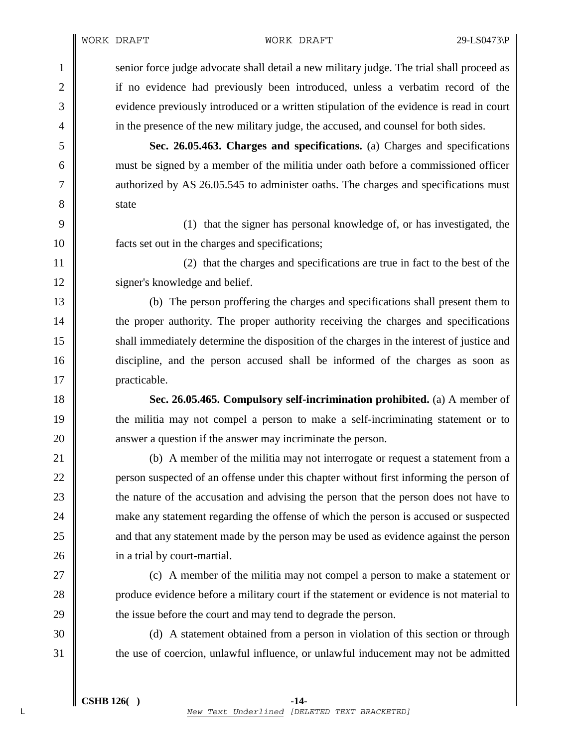senior force judge advocate shall detail a new military judge. The trial shall proceed as if no evidence had previously been introduced, unless a verbatim record of the evidence previously introduced or a written stipulation of the evidence is read in court in the presence of the new military judge, the accused, and counsel for both sides.

**Sec. 26.05.463. Charges and specifications.** (a) Charges and specifications must be signed by a member of the militia under oath before a commissioned officer authorized by AS 26.05.545 to administer oaths. The charges and specifications must state

(1) that the signer has personal knowledge of, or has investigated, the facts set out in the charges and specifications;

(2) that the charges and specifications are true in fact to the best of the signer's knowledge and belief.

(b) The person proffering the charges and specifications shall present them to the proper authority. The proper authority receiving the charges and specifications shall immediately determine the disposition of the charges in the interest of justice and discipline, and the person accused shall be informed of the charges as soon as practicable.

**Sec. 26.05.465. Compulsory self-incrimination prohibited.** (a) A member of the militia may not compel a person to make a self-incriminating statement or to answer a question if the answer may incriminate the person.

(b) A member of the militia may not interrogate or request a statement from a person suspected of an offense under this chapter without first informing the person of the nature of the accusation and advising the person that the person does not have to make any statement regarding the offense of which the person is accused or suspected and that any statement made by the person may be used as evidence against the person in a trial by court-martial.

(c) A member of the militia may not compel a person to make a statement or produce evidence before a military court if the statement or evidence is not material to the issue before the court and may tend to degrade the person.

(d) A statement obtained from a person in violation of this section or through the use of coercion, unlawful influence, or unlawful inducement may not be admitted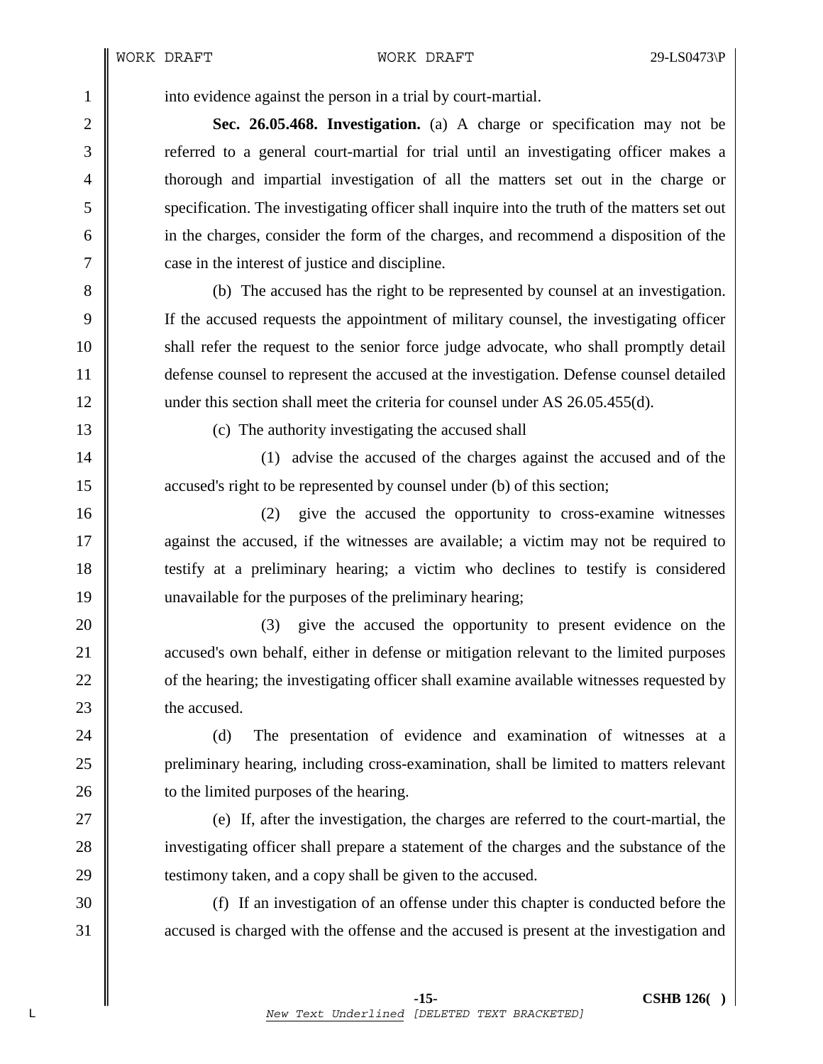into evidence against the person in a trial by court-martial.

**Sec. 26.05.468. Investigation.** (a) A charge or specification may not be referred to a general court-martial for trial until an investigating officer makes a thorough and impartial investigation of all the matters set out in the charge or specification. The investigating officer shall inquire into the truth of the matters set out in the charges, consider the form of the charges, and recommend a disposition of the case in the interest of justice and discipline.

(b) The accused has the right to be represented by counsel at an investigation. If the accused requests the appointment of military counsel, the investigating officer shall refer the request to the senior force judge advocate, who shall promptly detail defense counsel to represent the accused at the investigation. Defense counsel detailed under this section shall meet the criteria for counsel under AS 26.05.455(d).

(c) The authority investigating the accused shall

(1) advise the accused of the charges against the accused and of the accused's right to be represented by counsel under (b) of this section;

(2) give the accused the opportunity to cross-examine witnesses against the accused, if the witnesses are available; a victim may not be required to testify at a preliminary hearing; a victim who declines to testify is considered unavailable for the purposes of the preliminary hearing;

(3) give the accused the opportunity to present evidence on the accused's own behalf, either in defense or mitigation relevant to the limited purposes of the hearing; the investigating officer shall examine available witnesses requested by the accused.

(d) The presentation of evidence and examination of witnesses at a preliminary hearing, including cross-examination, shall be limited to matters relevant to the limited purposes of the hearing.

(e) If, after the investigation, the charges are referred to the court-martial, the investigating officer shall prepare a statement of the charges and the substance of the testimony taken, and a copy shall be given to the accused.

(f) If an investigation of an offense under this chapter is conducted before the accused is charged with the offense and the accused is present at the investigation and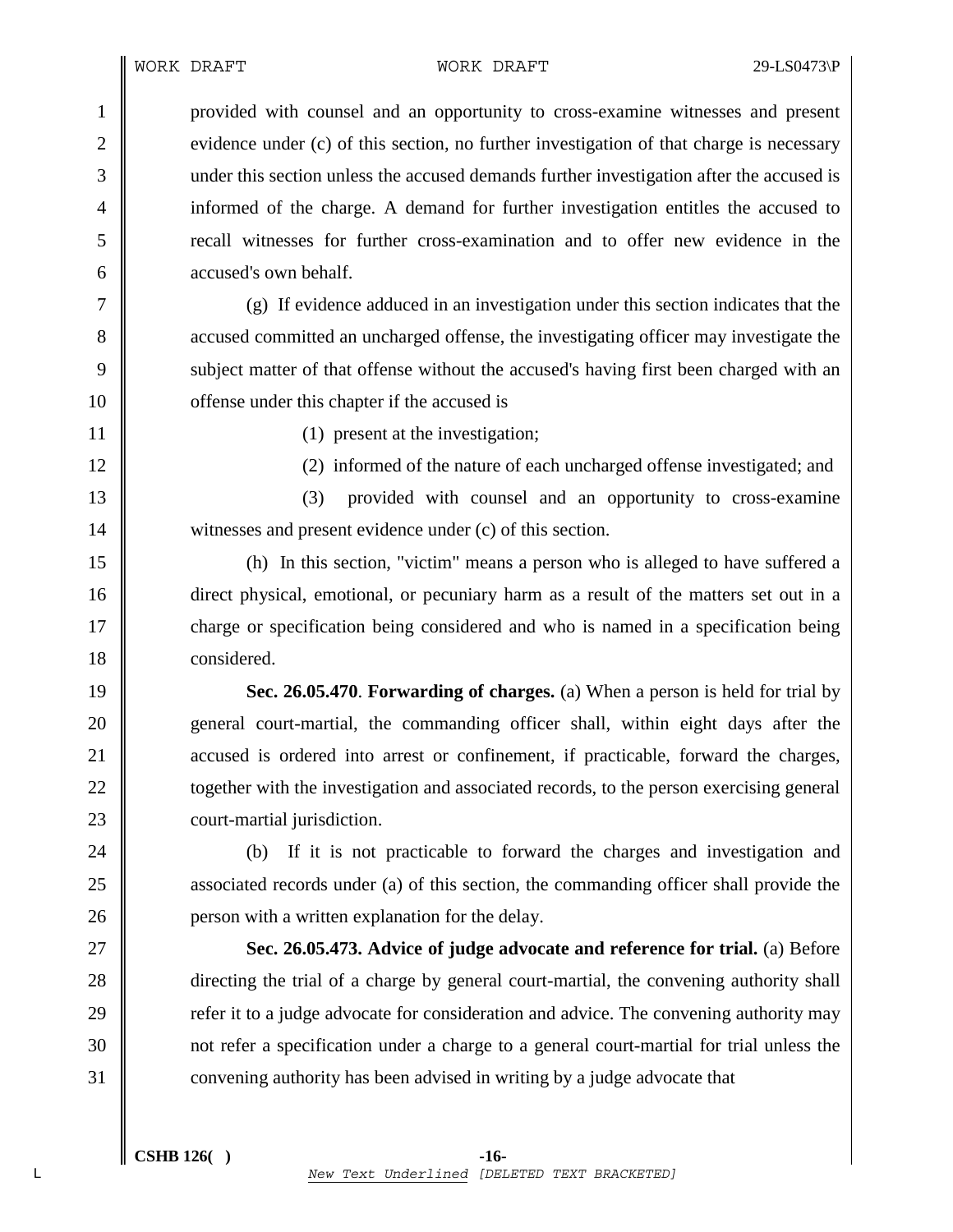provided with counsel and an opportunity to cross-examine witnesses and present evidence under (c) of this section, no further investigation of that charge is necessary under this section unless the accused demands further investigation after the accused is informed of the charge. A demand for further investigation entitles the accused to recall witnesses for further cross-examination and to offer new evidence in the accused's own behalf.

(g) If evidence adduced in an investigation under this section indicates that the accused committed an uncharged offense, the investigating officer may investigate the subject matter of that offense without the accused's having first been charged with an offense under this chapter if the accused is

(1) present at the investigation;

(2) informed of the nature of each uncharged offense investigated; and

(3) provided with counsel and an opportunity to cross-examine witnesses and present evidence under (c) of this section.

(h) In this section, "victim" means a person who is alleged to have suffered a direct physical, emotional, or pecuniary harm as a result of the matters set out in a charge or specification being considered and who is named in a specification being considered.

**Sec. 26.05.470**. **Forwarding of charges.** (a) When a person is held for trial by general court-martial, the commanding officer shall, within eight days after the accused is ordered into arrest or confinement, if practicable, forward the charges, together with the investigation and associated records, to the person exercising general court-martial jurisdiction.

(b) If it is not practicable to forward the charges and investigation and associated records under (a) of this section, the commanding officer shall provide the person with a written explanation for the delay.

**Sec. 26.05.473. Advice of judge advocate and reference for trial.** (a) Before directing the trial of a charge by general court-martial, the convening authority shall refer it to a judge advocate for consideration and advice. The convening authority may not refer a specification under a charge to a general court-martial for trial unless the convening authority has been advised in writing by a judge advocate that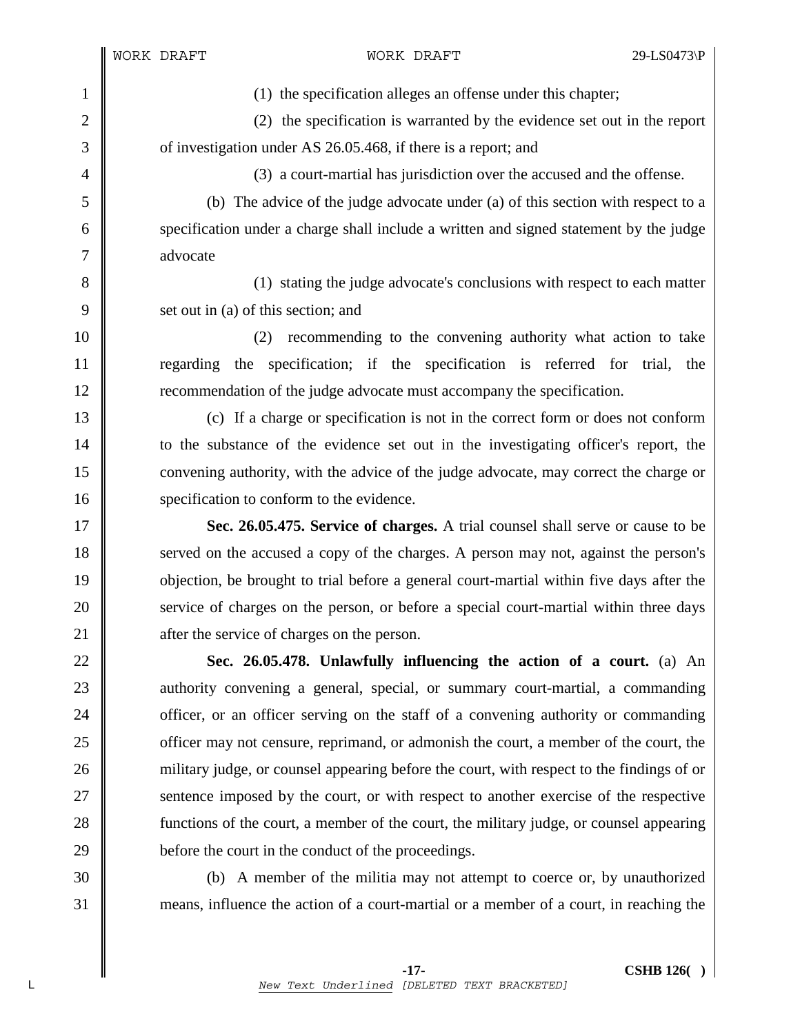(1) the specification alleges an offense under this chapter;

(2) the specification is warranted by the evidence set out in the report of investigation under AS 26.05.468, if there is a report; and

(3) a court-martial has jurisdiction over the accused and the offense.

(b) The advice of the judge advocate under (a) of this section with respect to a specification under a charge shall include a written and signed statement by the judge advocate

(1) stating the judge advocate's conclusions with respect to each matter set out in (a) of this section; and

(2) recommending to the convening authority what action to take regarding the specification; if the specification is referred for trial, the recommendation of the judge advocate must accompany the specification.

(c) If a charge or specification is not in the correct form or does not conform to the substance of the evidence set out in the investigating officer's report, the convening authority, with the advice of the judge advocate, may correct the charge or specification to conform to the evidence.

**Sec. 26.05.475. Service of charges.** A trial counsel shall serve or cause to be served on the accused a copy of the charges. A person may not, against the person's objection, be brought to trial before a general court-martial within five days after the service of charges on the person, or before a special court-martial within three days after the service of charges on the person.

**Sec. 26.05.478. Unlawfully influencing the action of a court.** (a) An authority convening a general, special, or summary court-martial, a commanding officer, or an officer serving on the staff of a convening authority or commanding officer may not censure, reprimand, or admonish the court, a member of the court, the military judge, or counsel appearing before the court, with respect to the findings of or sentence imposed by the court, or with respect to another exercise of the respective functions of the court, a member of the court, the military judge, or counsel appearing before the court in the conduct of the proceedings.

(b) A member of the militia may not attempt to coerce or, by unauthorized means, influence the action of a court-martial or a member of a court, in reaching the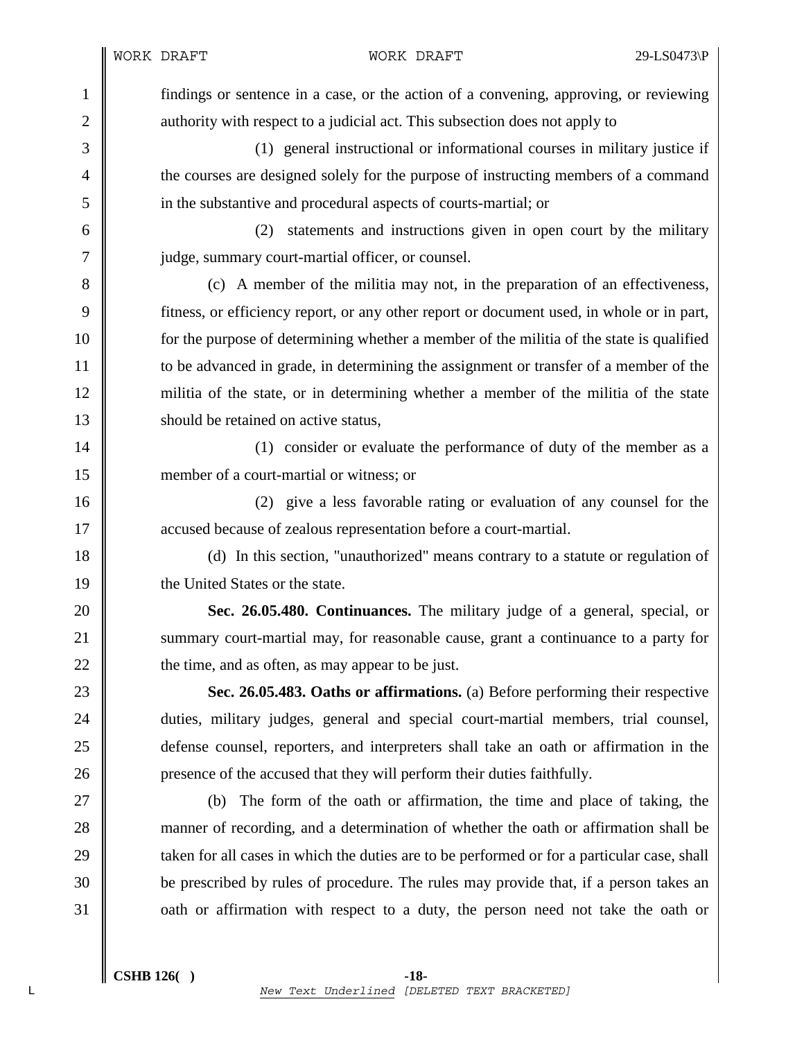findings or sentence in a case, or the action of a convening, approving, or reviewing authority with respect to a judicial act. This subsection does not apply to

(1) general instructional or informational courses in military justice if the courses are designed solely for the purpose of instructing members of a command in the substantive and procedural aspects of courts-martial; or

(2) statements and instructions given in open court by the military judge, summary court-martial officer, or counsel.

(c) A member of the militia may not, in the preparation of an effectiveness, fitness, or efficiency report, or any other report or document used, in whole or in part, for the purpose of determining whether a member of the militia of the state is qualified to be advanced in grade, in determining the assignment or transfer of a member of the militia of the state, or in determining whether a member of the militia of the state should be retained on active status,

(1) consider or evaluate the performance of duty of the member as a member of a court-martial or witness; or

(2) give a less favorable rating or evaluation of any counsel for the accused because of zealous representation before a court-martial.

(d) In this section, "unauthorized" means contrary to a statute or regulation of the United States or the state.

**Sec. 26.05.480. Continuances.** The military judge of a general, special, or summary court-martial may, for reasonable cause, grant a continuance to a party for the time, and as often, as may appear to be just.

**Sec. 26.05.483. Oaths or affirmations.** (a) Before performing their respective duties, military judges, general and special court-martial members, trial counsel, defense counsel, reporters, and interpreters shall take an oath or affirmation in the presence of the accused that they will perform their duties faithfully.

(b) The form of the oath or affirmation, the time and place of taking, the manner of recording, and a determination of whether the oath or affirmation shall be taken for all cases in which the duties are to be performed or for a particular case, shall be prescribed by rules of procedure. The rules may provide that, if a person takes an oath or affirmation with respect to a duty, the person need not take the oath or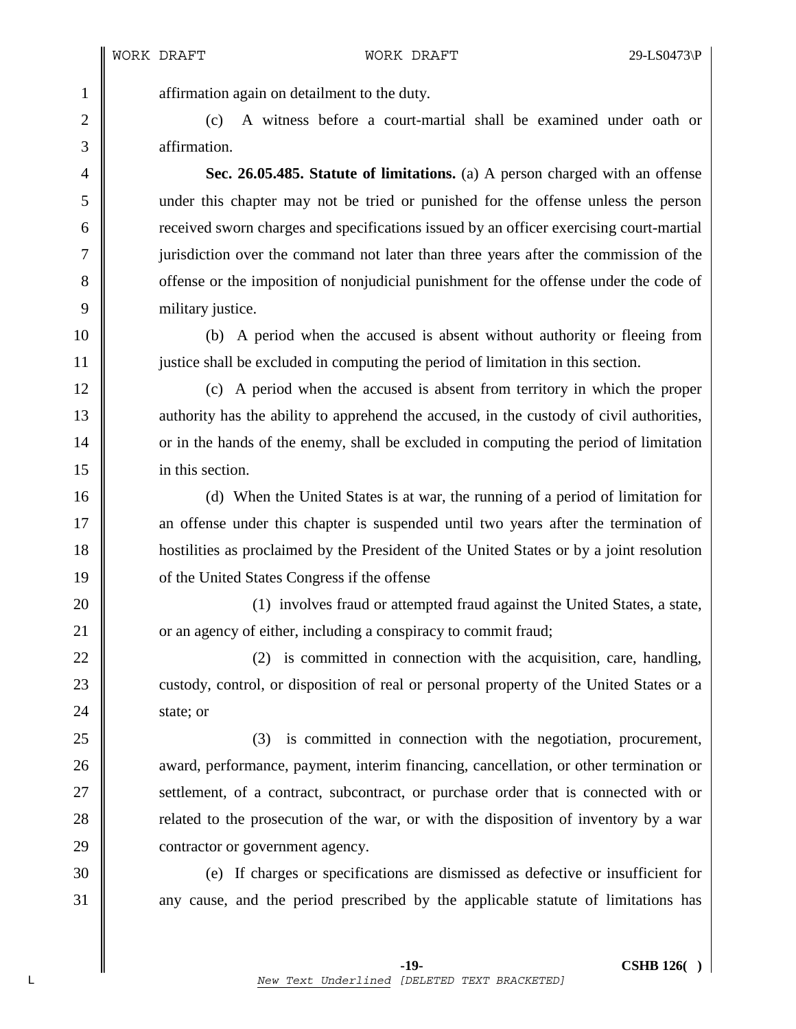affirmation again on detailment to the duty.

(c) A witness before a court-martial shall be examined under oath or affirmation.

**Sec. 26.05.485. Statute of limitations.** (a) A person charged with an offense under this chapter may not be tried or punished for the offense unless the person received sworn charges and specifications issued by an officer exercising court-martial jurisdiction over the command not later than three years after the commission of the offense or the imposition of nonjudicial punishment for the offense under the code of military justice.

(b) A period when the accused is absent without authority or fleeing from justice shall be excluded in computing the period of limitation in this section.

(c) A period when the accused is absent from territory in which the proper authority has the ability to apprehend the accused, in the custody of civil authorities, or in the hands of the enemy, shall be excluded in computing the period of limitation in this section.

(d) When the United States is at war, the running of a period of limitation for an offense under this chapter is suspended until two years after the termination of hostilities as proclaimed by the President of the United States or by a joint resolution of the United States Congress if the offense

(1) involves fraud or attempted fraud against the United States, a state, or an agency of either, including a conspiracy to commit fraud;

(2) is committed in connection with the acquisition, care, handling, custody, control, or disposition of real or personal property of the United States or a state; or

(3) is committed in connection with the negotiation, procurement, award, performance, payment, interim financing, cancellation, or other termination or settlement, of a contract, subcontract, or purchase order that is connected with or related to the prosecution of the war, or with the disposition of inventory by a war contractor or government agency.

(e) If charges or specifications are dismissed as defective or insufficient for any cause, and the period prescribed by the applicable statute of limitations has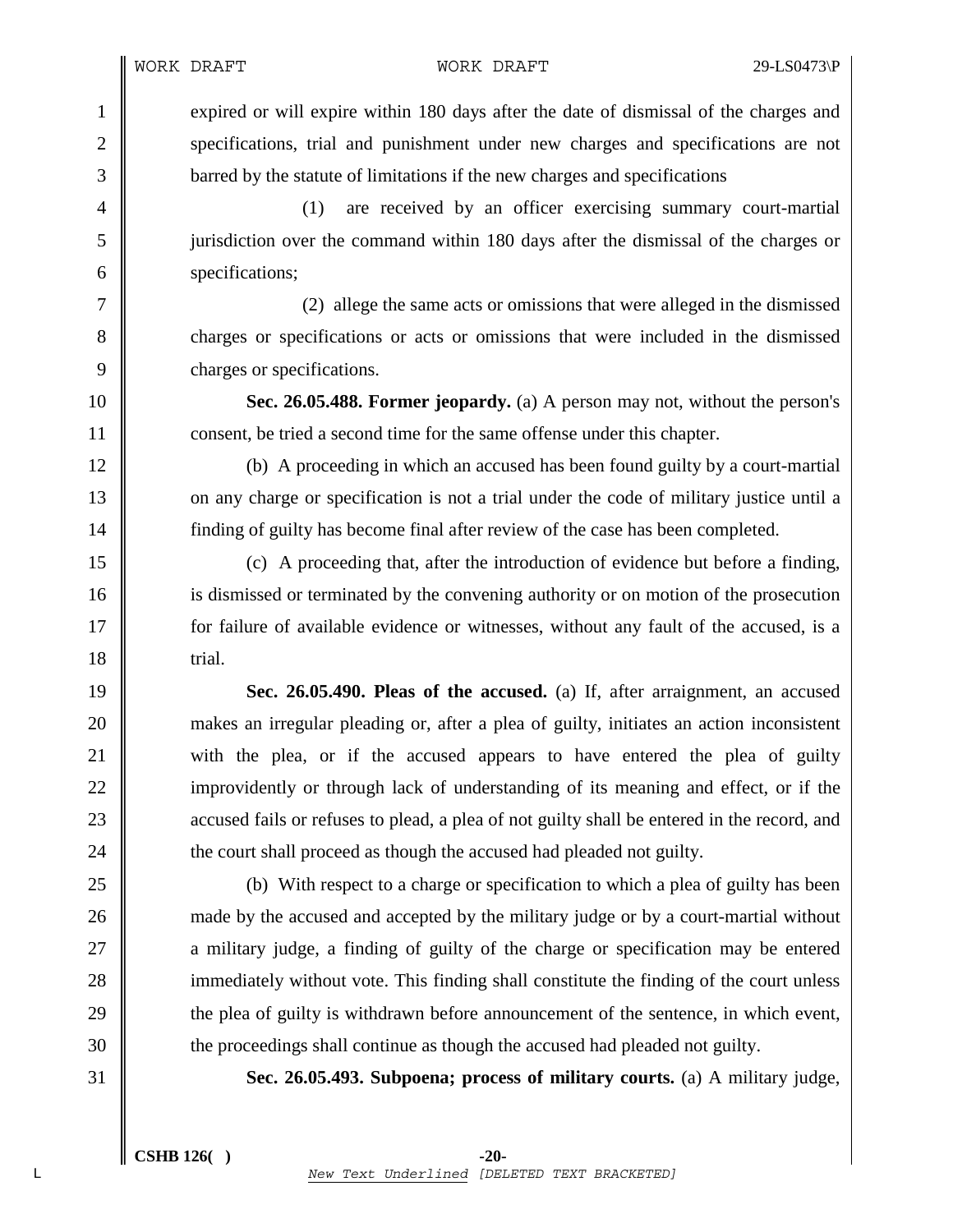expired or will expire within 180 days after the date of dismissal of the charges and specifications, trial and punishment under new charges and specifications are not barred by the statute of limitations if the new charges and specifications

(1) are received by an officer exercising summary court-martial jurisdiction over the command within 180 days after the dismissal of the charges or specifications;

(2) allege the same acts or omissions that were alleged in the dismissed charges or specifications or acts or omissions that were included in the dismissed charges or specifications.

**Sec. 26.05.488. Former jeopardy.** (a) A person may not, without the person's consent, be tried a second time for the same offense under this chapter.

(b) A proceeding in which an accused has been found guilty by a court-martial on any charge or specification is not a trial under the code of military justice until a finding of guilty has become final after review of the case has been completed.

(c) A proceeding that, after the introduction of evidence but before a finding, is dismissed or terminated by the convening authority or on motion of the prosecution for failure of available evidence or witnesses, without any fault of the accused, is a trial.

**Sec. 26.05.490. Pleas of the accused.** (a) If, after arraignment, an accused makes an irregular pleading or, after a plea of guilty, initiates an action inconsistent with the plea, or if the accused appears to have entered the plea of guilty improvidently or through lack of understanding of its meaning and effect, or if the accused fails or refuses to plead, a plea of not guilty shall be entered in the record, and the court shall proceed as though the accused had pleaded not guilty.

(b) With respect to a charge or specification to which a plea of guilty has been made by the accused and accepted by the military judge or by a court-martial without a military judge, a finding of guilty of the charge or specification may be entered immediately without vote. This finding shall constitute the finding of the court unless the plea of guilty is withdrawn before announcement of the sentence, in which event, the proceedings shall continue as though the accused had pleaded not guilty.

**Sec. 26.05.493. Subpoena; process of military courts.** (a) A military judge,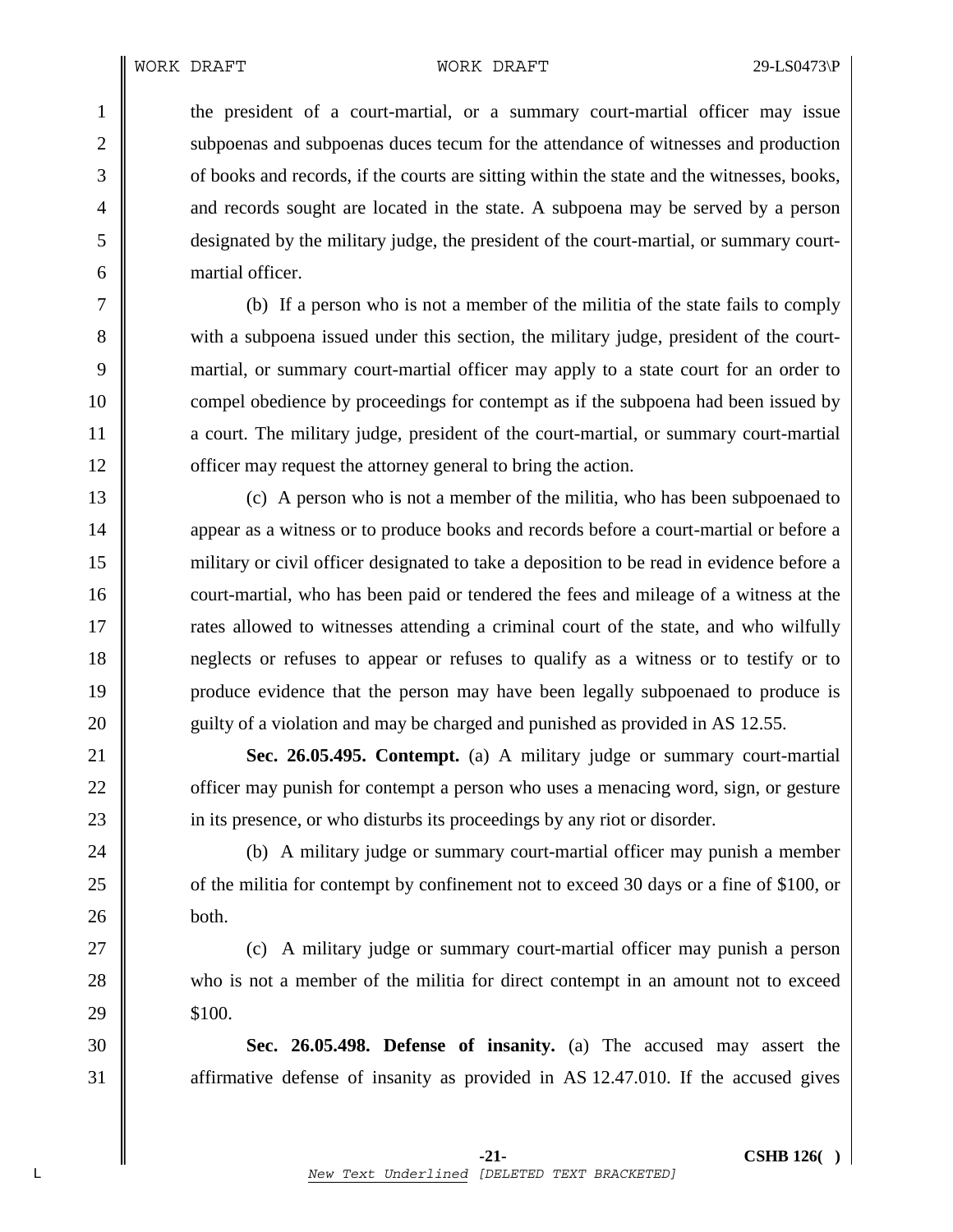the president of a court-martial, or a summary court-martial officer may issue subpoenas and subpoenas duces tecum for the attendance of witnesses and production of books and records, if the courts are sitting within the state and the witnesses, books, and records sought are located in the state. A subpoena may be served by a person designated by the military judge, the president of the court-martial, or summary court-martial officer.

(b) If a person who is not a member of the militia of the state fails to comply with a subpoena issued under this section, the military judge, president of the court-martial, or summary court-martial officer may apply to a state court for an order to compel obedience by proceedings for contempt as if the subpoena had been issued by a court. The military judge, president of the court-martial, or summary court-martial officer may request the attorney general to bring the action.

(c) A person who is not a member of the militia, who has been subpoenaed to appear as a witness or to produce books and records before a court-martial or before a military or civil officer designated to take a deposition to be read in evidence before a court-martial, who has been paid or tendered the fees and mileage of a witness at the rates allowed to witnesses attending a criminal court of the state, and who wilfully neglects or refuses to appear or refuses to qualify as a witness or to testify or to produce evidence that the person may have been legally subpoenaed to produce is guilty of a violation and may be charged and punished as provided in AS 12.55.

**Sec. 26.05.495. Contempt.** (a) A military judge or summary court-martial officer may punish for contempt a person who uses a menacing word, sign, or gesture in its presence, or who disturbs its proceedings by any riot or disorder.

(b) A military judge or summary court-martial officer may punish a member of the militia for contempt by confinement not to exceed 30 days or a fine of $100, or both.

(c) A military judge or summary court-martial officer may punish a person who is not a member of the militia for direct contempt in an amount not to exceed $100.

**Sec. 26.05.498. Defense of insanity.** (a) The accused may assert the affirmative defense of insanity as provided in AS 12.47.010. If the accused gives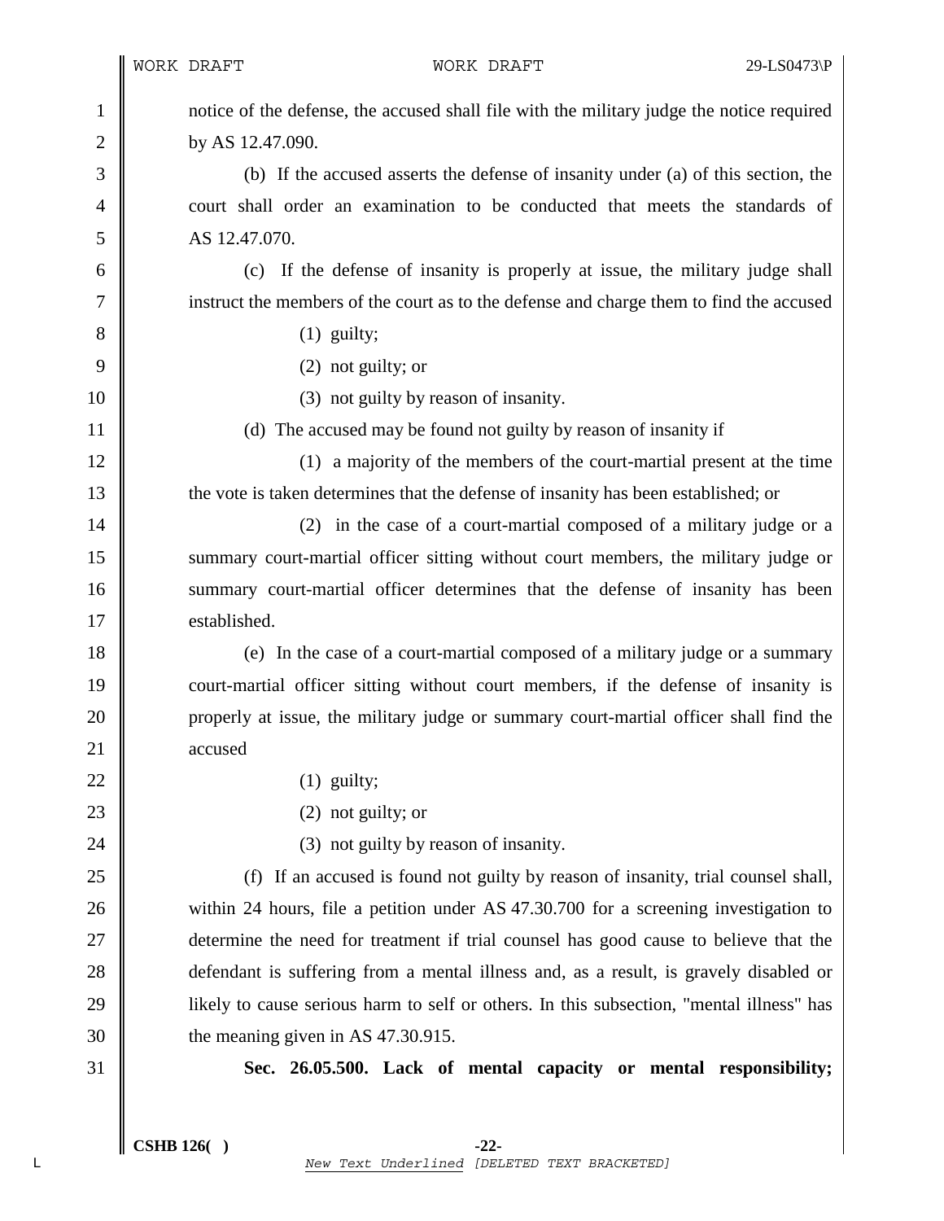notice of the defense, the accused shall file with the military judge the notice required by AS 12.47.090.

(b) If the accused asserts the defense of insanity under (a) of this section, the court shall order an examination to be conducted that meets the standards of AS 12.47.070.

(c) If the defense of insanity is properly at issue, the military judge shall instruct the members of the court as to the defense and charge them to find the accused

(1) guilty;

(2) not guilty; or

(3) not guilty by reason of insanity.

(d) The accused may be found not guilty by reason of insanity if

(1) a majority of the members of the court-martial present at the time the vote is taken determines that the defense of insanity has been established; or

(2) in the case of a court-martial composed of a military judge or a summary court-martial officer sitting without court members, the military judge or summary court-martial officer determines that the defense of insanity has been established.

(e) In the case of a court-martial composed of a military judge or a summary court-martial officer sitting without court members, if the defense of insanity is properly at issue, the military judge or summary court-martial officer shall find the accused

(1) guilty;

(2) not guilty; or

(3) not guilty by reason of insanity.

(f) If an accused is found not guilty by reason of insanity, trial counsel shall, within 24 hours, file a petition under AS 47.30.700 for a screening investigation to determine the need for treatment if trial counsel has good cause to believe that the defendant is suffering from a mental illness and, as a result, is gravely disabled or likely to cause serious harm to self or others. In this subsection, "mental illness" has the meaning given in AS 47.30.915.

**Sec. 26.05.500. Lack of mental capacity or mental responsibility;**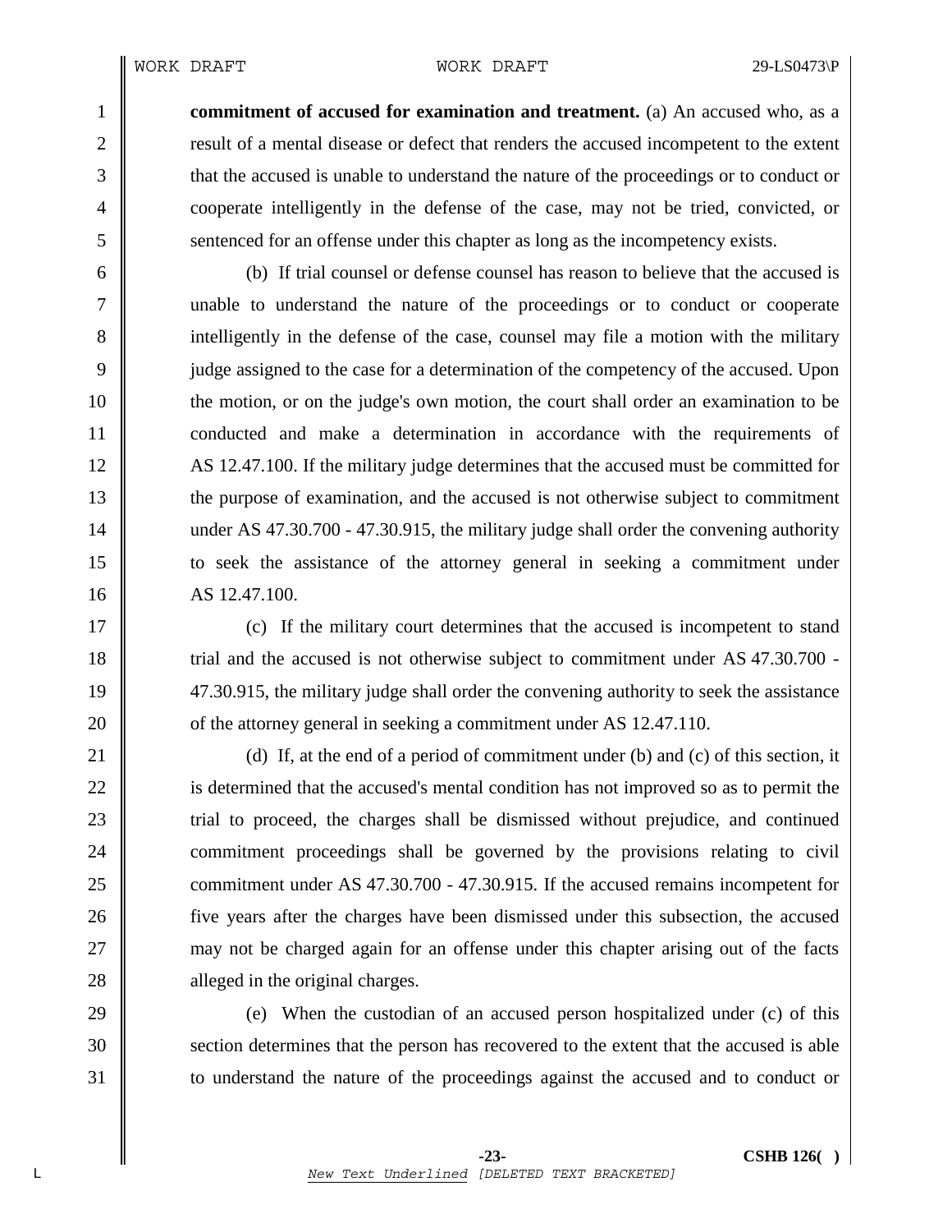**commitment of accused for examination and treatment.** (a) An accused who, as a result of a mental disease or defect that renders the accused incompetent to the extent that the accused is unable to understand the nature of the proceedings or to conduct or cooperate intelligently in the defense of the case, may not be tried, convicted, or sentenced for an offense under this chapter as long as the incompetency exists.

(b) If trial counsel or defense counsel has reason to believe that the accused is unable to understand the nature of the proceedings or to conduct or cooperate intelligently in the defense of the case, counsel may file a motion with the military judge assigned to the case for a determination of the competency of the accused. Upon the motion, or on the judge's own motion, the court shall order an examination to be conducted and make a determination in accordance with the requirements of AS 12.47.100. If the military judge determines that the accused must be committed for the purpose of examination, and the accused is not otherwise subject to commitment under AS 47.30.700 - 47.30.915, the military judge shall order the convening authority to seek the assistance of the attorney general in seeking a commitment under AS 12.47.100.

(c) If the military court determines that the accused is incompetent to stand trial and the accused is not otherwise subject to commitment under AS 47.30.700 - 47.30.915, the military judge shall order the convening authority to seek the assistance of the attorney general in seeking a commitment under AS 12.47.110.

(d) If, at the end of a period of commitment under (b) and (c) of this section, it is determined that the accused's mental condition has not improved so as to permit the trial to proceed, the charges shall be dismissed without prejudice, and continued commitment proceedings shall be governed by the provisions relating to civil commitment under AS 47.30.700 - 47.30.915. If the accused remains incompetent for five years after the charges have been dismissed under this subsection, the accused may not be charged again for an offense under this chapter arising out of the facts alleged in the original charges.

(e) When the custodian of an accused person hospitalized under (c) of this section determines that the person has recovered to the extent that the accused is able to understand the nature of the proceedings against the accused and to conduct or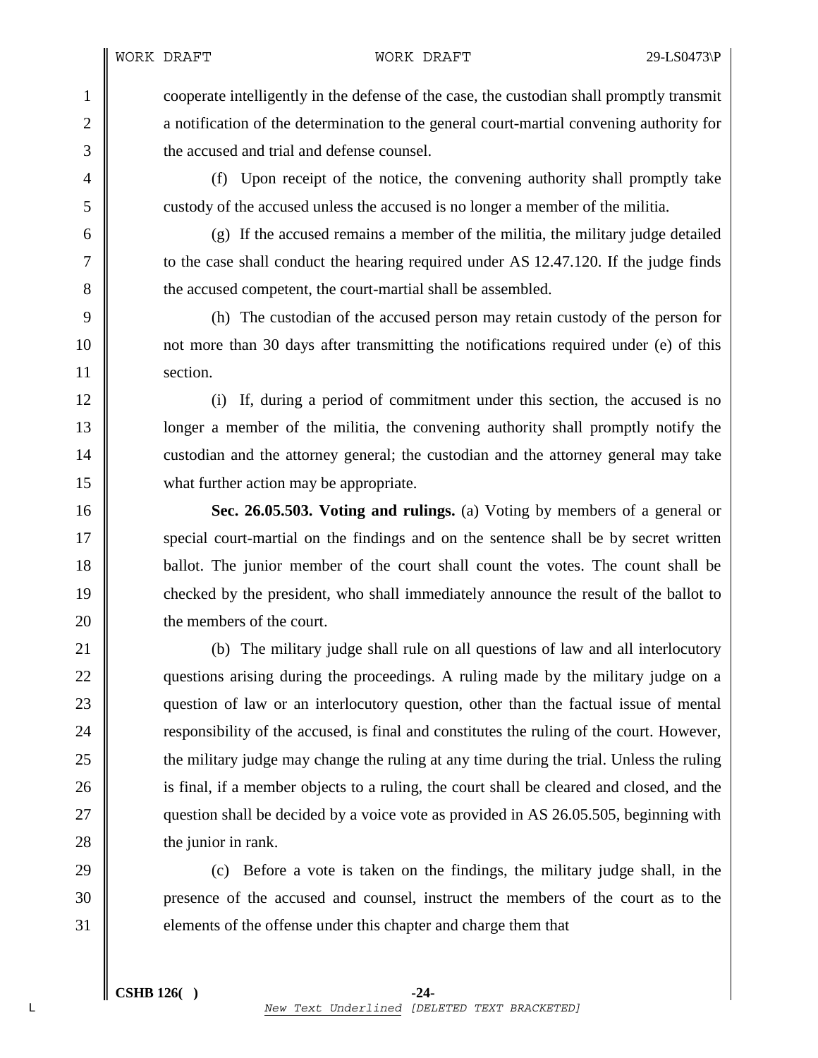cooperate intelligently in the defense of the case, the custodian shall promptly transmit a notification of the determination to the general court-martial convening authority for the accused and trial and defense counsel.

(f) Upon receipt of the notice, the convening authority shall promptly take custody of the accused unless the accused is no longer a member of the militia.

(g) If the accused remains a member of the militia, the military judge detailed to the case shall conduct the hearing required under AS 12.47.120. If the judge finds the accused competent, the court-martial shall be assembled.

(h) The custodian of the accused person may retain custody of the person for not more than 30 days after transmitting the notifications required under (e) of this section.

(i) If, during a period of commitment under this section, the accused is no longer a member of the militia, the convening authority shall promptly notify the custodian and the attorney general; the custodian and the attorney general may take what further action may be appropriate.

**Sec. 26.05.503. Voting and rulings.** (a) Voting by members of a general or special court-martial on the findings and on the sentence shall be by secret written ballot. The junior member of the court shall count the votes. The count shall be checked by the president, who shall immediately announce the result of the ballot to the members of the court.

(b) The military judge shall rule on all questions of law and all interlocutory questions arising during the proceedings. A ruling made by the military judge on a question of law or an interlocutory question, other than the factual issue of mental responsibility of the accused, is final and constitutes the ruling of the court. However, the military judge may change the ruling at any time during the trial. Unless the ruling is final, if a member objects to a ruling, the court shall be cleared and closed, and the question shall be decided by a voice vote as provided in AS 26.05.505, beginning with the junior in rank.

(c) Before a vote is taken on the findings, the military judge shall, in the presence of the accused and counsel, instruct the members of the court as to the elements of the offense under this chapter and charge them that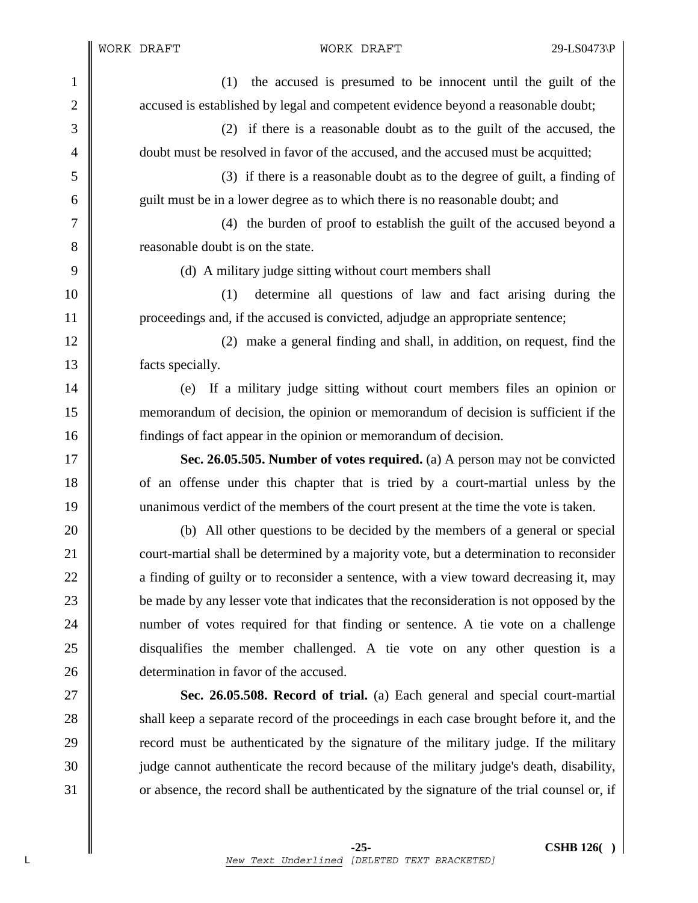(1) the accused is presumed to be innocent until the guilt of the accused is established by legal and competent evidence beyond a reasonable doubt;

(2) if there is a reasonable doubt as to the guilt of the accused, the doubt must be resolved in favor of the accused, and the accused must be acquitted;

(3) if there is a reasonable doubt as to the degree of guilt, a finding of guilt must be in a lower degree as to which there is no reasonable doubt; and

(4) the burden of proof to establish the guilt of the accused beyond a reasonable doubt is on the state.

(d) A military judge sitting without court members shall

(1) determine all questions of law and fact arising during the proceedings and, if the accused is convicted, adjudge an appropriate sentence;

(2) make a general finding and shall, in addition, on request, find the facts specially.

(e) If a military judge sitting without court members files an opinion or memorandum of decision, the opinion or memorandum of decision is sufficient if the findings of fact appear in the opinion or memorandum of decision.

**Sec. 26.05.505. Number of votes required.** (a) A person may not be convicted of an offense under this chapter that is tried by a court-martial unless by the unanimous verdict of the members of the court present at the time the vote is taken.

(b) All other questions to be decided by the members of a general or special court-martial shall be determined by a majority vote, but a determination to reconsider a finding of guilty or to reconsider a sentence, with a view toward decreasing it, may be made by any lesser vote that indicates that the reconsideration is not opposed by the number of votes required for that finding or sentence. A tie vote on a challenge disqualifies the member challenged. A tie vote on any other question is a determination in favor of the accused.

**Sec. 26.05.508. Record of trial.** (a) Each general and special court-martial shall keep a separate record of the proceedings in each case brought before it, and the record must be authenticated by the signature of the military judge. If the military judge cannot authenticate the record because of the military judge's death, disability, or absence, the record shall be authenticated by the signature of the trial counsel or, if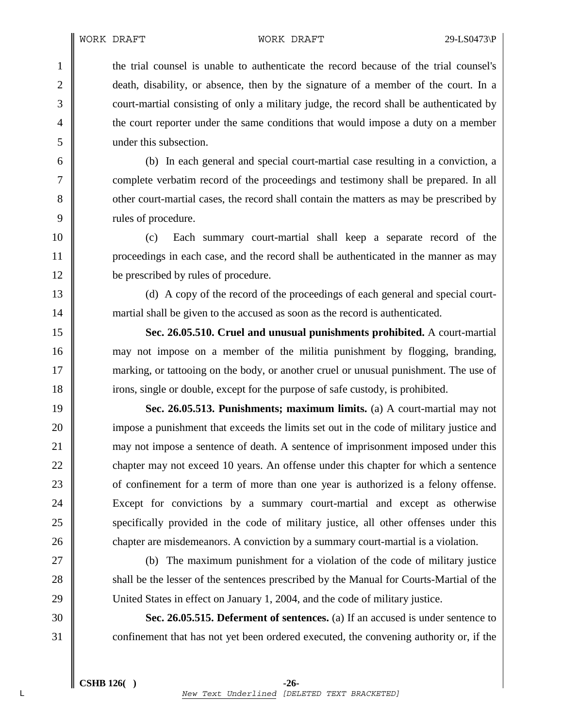the trial counsel is unable to authenticate the record because of the trial counsel's death, disability, or absence, then by the signature of a member of the court. In a court-martial consisting of only a military judge, the record shall be authenticated by the court reporter under the same conditions that would impose a duty on a member under this subsection.

(b) In each general and special court-martial case resulting in a conviction, a complete verbatim record of the proceedings and testimony shall be prepared. In all other court-martial cases, the record shall contain the matters as may be prescribed by rules of procedure.

(c) Each summary court-martial shall keep a separate record of the proceedings in each case, and the record shall be authenticated in the manner as may be prescribed by rules of procedure.

(d) A copy of the record of the proceedings of each general and special court-martial shall be given to the accused as soon as the record is authenticated.

**Sec. 26.05.510. Cruel and unusual punishments prohibited.** A court-martial may not impose on a member of the militia punishment by flogging, branding, marking, or tattooing on the body, or another cruel or unusual punishment. The use of irons, single or double, except for the purpose of safe custody, is prohibited.

**Sec. 26.05.513. Punishments; maximum limits.** (a) A court-martial may not impose a punishment that exceeds the limits set out in the code of military justice and may not impose a sentence of death. A sentence of imprisonment imposed under this chapter may not exceed 10 years. An offense under this chapter for which a sentence of confinement for a term of more than one year is authorized is a felony offense. Except for convictions by a summary court-martial and except as otherwise specifically provided in the code of military justice, all other offenses under this chapter are misdemeanors. A conviction by a summary court-martial is a violation.

(b) The maximum punishment for a violation of the code of military justice shall be the lesser of the sentences prescribed by the Manual for Courts-Martial of the United States in effect on January 1, 2004, and the code of military justice.

**Sec. 26.05.515. Deferment of sentences.** (a) If an accused is under sentence to confinement that has not yet been ordered executed, the convening authority or, if the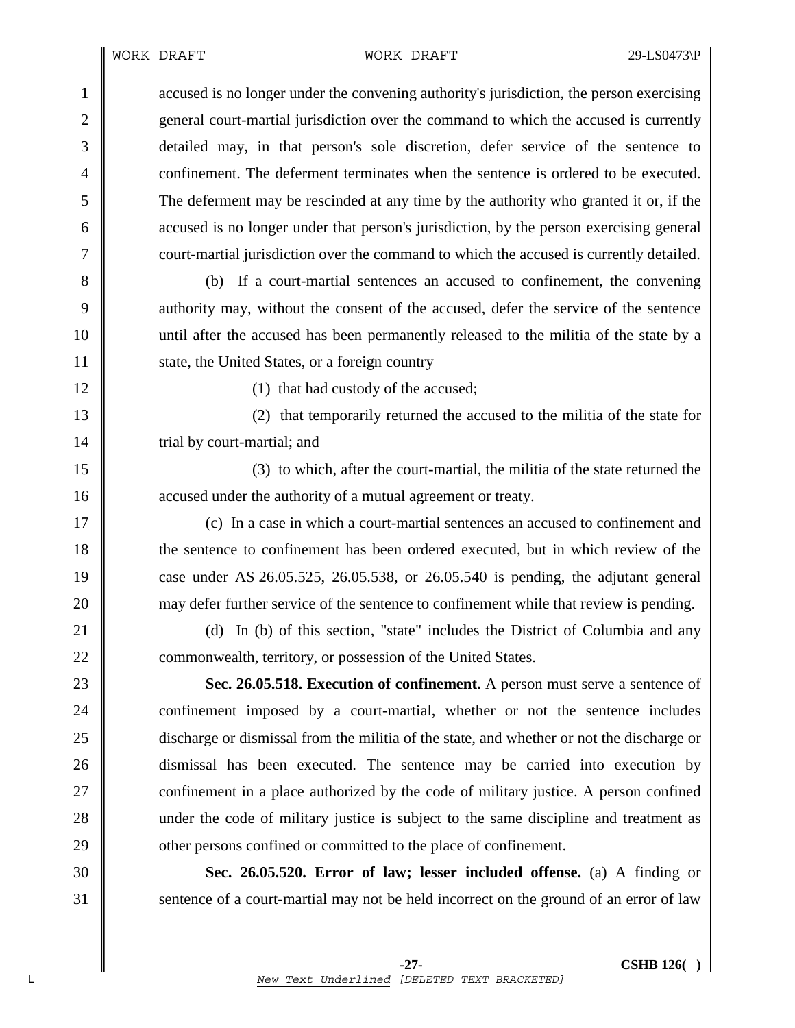accused is no longer under the convening authority's jurisdiction, the person exercising general court-martial jurisdiction over the command to which the accused is currently detailed may, in that person's sole discretion, defer service of the sentence to confinement. The deferment terminates when the sentence is ordered to be executed. The deferment may be rescinded at any time by the authority who granted it or, if the accused is no longer under that person's jurisdiction, by the person exercising general court-martial jurisdiction over the command to which the accused is currently detailed.

(b) If a court-martial sentences an accused to confinement, the convening authority may, without the consent of the accused, defer the service of the sentence until after the accused has been permanently released to the militia of the state by a state, the United States, or a foreign country

(1) that had custody of the accused;

(2) that temporarily returned the accused to the militia of the state for trial by court-martial; and

(3) to which, after the court-martial, the militia of the state returned the accused under the authority of a mutual agreement or treaty.

(c) In a case in which a court-martial sentences an accused to confinement and the sentence to confinement has been ordered executed, but in which review of the case under AS 26.05.525, 26.05.538, or 26.05.540 is pending, the adjutant general may defer further service of the sentence to confinement while that review is pending.

(d) In (b) of this section, "state" includes the District of Columbia and any commonwealth, territory, or possession of the United States.

**Sec. 26.05.518. Execution of confinement.** A person must serve a sentence of confinement imposed by a court-martial, whether or not the sentence includes discharge or dismissal from the militia of the state, and whether or not the discharge or dismissal has been executed. The sentence may be carried into execution by confinement in a place authorized by the code of military justice. A person confined under the code of military justice is subject to the same discipline and treatment as other persons confined or committed to the place of confinement.

**Sec. 26.05.520. Error of law; lesser included offense.** (a) A finding or sentence of a court-martial may not be held incorrect on the ground of an error of law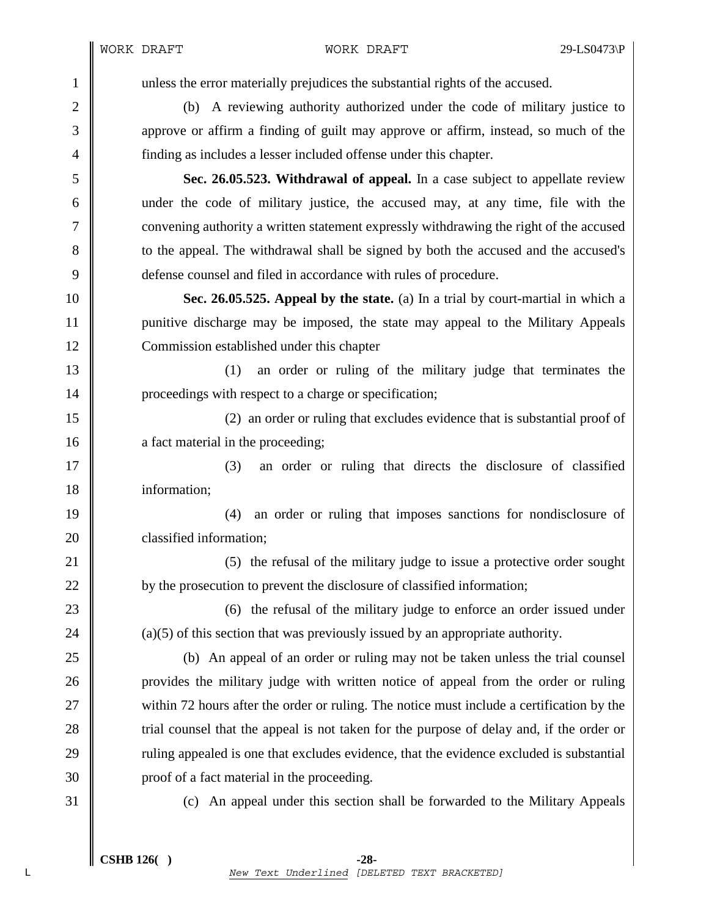unless the error materially prejudices the substantial rights of the accused.

(b) A reviewing authority authorized under the code of military justice to approve or affirm a finding of guilt may approve or affirm, instead, so much of the finding as includes a lesser included offense under this chapter.

**Sec. 26.05.523. Withdrawal of appeal.** In a case subject to appellate review under the code of military justice, the accused may, at any time, file with the convening authority a written statement expressly withdrawing the right of the accused to the appeal. The withdrawal shall be signed by both the accused and the accused's defense counsel and filed in accordance with rules of procedure.

**Sec. 26.05.525. Appeal by the state.** (a) In a trial by court-martial in which a punitive discharge may be imposed, the state may appeal to the Military Appeals Commission established under this chapter

(1) an order or ruling of the military judge that terminates the proceedings with respect to a charge or specification;

(2) an order or ruling that excludes evidence that is substantial proof of a fact material in the proceeding;

(3) an order or ruling that directs the disclosure of classified information;

(4) an order or ruling that imposes sanctions for nondisclosure of classified information;

(5) the refusal of the military judge to issue a protective order sought by the prosecution to prevent the disclosure of classified information;

(6) the refusal of the military judge to enforce an order issued under (a)(5) of this section that was previously issued by an appropriate authority.

(b) An appeal of an order or ruling may not be taken unless the trial counsel provides the military judge with written notice of appeal from the order or ruling within 72 hours after the order or ruling. The notice must include a certification by the trial counsel that the appeal is not taken for the purpose of delay and, if the order or ruling appealed is one that excludes evidence, that the evidence excluded is substantial proof of a fact material in the proceeding.

(c) An appeal under this section shall be forwarded to the Military Appeals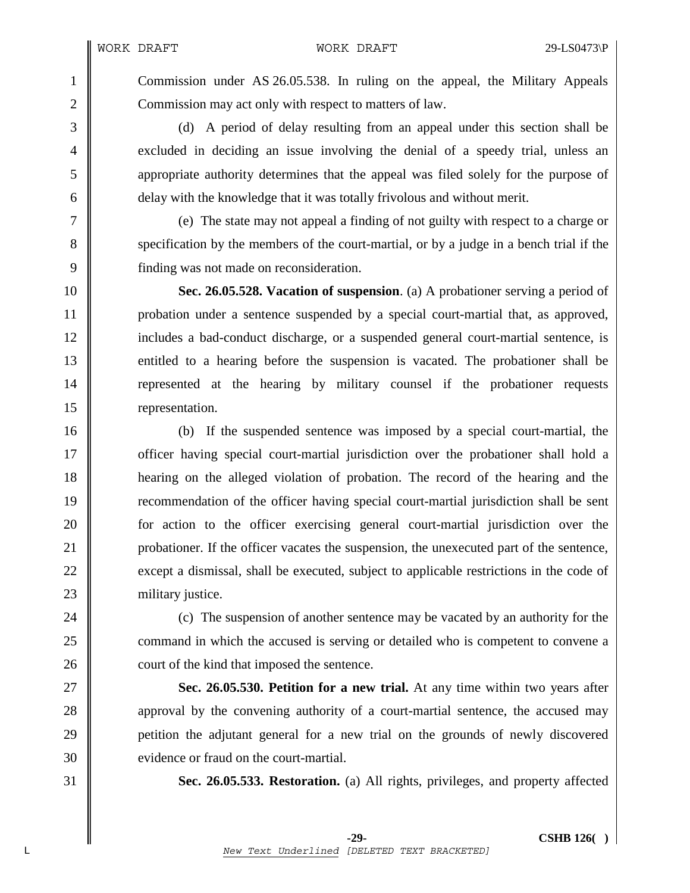Commission under AS 26.05.538. In ruling on the appeal, the Military Appeals Commission may act only with respect to matters of law.

(d) A period of delay resulting from an appeal under this section shall be excluded in deciding an issue involving the denial of a speedy trial, unless an appropriate authority determines that the appeal was filed solely for the purpose of delay with the knowledge that it was totally frivolous and without merit.

(e) The state may not appeal a finding of not guilty with respect to a charge or specification by the members of the court-martial, or by a judge in a bench trial if the finding was not made on reconsideration.

**Sec. 26.05.528. Vacation of suspension**. (a) A probationer serving a period of probation under a sentence suspended by a special court-martial that, as approved, includes a bad-conduct discharge, or a suspended general court-martial sentence, is entitled to a hearing before the suspension is vacated. The probationer shall be represented at the hearing by military counsel if the probationer requests representation.

(b) If the suspended sentence was imposed by a special court-martial, the officer having special court-martial jurisdiction over the probationer shall hold a hearing on the alleged violation of probation. The record of the hearing and the recommendation of the officer having special court-martial jurisdiction shall be sent for action to the officer exercising general court-martial jurisdiction over the probationer. If the officer vacates the suspension, the unexecuted part of the sentence, except a dismissal, shall be executed, subject to applicable restrictions in the code of military justice.

(c) The suspension of another sentence may be vacated by an authority for the command in which the accused is serving or detailed who is competent to convene a court of the kind that imposed the sentence.

**Sec. 26.05.530. Petition for a new trial.** At any time within two years after approval by the convening authority of a court-martial sentence, the accused may petition the adjutant general for a new trial on the grounds of newly discovered evidence or fraud on the court-martial.

**Sec. 26.05.533. Restoration.** (a) All rights, privileges, and property affected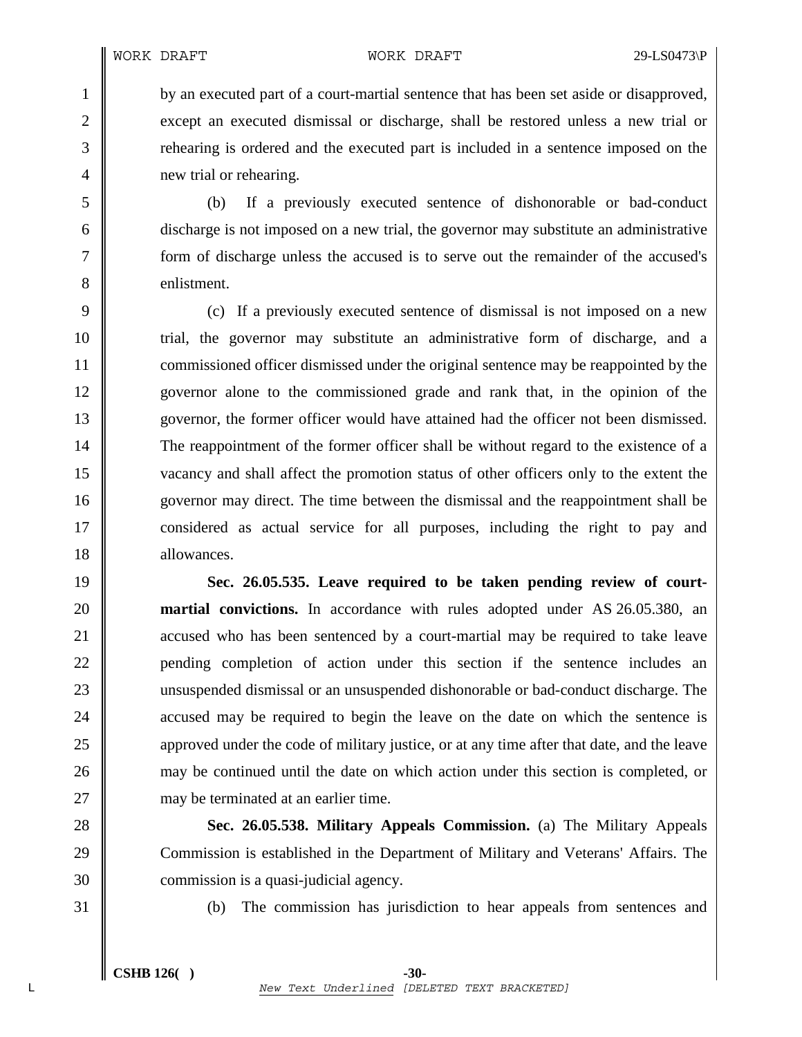by an executed part of a court-martial sentence that has been set aside or disapproved, except an executed dismissal or discharge, shall be restored unless a new trial or rehearing is ordered and the executed part is included in a sentence imposed on the new trial or rehearing.

(b) If a previously executed sentence of dishonorable or bad-conduct discharge is not imposed on a new trial, the governor may substitute an administrative form of discharge unless the accused is to serve out the remainder of the accused's enlistment.

(c) If a previously executed sentence of dismissal is not imposed on a new trial, the governor may substitute an administrative form of discharge, and a commissioned officer dismissed under the original sentence may be reappointed by the governor alone to the commissioned grade and rank that, in the opinion of the governor, the former officer would have attained had the officer not been dismissed. The reappointment of the former officer shall be without regard to the existence of a vacancy and shall affect the promotion status of other officers only to the extent the governor may direct. The time between the dismissal and the reappointment shall be considered as actual service for all purposes, including the right to pay and allowances.

**Sec. 26.05.535. Leave required to be taken pending review of court-martial convictions.** In accordance with rules adopted under AS 26.05.380, an accused who has been sentenced by a court-martial may be required to take leave pending completion of action under this section if the sentence includes an unsuspended dismissal or an unsuspended dishonorable or bad-conduct discharge. The accused may be required to begin the leave on the date on which the sentence is approved under the code of military justice, or at any time after that date, and the leave may be continued until the date on which action under this section is completed, or may be terminated at an earlier time.

**Sec. 26.05.538. Military Appeals Commission.** (a) The Military Appeals Commission is established in the Department of Military and Veterans' Affairs. The commission is a quasi-judicial agency.

(b) The commission has jurisdiction to hear appeals from sentences and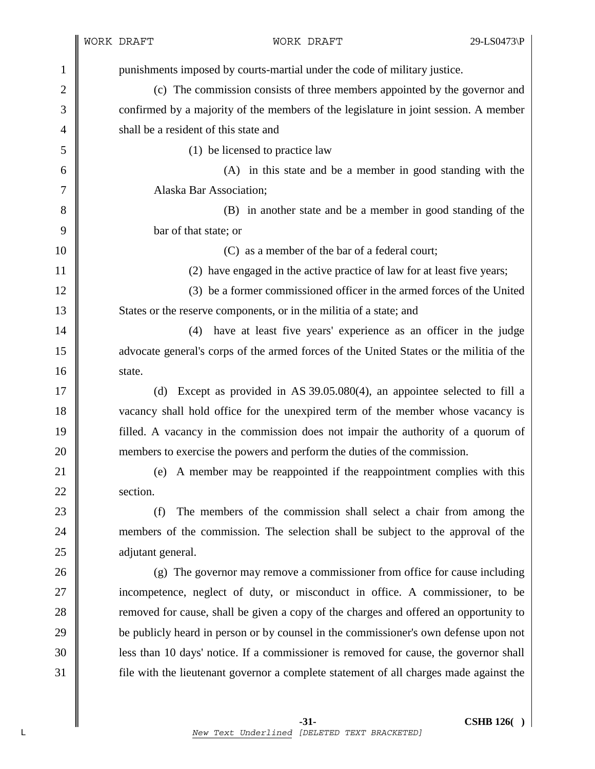punishments imposed by courts-martial under the code of military justice.

(c) The commission consists of three members appointed by the governor and confirmed by a majority of the members of the legislature in joint session. A member shall be a resident of this state and

(1) be licensed to practice law

(A) in this state and be a member in good standing with the Alaska Bar Association;

(B) in another state and be a member in good standing of the bar of that state; or

(C) as a member of the bar of a federal court;

(2) have engaged in the active practice of law for at least five years;

(3) be a former commissioned officer in the armed forces of the United States or the reserve components, or in the militia of a state; and

(4) have at least five years' experience as an officer in the judge advocate general's corps of the armed forces of the United States or the militia of the state.

(d) Except as provided in AS 39.05.080(4), an appointee selected to fill a vacancy shall hold office for the unexpired term of the member whose vacancy is filled. A vacancy in the commission does not impair the authority of a quorum of members to exercise the powers and perform the duties of the commission.

(e) A member may be reappointed if the reappointment complies with this section.

(f) The members of the commission shall select a chair from among the members of the commission. The selection shall be subject to the approval of the adjutant general.

(g) The governor may remove a commissioner from office for cause including incompetence, neglect of duty, or misconduct in office. A commissioner, to be removed for cause, shall be given a copy of the charges and offered an opportunity to be publicly heard in person or by counsel in the commissioner's own defense upon not less than 10 days' notice. If a commissioner is removed for cause, the governor shall file with the lieutenant governor a complete statement of all charges made against the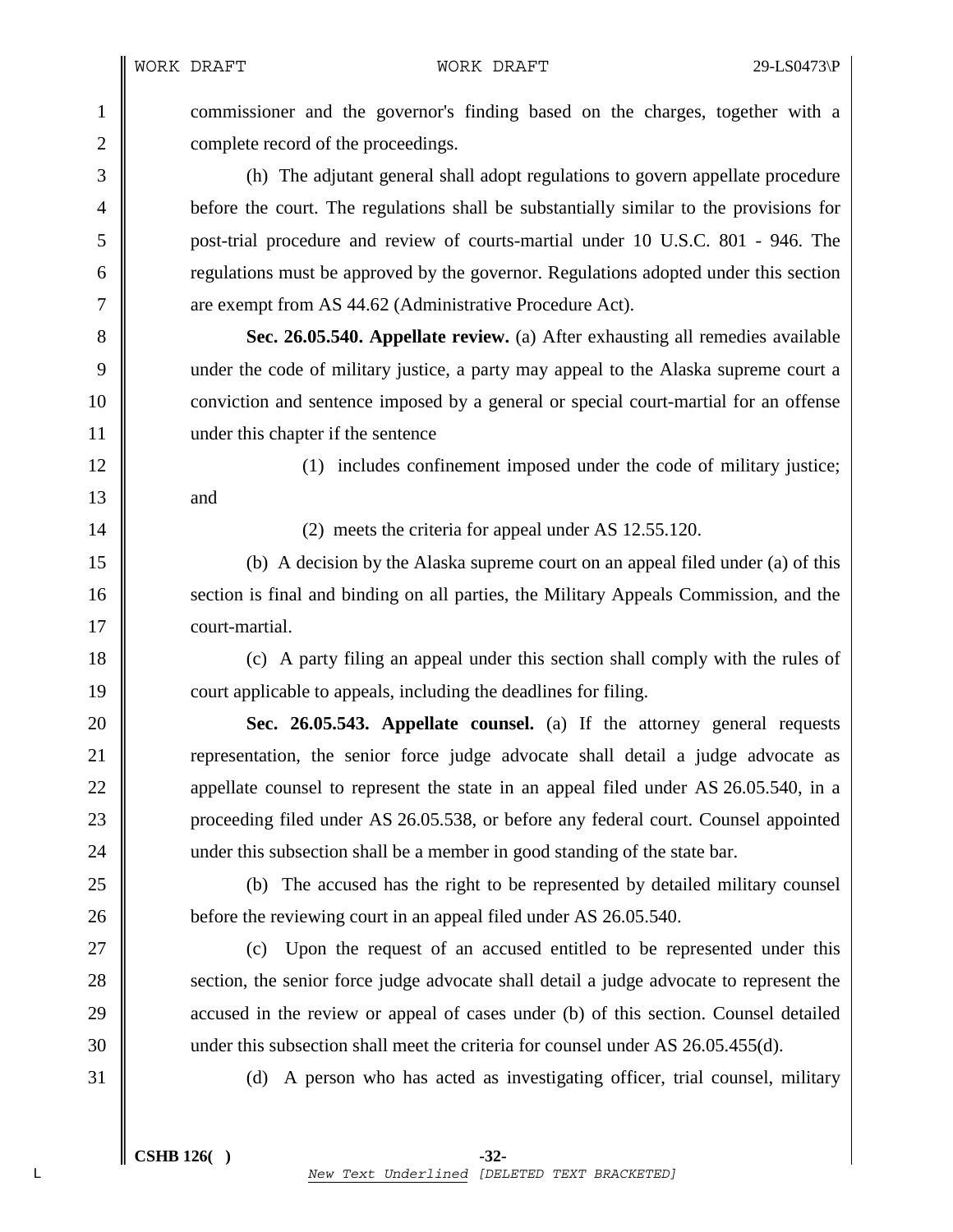commissioner and the governor's finding based on the charges, together with a complete record of the proceedings.

(h) The adjutant general shall adopt regulations to govern appellate procedure before the court. The regulations shall be substantially similar to the provisions for post-trial procedure and review of courts-martial under 10 U.S.C. 801 - 946. The regulations must be approved by the governor. Regulations adopted under this section are exempt from AS 44.62 (Administrative Procedure Act).

**Sec. 26.05.540. Appellate review.** (a) After exhausting all remedies available under the code of military justice, a party may appeal to the Alaska supreme court a conviction and sentence imposed by a general or special court-martial for an offense under this chapter if the sentence

(1) includes confinement imposed under the code of military justice; and

(2) meets the criteria for appeal under AS 12.55.120.

(b) A decision by the Alaska supreme court on an appeal filed under (a) of this section is final and binding on all parties, the Military Appeals Commission, and the court-martial.

(c) A party filing an appeal under this section shall comply with the rules of court applicable to appeals, including the deadlines for filing.

**Sec. 26.05.543. Appellate counsel.** (a) If the attorney general requests representation, the senior force judge advocate shall detail a judge advocate as appellate counsel to represent the state in an appeal filed under AS 26.05.540, in a proceeding filed under AS 26.05.538, or before any federal court. Counsel appointed under this subsection shall be a member in good standing of the state bar.

(b) The accused has the right to be represented by detailed military counsel before the reviewing court in an appeal filed under AS 26.05.540.

(c) Upon the request of an accused entitled to be represented under this section, the senior force judge advocate shall detail a judge advocate to represent the accused in the review or appeal of cases under (b) of this section. Counsel detailed under this subsection shall meet the criteria for counsel under AS 26.05.455(d).

(d) A person who has acted as investigating officer, trial counsel, military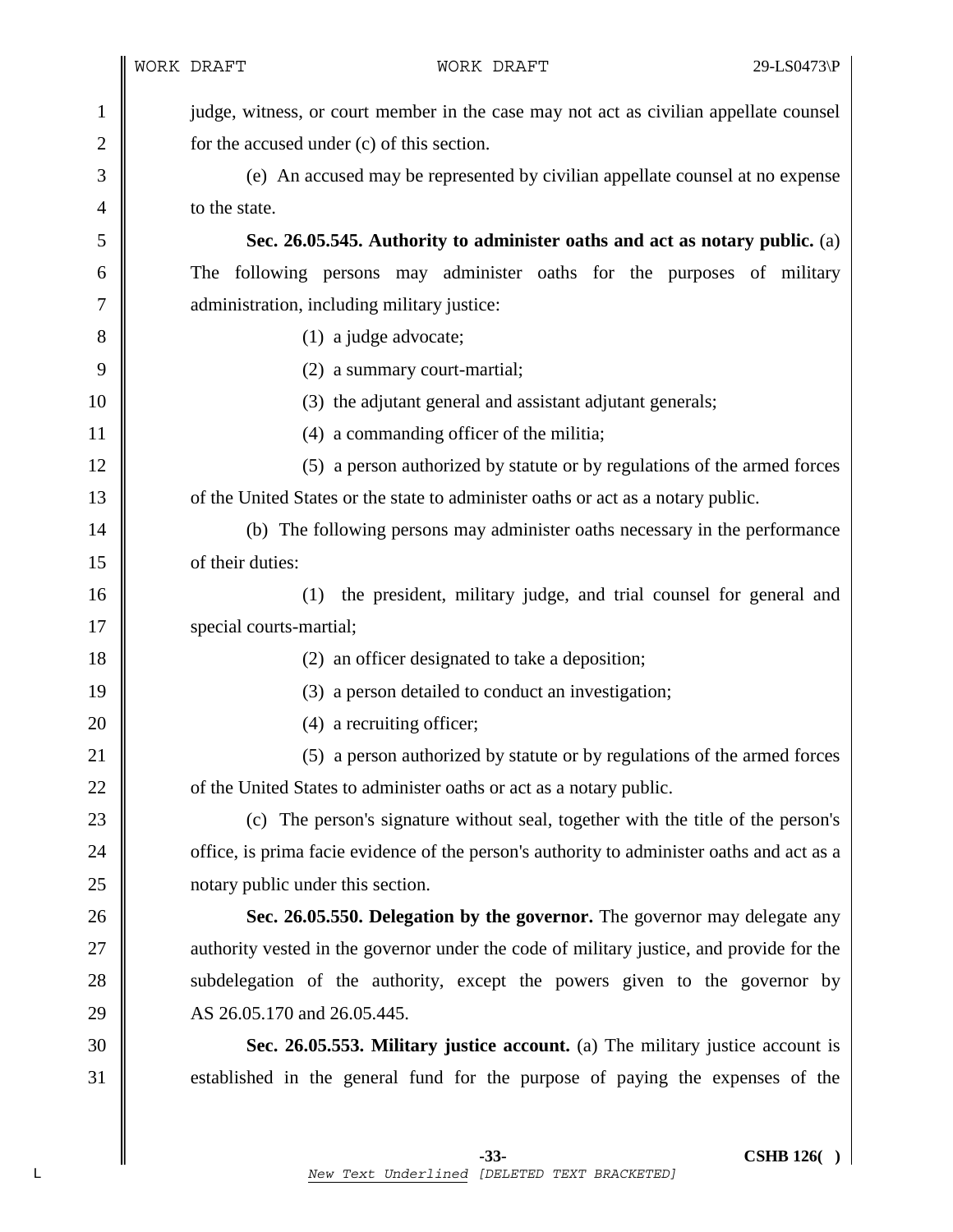judge, witness, or court member in the case may not act as civilian appellate counsel for the accused under (c) of this section.

(e) An accused may be represented by civilian appellate counsel at no expense to the state.

**Sec. 26.05.545. Authority to administer oaths and act as notary public.** (a) The following persons may administer oaths for the purposes of military administration, including military justice:

(1) a judge advocate;

(2) a summary court-martial;

(3) the adjutant general and assistant adjutant generals;

(4) a commanding officer of the militia;

(5) a person authorized by statute or by regulations of the armed forces of the United States or the state to administer oaths or act as a notary public.

(b) The following persons may administer oaths necessary in the performance of their duties:

(1) the president, military judge, and trial counsel for general and special courts-martial;

(2) an officer designated to take a deposition;

(3) a person detailed to conduct an investigation;

(4) a recruiting officer;

(5) a person authorized by statute or by regulations of the armed forces of the United States to administer oaths or act as a notary public.

(c) The person's signature without seal, together with the title of the person's office, is prima facie evidence of the person's authority to administer oaths and act as a notary public under this section.

**Sec. 26.05.550. Delegation by the governor.** The governor may delegate any authority vested in the governor under the code of military justice, and provide for the subdelegation of the authority, except the powers given to the governor by AS 26.05.170 and 26.05.445.

**Sec. 26.05.553. Military justice account.** (a) The military justice account is established in the general fund for the purpose of paying the expenses of the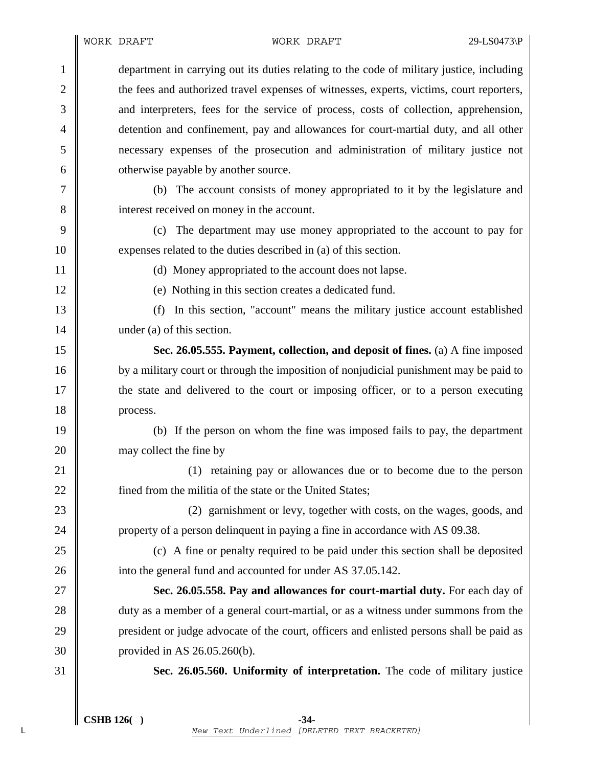department in carrying out its duties relating to the code of military justice, including the fees and authorized travel expenses of witnesses, experts, victims, court reporters, and interpreters, fees for the service of process, costs of collection, apprehension, detention and confinement, pay and allowances for court-martial duty, and all other necessary expenses of the prosecution and administration of military justice not otherwise payable by another source.

(b) The account consists of money appropriated to it by the legislature and interest received on money in the account.

(c) The department may use money appropriated to the account to pay for expenses related to the duties described in (a) of this section.

(d) Money appropriated to the account does not lapse.

(e) Nothing in this section creates a dedicated fund.

(f) In this section, "account" means the military justice account established under (a) of this section.

**Sec. 26.05.555. Payment, collection, and deposit of fines.** (a) A fine imposed by a military court or through the imposition of nonjudicial punishment may be paid to the state and delivered to the court or imposing officer, or to a person executing process.

(b) If the person on whom the fine was imposed fails to pay, the department may collect the fine by

(1) retaining pay or allowances due or to become due to the person fined from the militia of the state or the United States;

(2) garnishment or levy, together with costs, on the wages, goods, and property of a person delinquent in paying a fine in accordance with AS 09.38.

(c) A fine or penalty required to be paid under this section shall be deposited into the general fund and accounted for under AS 37.05.142.

**Sec. 26.05.558. Pay and allowances for court-martial duty.** For each day of duty as a member of a general court-martial, or as a witness under summons from the president or judge advocate of the court, officers and enlisted persons shall be paid as provided in AS 26.05.260(b).

**Sec. 26.05.560. Uniformity of interpretation.** The code of military justice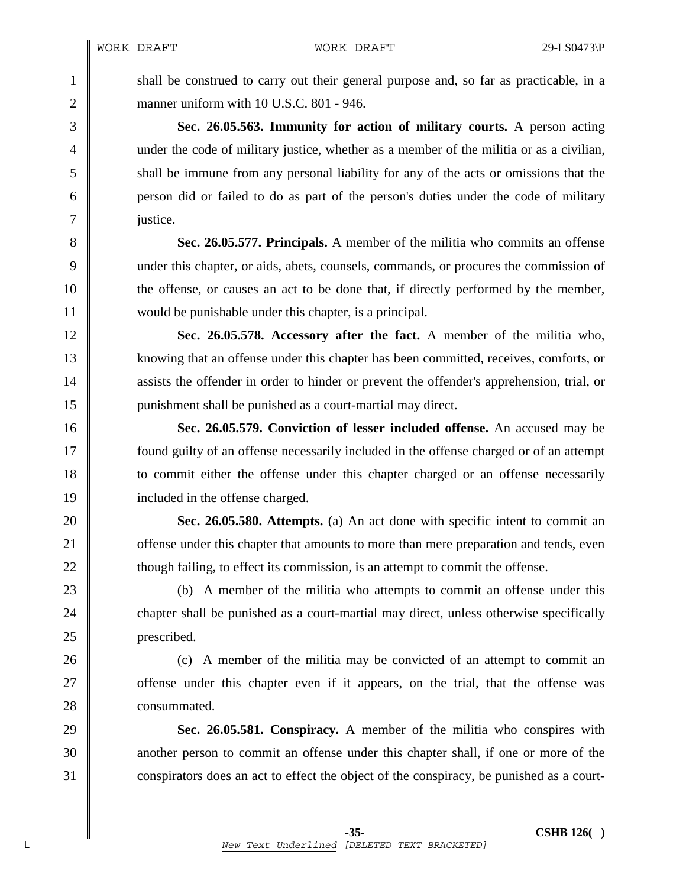shall be construed to carry out their general purpose and, so far as practicable, in a manner uniform with 10 U.S.C. 801 - 946.

**Sec. 26.05.563. Immunity for action of military courts.** A person acting under the code of military justice, whether as a member of the militia or as a civilian, shall be immune from any personal liability for any of the acts or omissions that the person did or failed to do as part of the person's duties under the code of military justice.

**Sec. 26.05.577. Principals.** A member of the militia who commits an offense under this chapter, or aids, abets, counsels, commands, or procures the commission of the offense, or causes an act to be done that, if directly performed by the member, would be punishable under this chapter, is a principal.

**Sec. 26.05.578. Accessory after the fact.** A member of the militia who, knowing that an offense under this chapter has been committed, receives, comforts, or assists the offender in order to hinder or prevent the offender's apprehension, trial, or punishment shall be punished as a court-martial may direct.

**Sec. 26.05.579. Conviction of lesser included offense.** An accused may be found guilty of an offense necessarily included in the offense charged or of an attempt to commit either the offense under this chapter charged or an offense necessarily included in the offense charged.

**Sec. 26.05.580. Attempts.** (a) An act done with specific intent to commit an offense under this chapter that amounts to more than mere preparation and tends, even though failing, to effect its commission, is an attempt to commit the offense.

(b) A member of the militia who attempts to commit an offense under this chapter shall be punished as a court-martial may direct, unless otherwise specifically prescribed.

(c) A member of the militia may be convicted of an attempt to commit an offense under this chapter even if it appears, on the trial, that the offense was consummated.

**Sec. 26.05.581. Conspiracy.** A member of the militia who conspires with another person to commit an offense under this chapter shall, if one or more of the conspirators does an act to effect the object of the conspiracy, be punished as a court-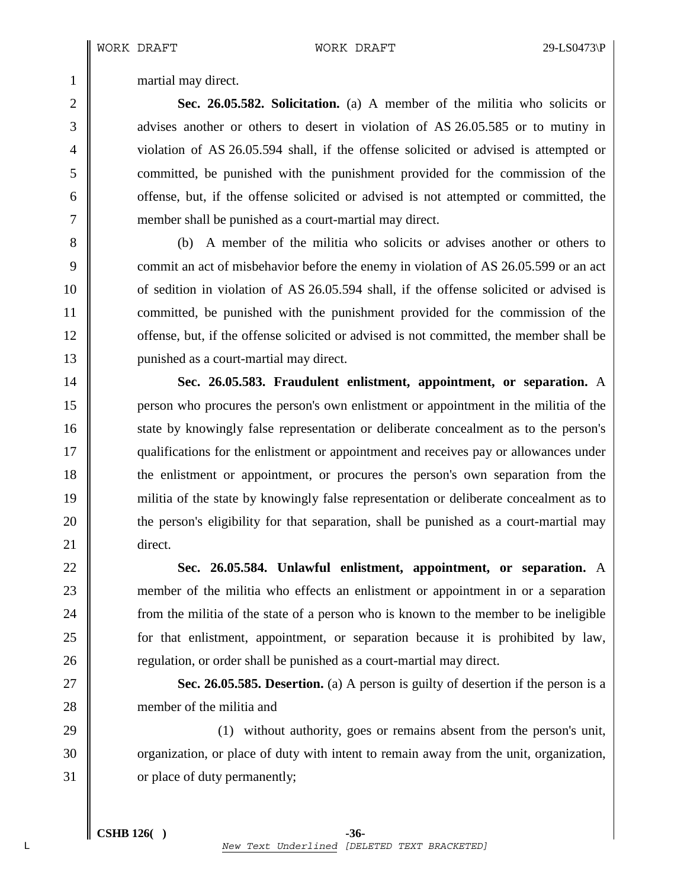martial may direct.

**Sec. 26.05.582. Solicitation.** (a) A member of the militia who solicits or advises another or others to desert in violation of AS 26.05.585 or to mutiny in violation of AS 26.05.594 shall, if the offense solicited or advised is attempted or committed, be punished with the punishment provided for the commission of the offense, but, if the offense solicited or advised is not attempted or committed, the member shall be punished as a court-martial may direct.

(b) A member of the militia who solicits or advises another or others to commit an act of misbehavior before the enemy in violation of AS 26.05.599 or an act of sedition in violation of AS 26.05.594 shall, if the offense solicited or advised is committed, be punished with the punishment provided for the commission of the offense, but, if the offense solicited or advised is not committed, the member shall be punished as a court-martial may direct.

**Sec. 26.05.583. Fraudulent enlistment, appointment, or separation.** A person who procures the person's own enlistment or appointment in the militia of the state by knowingly false representation or deliberate concealment as to the person's qualifications for the enlistment or appointment and receives pay or allowances under the enlistment or appointment, or procures the person's own separation from the militia of the state by knowingly false representation or deliberate concealment as to the person's eligibility for that separation, shall be punished as a court-martial may direct.

**Sec. 26.05.584. Unlawful enlistment, appointment, or separation.** A member of the militia who effects an enlistment or appointment in or a separation from the militia of the state of a person who is known to the member to be ineligible for that enlistment, appointment, or separation because it is prohibited by law, regulation, or order shall be punished as a court-martial may direct.

**Sec. 26.05.585. Desertion.** (a) A person is guilty of desertion if the person is a member of the militia and

(1) without authority, goes or remains absent from the person's unit, organization, or place of duty with intent to remain away from the unit, organization, or place of duty permanently;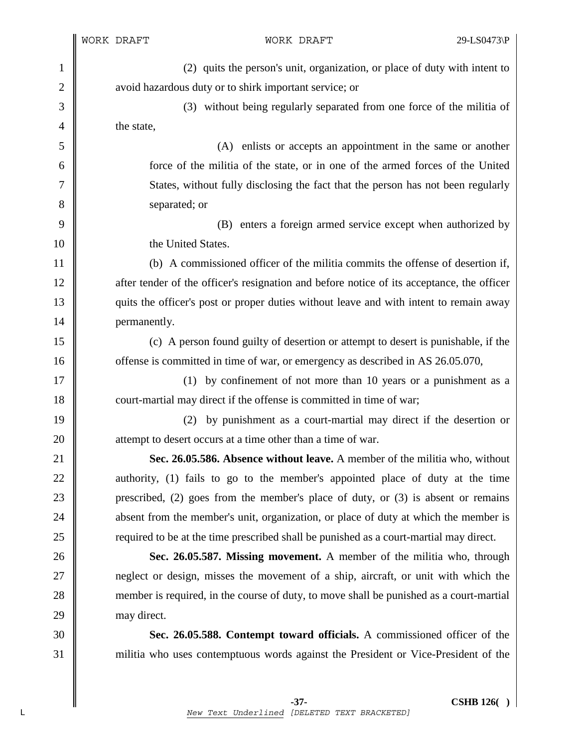(2) quits the person's unit, organization, or place of duty with intent to avoid hazardous duty or to shirk important service; or

(3) without being regularly separated from one force of the militia of the state,

(A) enlists or accepts an appointment in the same or another force of the militia of the state, or in one of the armed forces of the United States, without fully disclosing the fact that the person has not been regularly separated; or

(B) enters a foreign armed service except when authorized by the United States.

(b) A commissioned officer of the militia commits the offense of desertion if, after tender of the officer's resignation and before notice of its acceptance, the officer quits the officer's post or proper duties without leave and with intent to remain away permanently.

(c) A person found guilty of desertion or attempt to desert is punishable, if the offense is committed in time of war, or emergency as described in AS 26.05.070,

(1) by confinement of not more than 10 years or a punishment as a court-martial may direct if the offense is committed in time of war;

(2) by punishment as a court-martial may direct if the desertion or attempt to desert occurs at a time other than a time of war.

**Sec. 26.05.586. Absence without leave.** A member of the militia who, without authority, (1) fails to go to the member's appointed place of duty at the time prescribed, (2) goes from the member's place of duty, or (3) is absent or remains absent from the member's unit, organization, or place of duty at which the member is required to be at the time prescribed shall be punished as a court-martial may direct.

**Sec. 26.05.587. Missing movement.** A member of the militia who, through neglect or design, misses the movement of a ship, aircraft, or unit with which the member is required, in the course of duty, to move shall be punished as a court-martial may direct.

**Sec. 26.05.588. Contempt toward officials.** A commissioned officer of the militia who uses contemptuous words against the President or Vice-President of the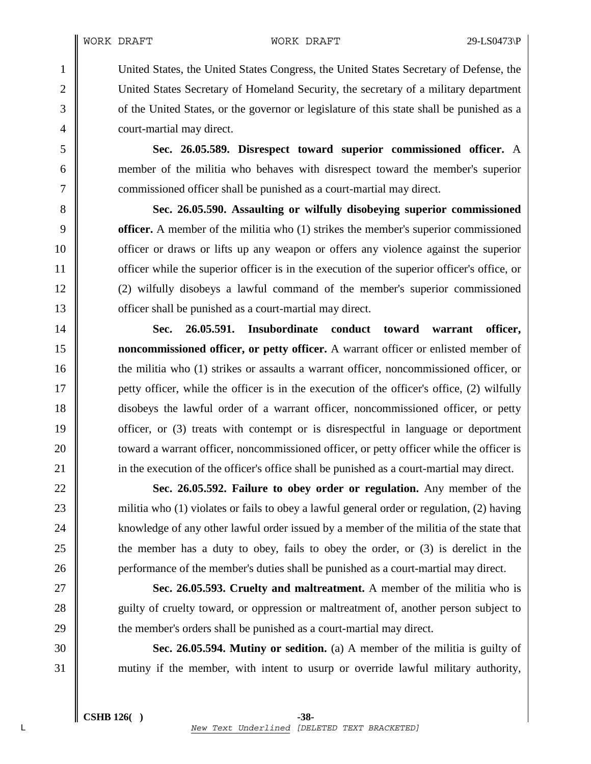United States, the United States Congress, the United States Secretary of Defense, the United States Secretary of Homeland Security, the secretary of a military department of the United States, or the governor or legislature of this state shall be punished as a court-martial may direct.

**Sec. 26.05.589. Disrespect toward superior commissioned officer.** A member of the militia who behaves with disrespect toward the member's superior commissioned officer shall be punished as a court-martial may direct.

**Sec. 26.05.590. Assaulting or wilfully disobeying superior commissioned officer.** A member of the militia who (1) strikes the member's superior commissioned officer or draws or lifts up any weapon or offers any violence against the superior officer while the superior officer is in the execution of the superior officer's office, or (2) wilfully disobeys a lawful command of the member's superior commissioned officer shall be punished as a court-martial may direct.

**Sec. 26.05.591. Insubordinate conduct toward warrant officer, noncommissioned officer, or petty officer.** A warrant officer or enlisted member of the militia who (1) strikes or assaults a warrant officer, noncommissioned officer, or petty officer, while the officer is in the execution of the officer's office, (2) wilfully disobeys the lawful order of a warrant officer, noncommissioned officer, or petty officer, or (3) treats with contempt or is disrespectful in language or deportment toward a warrant officer, noncommissioned officer, or petty officer while the officer is in the execution of the officer's office shall be punished as a court-martial may direct.

**Sec. 26.05.592. Failure to obey order or regulation.** Any member of the militia who (1) violates or fails to obey a lawful general order or regulation, (2) having knowledge of any other lawful order issued by a member of the militia of the state that the member has a duty to obey, fails to obey the order, or (3) is derelict in the performance of the member's duties shall be punished as a court-martial may direct.

**Sec. 26.05.593. Cruelty and maltreatment.** A member of the militia who is guilty of cruelty toward, or oppression or maltreatment of, another person subject to the member's orders shall be punished as a court-martial may direct.

**Sec. 26.05.594. Mutiny or sedition.** (a) A member of the militia is guilty of mutiny if the member, with intent to usurp or override lawful military authority,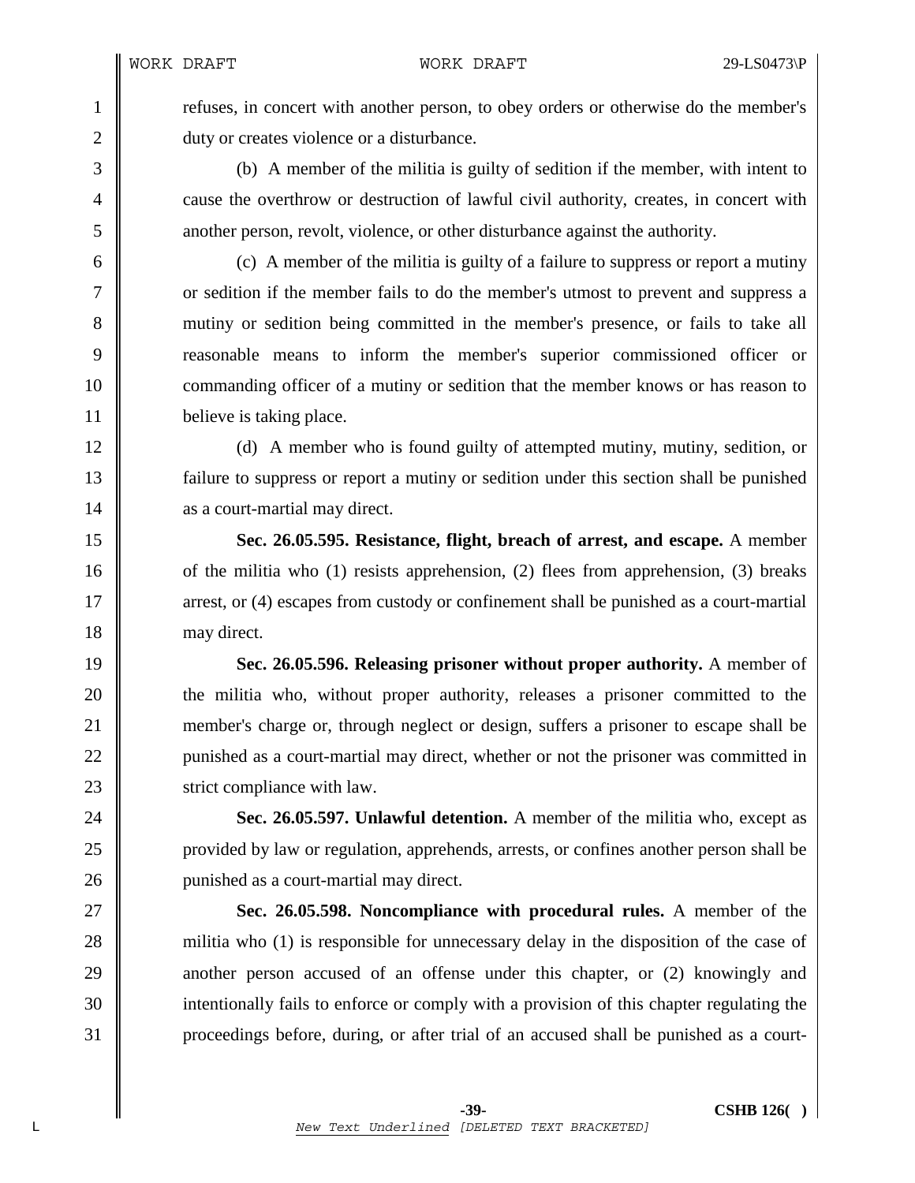refuses, in concert with another person, to obey orders or otherwise do the member's duty or creates violence or a disturbance.

(b) A member of the militia is guilty of sedition if the member, with intent to cause the overthrow or destruction of lawful civil authority, creates, in concert with another person, revolt, violence, or other disturbance against the authority.

(c) A member of the militia is guilty of a failure to suppress or report a mutiny or sedition if the member fails to do the member's utmost to prevent and suppress a mutiny or sedition being committed in the member's presence, or fails to take all reasonable means to inform the member's superior commissioned officer or commanding officer of a mutiny or sedition that the member knows or has reason to believe is taking place.

(d) A member who is found guilty of attempted mutiny, mutiny, sedition, or failure to suppress or report a mutiny or sedition under this section shall be punished as a court-martial may direct.

**Sec. 26.05.595. Resistance, flight, breach of arrest, and escape.** A member of the militia who (1) resists apprehension, (2) flees from apprehension, (3) breaks arrest, or (4) escapes from custody or confinement shall be punished as a court-martial may direct.

**Sec. 26.05.596. Releasing prisoner without proper authority.** A member of the militia who, without proper authority, releases a prisoner committed to the member's charge or, through neglect or design, suffers a prisoner to escape shall be punished as a court-martial may direct, whether or not the prisoner was committed in strict compliance with law.

**Sec. 26.05.597. Unlawful detention.** A member of the militia who, except as provided by law or regulation, apprehends, arrests, or confines another person shall be punished as a court-martial may direct.

**Sec. 26.05.598. Noncompliance with procedural rules.** A member of the militia who (1) is responsible for unnecessary delay in the disposition of the case of another person accused of an offense under this chapter, or (2) knowingly and intentionally fails to enforce or comply with a provision of this chapter regulating the proceedings before, during, or after trial of an accused shall be punished as a court-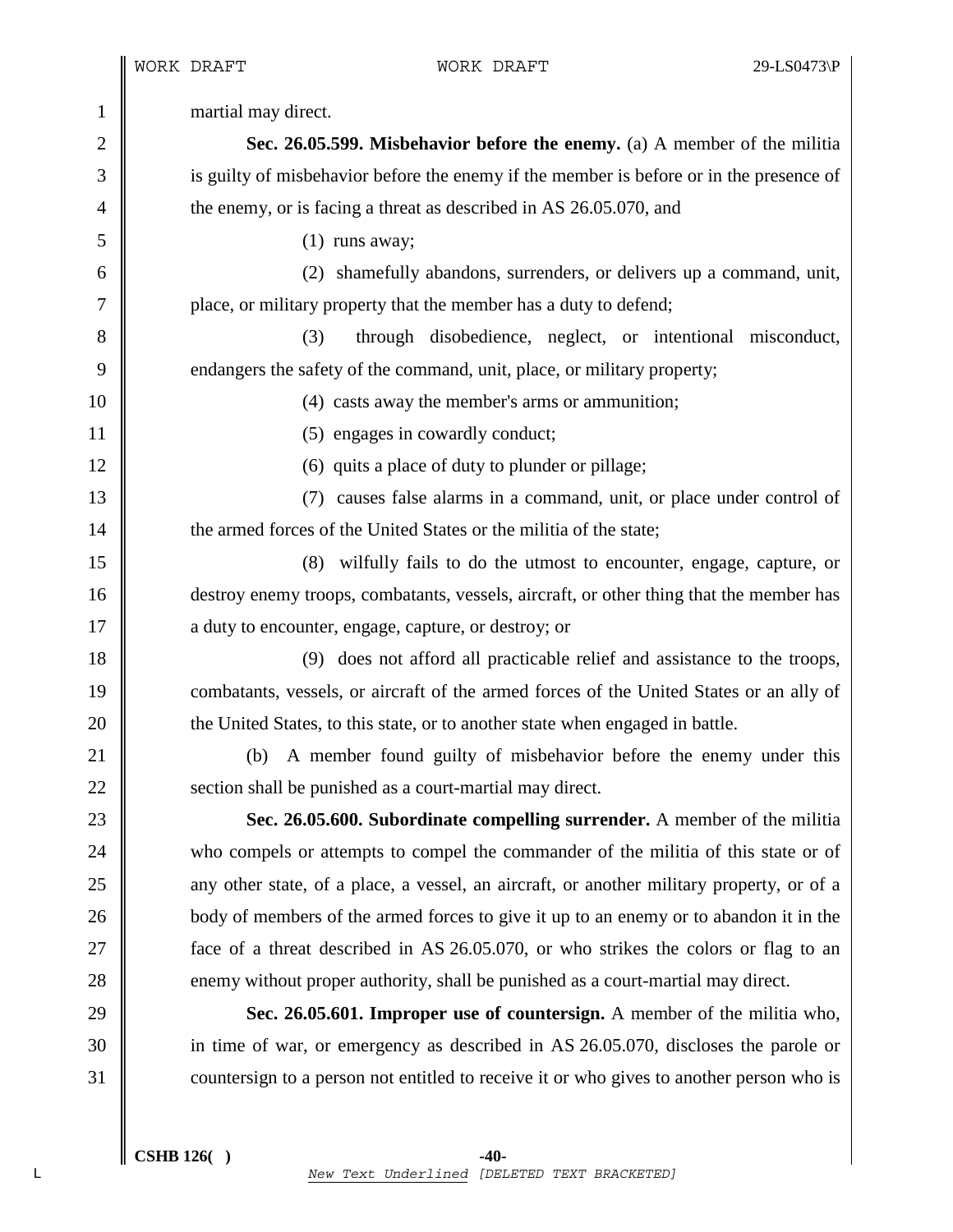martial may direct.

**Sec. 26.05.599. Misbehavior before the enemy.** (a) A member of the militia is guilty of misbehavior before the enemy if the member is before or in the presence of the enemy, or is facing a threat as described in AS 26.05.070, and

(1) runs away;

(2) shamefully abandons, surrenders, or delivers up a command, unit, place, or military property that the member has a duty to defend;

(3) through disobedience, neglect, or intentional misconduct, endangers the safety of the command, unit, place, or military property;

(4) casts away the member's arms or ammunition;

(5) engages in cowardly conduct;

(6) quits a place of duty to plunder or pillage;

(7) causes false alarms in a command, unit, or place under control of the armed forces of the United States or the militia of the state;

(8) wilfully fails to do the utmost to encounter, engage, capture, or destroy enemy troops, combatants, vessels, aircraft, or other thing that the member has a duty to encounter, engage, capture, or destroy; or

(9) does not afford all practicable relief and assistance to the troops, combatants, vessels, or aircraft of the armed forces of the United States or an ally of the United States, to this state, or to another state when engaged in battle.

(b) A member found guilty of misbehavior before the enemy under this section shall be punished as a court-martial may direct.

**Sec. 26.05.600. Subordinate compelling surrender.** A member of the militia who compels or attempts to compel the commander of the militia of this state or of any other state, of a place, a vessel, an aircraft, or another military property, or of a body of members of the armed forces to give it up to an enemy or to abandon it in the face of a threat described in AS 26.05.070, or who strikes the colors or flag to an enemy without proper authority, shall be punished as a court-martial may direct.

**Sec. 26.05.601. Improper use of countersign.** A member of the militia who, in time of war, or emergency as described in AS 26.05.070, discloses the parole or countersign to a person not entitled to receive it or who gives to another person who is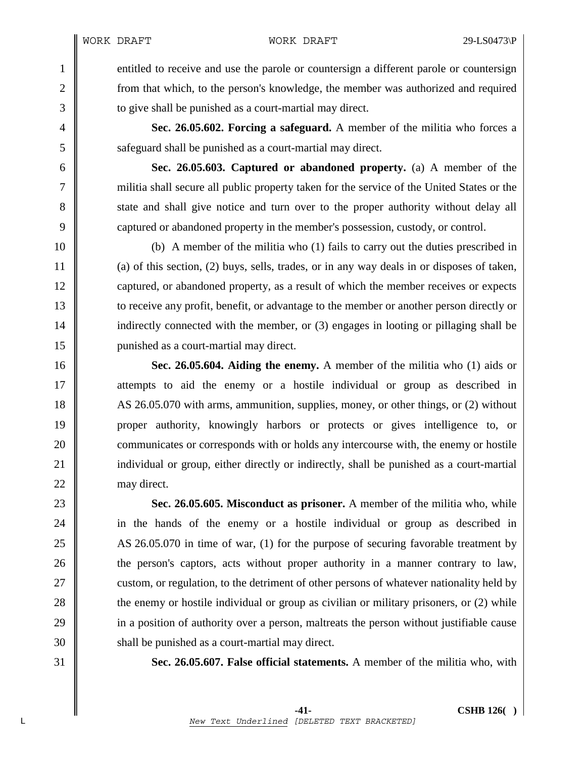entitled to receive and use the parole or countersign a different parole or countersign from that which, to the person's knowledge, the member was authorized and required to give shall be punished as a court-martial may direct.

**Sec. 26.05.602. Forcing a safeguard.** A member of the militia who forces a safeguard shall be punished as a court-martial may direct.

**Sec. 26.05.603. Captured or abandoned property.** (a) A member of the militia shall secure all public property taken for the service of the United States or the state and shall give notice and turn over to the proper authority without delay all captured or abandoned property in the member's possession, custody, or control.

(b) A member of the militia who (1) fails to carry out the duties prescribed in (a) of this section, (2) buys, sells, trades, or in any way deals in or disposes of taken, captured, or abandoned property, as a result of which the member receives or expects to receive any profit, benefit, or advantage to the member or another person directly or indirectly connected with the member, or (3) engages in looting or pillaging shall be punished as a court-martial may direct.

**Sec. 26.05.604. Aiding the enemy.** A member of the militia who (1) aids or attempts to aid the enemy or a hostile individual or group as described in AS 26.05.070 with arms, ammunition, supplies, money, or other things, or (2) without proper authority, knowingly harbors or protects or gives intelligence to, or communicates or corresponds with or holds any intercourse with, the enemy or hostile individual or group, either directly or indirectly, shall be punished as a court-martial may direct.

**Sec. 26.05.605. Misconduct as prisoner.** A member of the militia who, while in the hands of the enemy or a hostile individual or group as described in AS 26.05.070 in time of war, (1) for the purpose of securing favorable treatment by the person's captors, acts without proper authority in a manner contrary to law, custom, or regulation, to the detriment of other persons of whatever nationality held by the enemy or hostile individual or group as civilian or military prisoners, or (2) while in a position of authority over a person, maltreats the person without justifiable cause shall be punished as a court-martial may direct.

**Sec. 26.05.607. False official statements.** A member of the militia who, with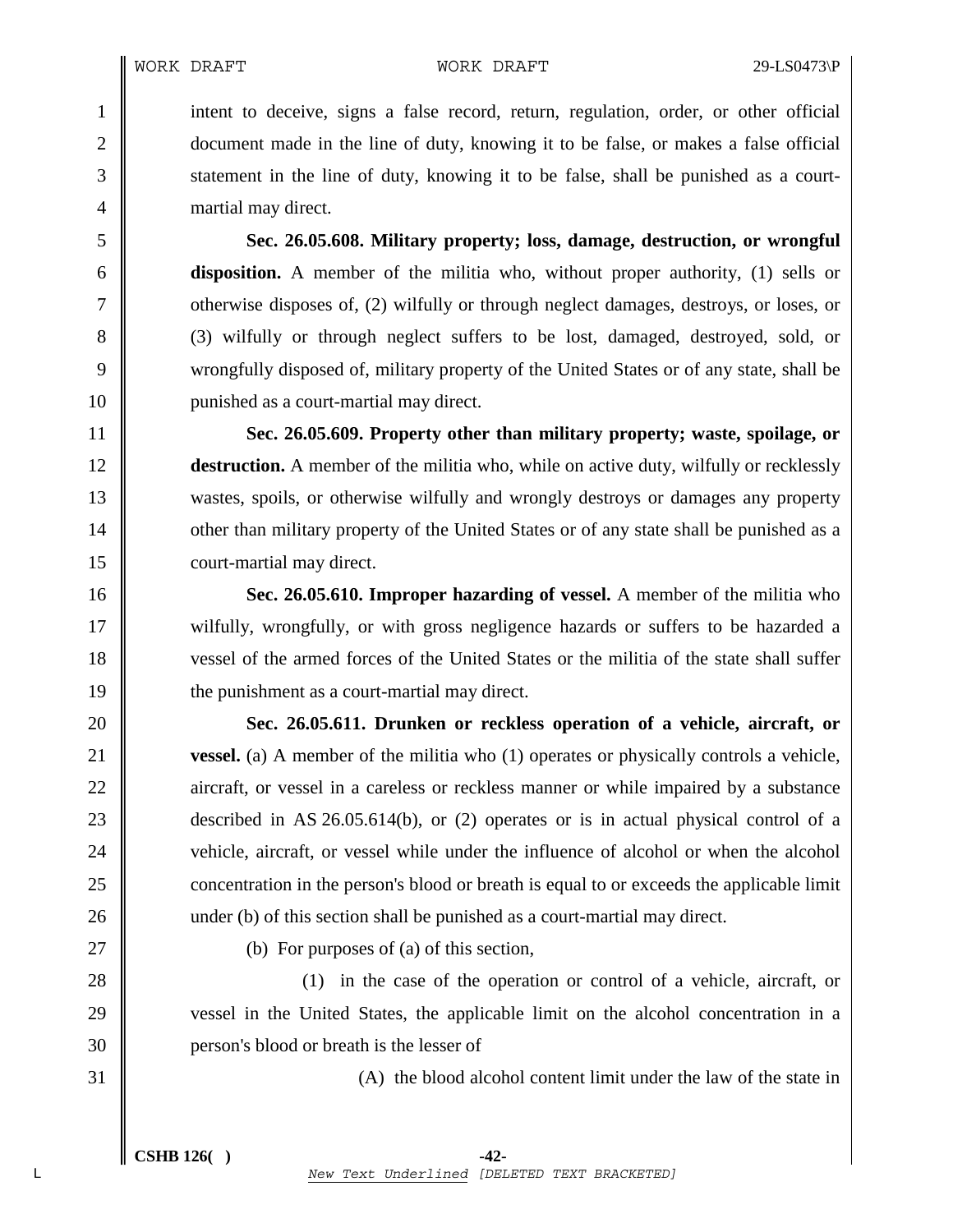intent to deceive, signs a false record, return, regulation, order, or other official document made in the line of duty, knowing it to be false, or makes a false official statement in the line of duty, knowing it to be false, shall be punished as a court-martial may direct.

**Sec. 26.05.608. Military property; loss, damage, destruction, or wrongful disposition.** A member of the militia who, without proper authority, (1) sells or otherwise disposes of, (2) wilfully or through neglect damages, destroys, or loses, or (3) wilfully or through neglect suffers to be lost, damaged, destroyed, sold, or wrongfully disposed of, military property of the United States or of any state, shall be punished as a court-martial may direct.

**Sec. 26.05.609. Property other than military property; waste, spoilage, or destruction.** A member of the militia who, while on active duty, wilfully or recklessly wastes, spoils, or otherwise wilfully and wrongly destroys or damages any property other than military property of the United States or of any state shall be punished as a court-martial may direct.

**Sec. 26.05.610. Improper hazarding of vessel.** A member of the militia who wilfully, wrongfully, or with gross negligence hazards or suffers to be hazarded a vessel of the armed forces of the United States or the militia of the state shall suffer the punishment as a court-martial may direct.

**Sec. 26.05.611. Drunken or reckless operation of a vehicle, aircraft, or vessel.** (a) A member of the militia who (1) operates or physically controls a vehicle, aircraft, or vessel in a careless or reckless manner or while impaired by a substance described in AS 26.05.614(b), or (2) operates or is in actual physical control of a vehicle, aircraft, or vessel while under the influence of alcohol or when the alcohol concentration in the person's blood or breath is equal to or exceeds the applicable limit under (b) of this section shall be punished as a court-martial may direct.

(b) For purposes of (a) of this section,

(1) in the case of the operation or control of a vehicle, aircraft, or vessel in the United States, the applicable limit on the alcohol concentration in a person's blood or breath is the lesser of

(A) the blood alcohol content limit under the law of the state in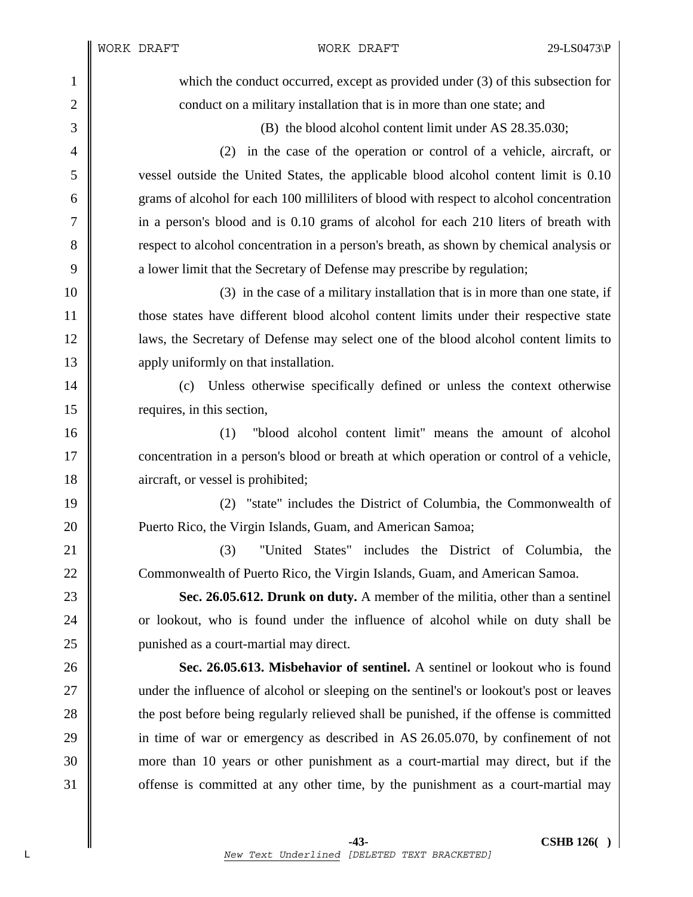which the conduct occurred, except as provided under (3) of this subsection for conduct on a military installation that is in more than one state; and

(B) the blood alcohol content limit under AS 28.35.030;

(2) in the case of the operation or control of a vehicle, aircraft, or vessel outside the United States, the applicable blood alcohol content limit is 0.10 grams of alcohol for each 100 milliliters of blood with respect to alcohol concentration in a person's blood and is 0.10 grams of alcohol for each 210 liters of breath with respect to alcohol concentration in a person's breath, as shown by chemical analysis or a lower limit that the Secretary of Defense may prescribe by regulation;

(3) in the case of a military installation that is in more than one state, if those states have different blood alcohol content limits under their respective state laws, the Secretary of Defense may select one of the blood alcohol content limits to apply uniformly on that installation.

(c) Unless otherwise specifically defined or unless the context otherwise requires, in this section,

(1) "blood alcohol content limit" means the amount of alcohol concentration in a person's blood or breath at which operation or control of a vehicle, aircraft, or vessel is prohibited;

(2) "state" includes the District of Columbia, the Commonwealth of Puerto Rico, the Virgin Islands, Guam, and American Samoa;

(3) "United States" includes the District of Columbia, the Commonwealth of Puerto Rico, the Virgin Islands, Guam, and American Samoa.

**Sec. 26.05.612. Drunk on duty.** A member of the militia, other than a sentinel or lookout, who is found under the influence of alcohol while on duty shall be punished as a court-martial may direct.

**Sec. 26.05.613. Misbehavior of sentinel.** A sentinel or lookout who is found under the influence of alcohol or sleeping on the sentinel's or lookout's post or leaves the post before being regularly relieved shall be punished, if the offense is committed in time of war or emergency as described in AS 26.05.070, by confinement of not more than 10 years or other punishment as a court-martial may direct, but if the offense is committed at any other time, by the punishment as a court-martial may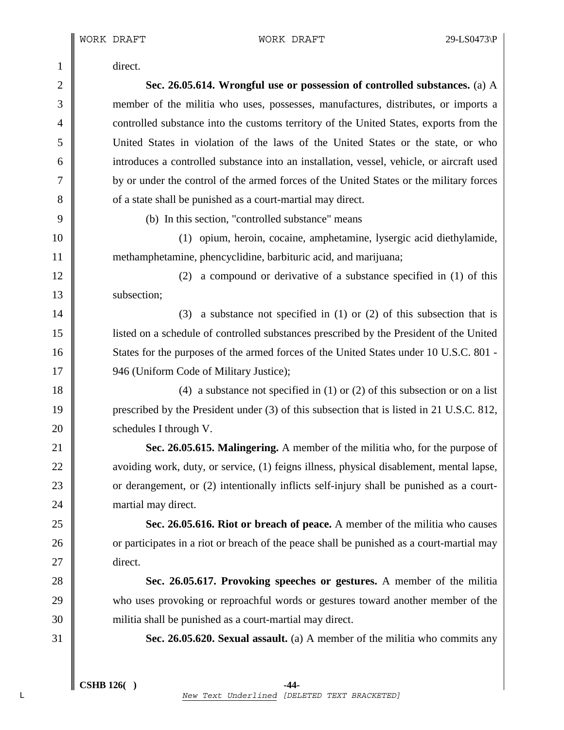direct.

**Sec. 26.05.614. Wrongful use or possession of controlled substances.** (a) A member of the militia who uses, possesses, manufactures, distributes, or imports a controlled substance into the customs territory of the United States, exports from the United States in violation of the laws of the United States or the state, or who introduces a controlled substance into an installation, vessel, vehicle, or aircraft used by or under the control of the armed forces of the United States or the military forces of a state shall be punished as a court-martial may direct.

(b) In this section, "controlled substance" means

(1) opium, heroin, cocaine, amphetamine, lysergic acid diethylamide, methamphetamine, phencyclidine, barbituric acid, and marijuana;

(2) a compound or derivative of a substance specified in (1) of this subsection;

(3) a substance not specified in (1) or (2) of this subsection that is listed on a schedule of controlled substances prescribed by the President of the United States for the purposes of the armed forces of the United States under 10 U.S.C. 801 - 946 (Uniform Code of Military Justice);

(4) a substance not specified in (1) or (2) of this subsection or on a list prescribed by the President under (3) of this subsection that is listed in 21 U.S.C. 812, schedules I through V.

**Sec. 26.05.615. Malingering.** A member of the militia who, for the purpose of avoiding work, duty, or service, (1) feigns illness, physical disablement, mental lapse, or derangement, or (2) intentionally inflicts self-injury shall be punished as a court-martial may direct.

**Sec. 26.05.616. Riot or breach of peace.** A member of the militia who causes or participates in a riot or breach of the peace shall be punished as a court-martial may direct.

**Sec. 26.05.617. Provoking speeches or gestures.** A member of the militia who uses provoking or reproachful words or gestures toward another member of the militia shall be punished as a court-martial may direct.

**Sec. 26.05.620. Sexual assault.** (a) A member of the militia who commits any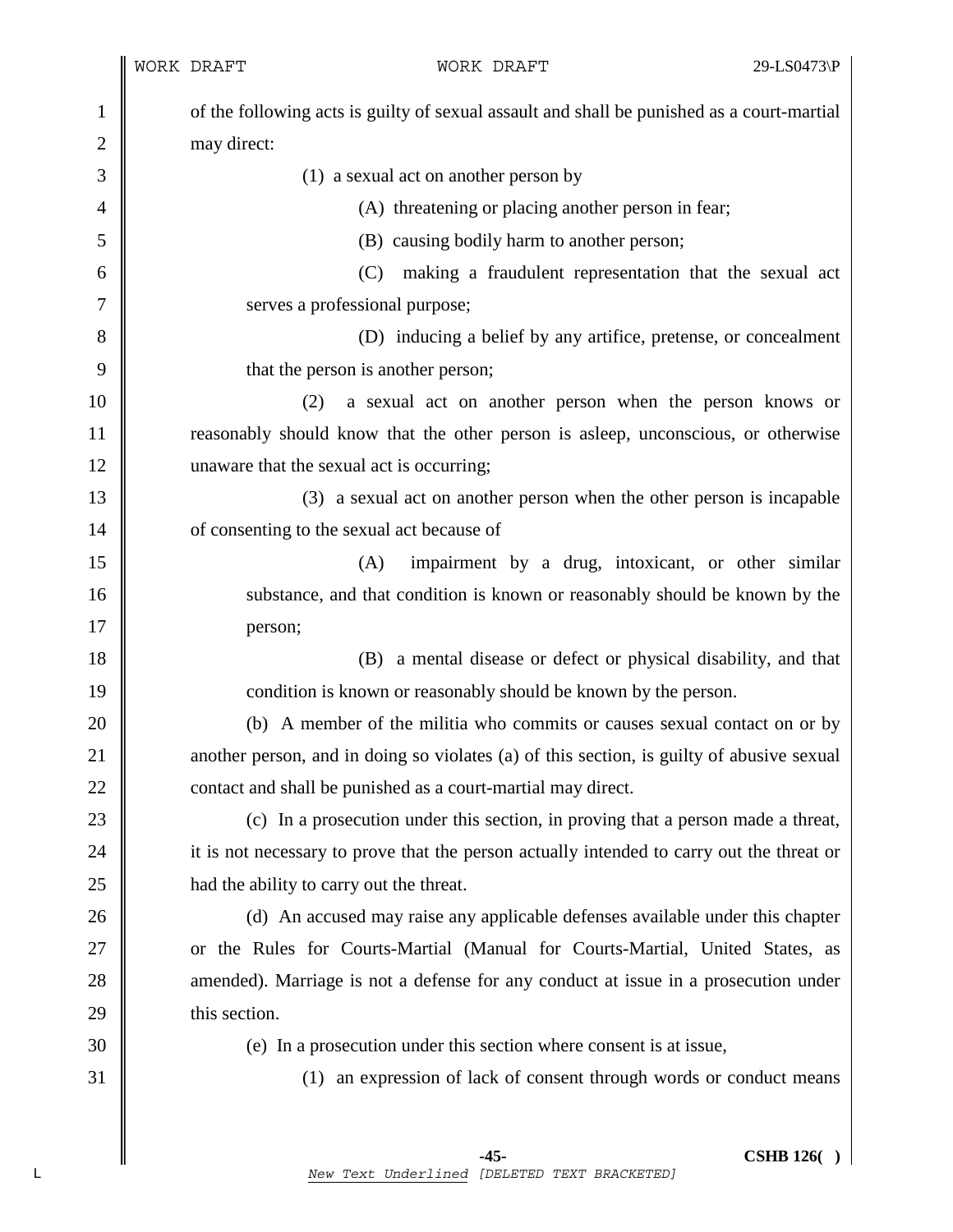of the following acts is guilty of sexual assault and shall be punished as a court-martial may direct:

(1) a sexual act on another person by

(A) threatening or placing another person in fear;

(B) causing bodily harm to another person;

(C) making a fraudulent representation that the sexual act serves a professional purpose;

(D) inducing a belief by any artifice, pretense, or concealment that the person is another person;

(2) a sexual act on another person when the person knows or reasonably should know that the other person is asleep, unconscious, or otherwise unaware that the sexual act is occurring;

(3) a sexual act on another person when the other person is incapable of consenting to the sexual act because of

(A) impairment by a drug, intoxicant, or other similar substance, and that condition is known or reasonably should be known by the person;

(B) a mental disease or defect or physical disability, and that condition is known or reasonably should be known by the person.

(b) A member of the militia who commits or causes sexual contact on or by another person, and in doing so violates (a) of this section, is guilty of abusive sexual contact and shall be punished as a court-martial may direct.

(c) In a prosecution under this section, in proving that a person made a threat, it is not necessary to prove that the person actually intended to carry out the threat or had the ability to carry out the threat.

(d) An accused may raise any applicable defenses available under this chapter or the Rules for Courts-Martial (Manual for Courts-Martial, United States, as amended). Marriage is not a defense for any conduct at issue in a prosecution under this section.

(e) In a prosecution under this section where consent is at issue,

(1) an expression of lack of consent through words or conduct means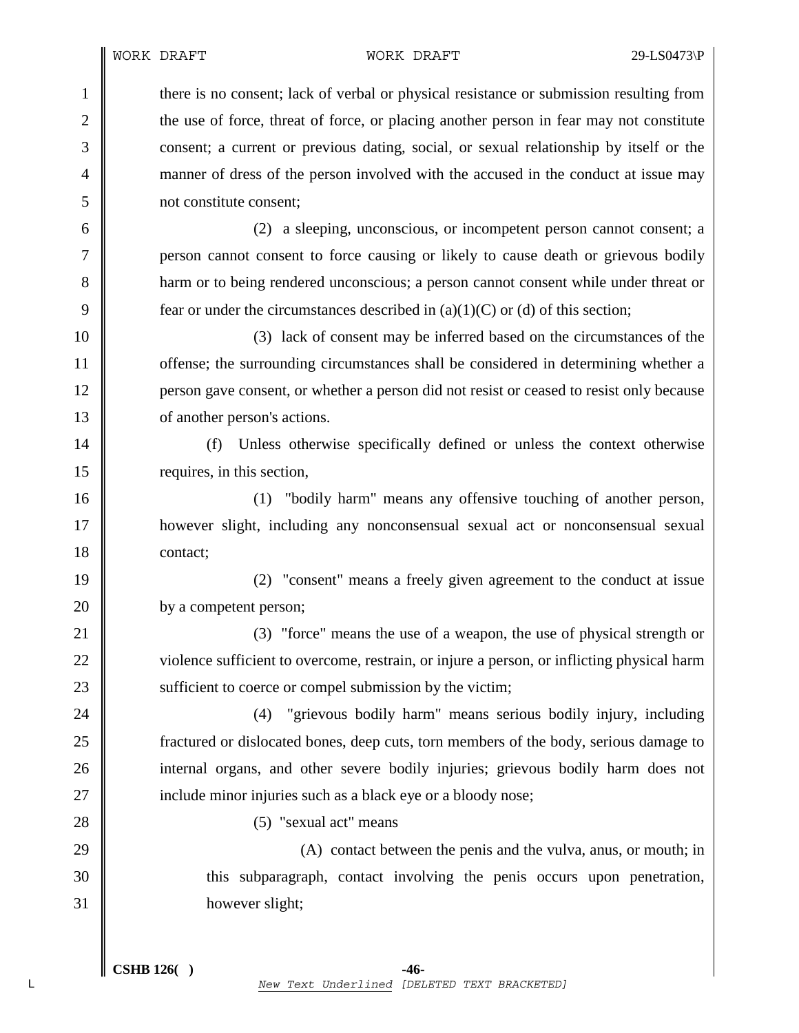there is no consent; lack of verbal or physical resistance or submission resulting from the use of force, threat of force, or placing another person in fear may not constitute consent; a current or previous dating, social, or sexual relationship by itself or the manner of dress of the person involved with the accused in the conduct at issue may not constitute consent;

(2) a sleeping, unconscious, or incompetent person cannot consent; a person cannot consent to force causing or likely to cause death or grievous bodily harm or to being rendered unconscious; a person cannot consent while under threat or fear or under the circumstances described in (a)(1)(C) or (d) of this section;

(3) lack of consent may be inferred based on the circumstances of the offense; the surrounding circumstances shall be considered in determining whether a person gave consent, or whether a person did not resist or ceased to resist only because of another person's actions.

(f) Unless otherwise specifically defined or unless the context otherwise requires, in this section,

(1) "bodily harm" means any offensive touching of another person, however slight, including any nonconsensual sexual act or nonconsensual sexual contact;

(2) "consent" means a freely given agreement to the conduct at issue by a competent person;

(3) "force" means the use of a weapon, the use of physical strength or violence sufficient to overcome, restrain, or injure a person, or inflicting physical harm sufficient to coerce or compel submission by the victim;

(4) "grievous bodily harm" means serious bodily injury, including fractured or dislocated bones, deep cuts, torn members of the body, serious damage to internal organs, and other severe bodily injuries; grievous bodily harm does not include minor injuries such as a black eye or a bloody nose;

(5) "sexual act" means

(A) contact between the penis and the vulva, anus, or mouth; in this subparagraph, contact involving the penis occurs upon penetration, however slight;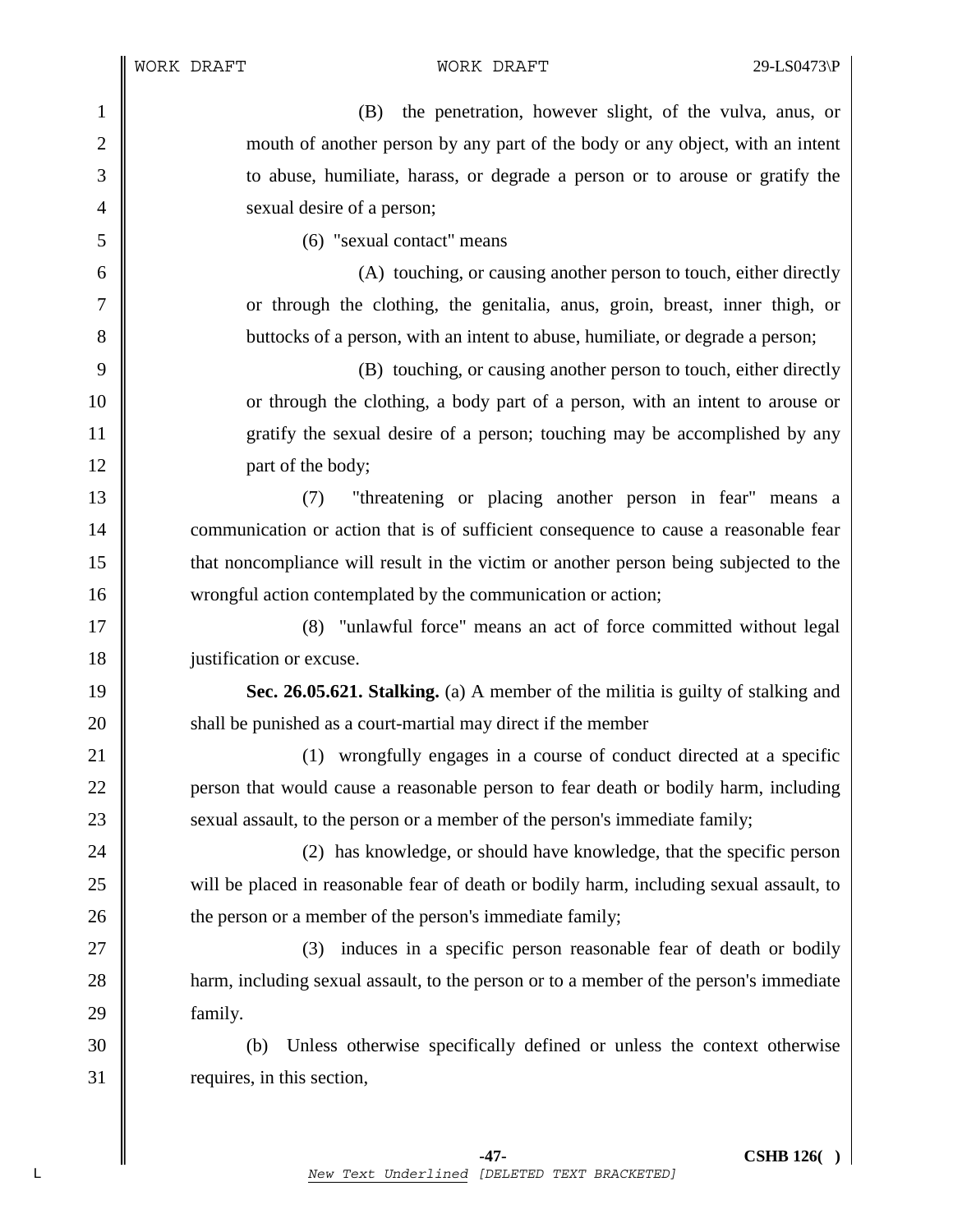(B) the penetration, however slight, of the vulva, anus, or mouth of another person by any part of the body or any object, with an intent to abuse, humiliate, harass, or degrade a person or to arouse or gratify the sexual desire of a person;

(6) "sexual contact" means

(A) touching, or causing another person to touch, either directly or through the clothing, the genitalia, anus, groin, breast, inner thigh, or buttocks of a person, with an intent to abuse, humiliate, or degrade a person;

(B) touching, or causing another person to touch, either directly or through the clothing, a body part of a person, with an intent to arouse or gratify the sexual desire of a person; touching may be accomplished by any part of the body;

(7) "threatening or placing another person in fear" means a communication or action that is of sufficient consequence to cause a reasonable fear that noncompliance will result in the victim or another person being subjected to the wrongful action contemplated by the communication or action;

(8) "unlawful force" means an act of force committed without legal justification or excuse.

**Sec. 26.05.621. Stalking.** (a) A member of the militia is guilty of stalking and shall be punished as a court-martial may direct if the member

(1) wrongfully engages in a course of conduct directed at a specific person that would cause a reasonable person to fear death or bodily harm, including sexual assault, to the person or a member of the person's immediate family;

(2) has knowledge, or should have knowledge, that the specific person will be placed in reasonable fear of death or bodily harm, including sexual assault, to the person or a member of the person's immediate family;

(3) induces in a specific person reasonable fear of death or bodily harm, including sexual assault, to the person or to a member of the person's immediate family.

(b) Unless otherwise specifically defined or unless the context otherwise requires, in this section,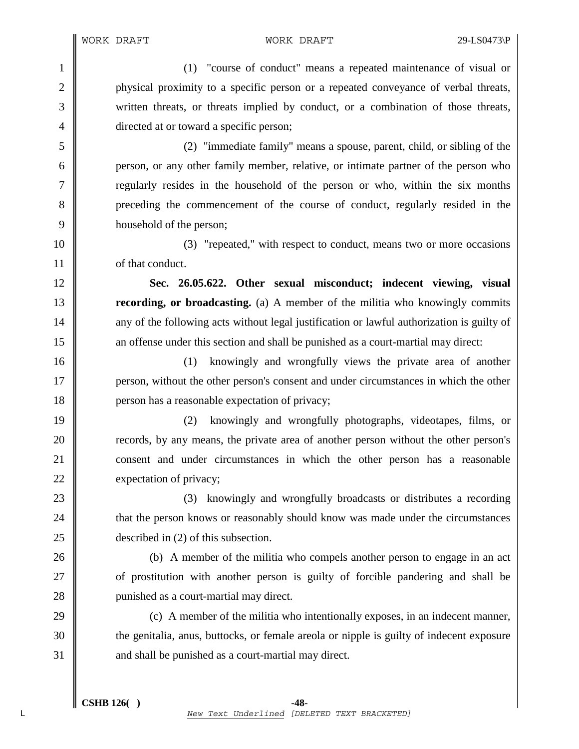(1) "course of conduct" means a repeated maintenance of visual or physical proximity to a specific person or a repeated conveyance of verbal threats, written threats, or threats implied by conduct, or a combination of those threats, directed at or toward a specific person;

(2) "immediate family" means a spouse, parent, child, or sibling of the person, or any other family member, relative, or intimate partner of the person who regularly resides in the household of the person or who, within the six months preceding the commencement of the course of conduct, regularly resided in the household of the person;

(3) "repeated," with respect to conduct, means two or more occasions of that conduct.

**Sec. 26.05.622. Other sexual misconduct; indecent viewing, visual recording, or broadcasting.** (a) A member of the militia who knowingly commits any of the following acts without legal justification or lawful authorization is guilty of an offense under this section and shall be punished as a court-martial may direct:

(1) knowingly and wrongfully views the private area of another person, without the other person's consent and under circumstances in which the other person has a reasonable expectation of privacy;

(2) knowingly and wrongfully photographs, videotapes, films, or records, by any means, the private area of another person without the other person's consent and under circumstances in which the other person has a reasonable expectation of privacy;

(3) knowingly and wrongfully broadcasts or distributes a recording that the person knows or reasonably should know was made under the circumstances described in (2) of this subsection.

(b) A member of the militia who compels another person to engage in an act of prostitution with another person is guilty of forcible pandering and shall be punished as a court-martial may direct.

(c) A member of the militia who intentionally exposes, in an indecent manner, the genitalia, anus, buttocks, or female areola or nipple is guilty of indecent exposure and shall be punished as a court-martial may direct.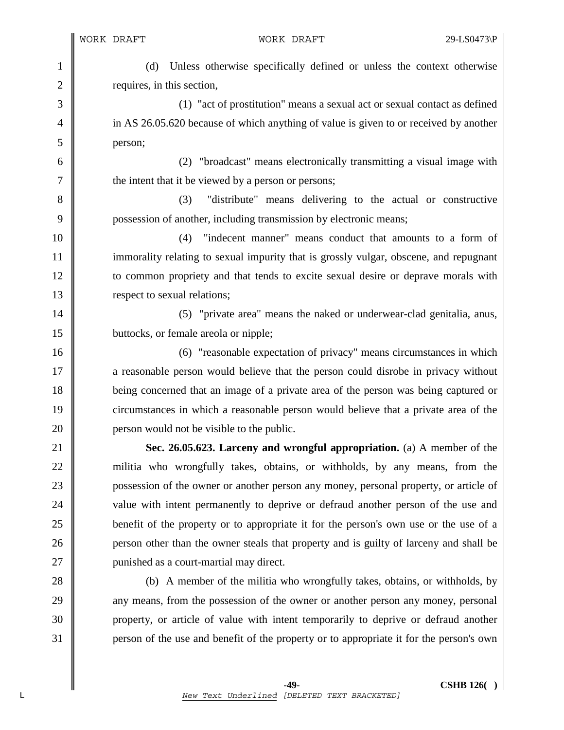(d) Unless otherwise specifically defined or unless the context otherwise requires, in this section,

(1) "act of prostitution" means a sexual act or sexual contact as defined in AS 26.05.620 because of which anything of value is given to or received by another person;

(2) "broadcast" means electronically transmitting a visual image with the intent that it be viewed by a person or persons;

(3) "distribute" means delivering to the actual or constructive possession of another, including transmission by electronic means;

(4) "indecent manner" means conduct that amounts to a form of immorality relating to sexual impurity that is grossly vulgar, obscene, and repugnant to common propriety and that tends to excite sexual desire or deprave morals with respect to sexual relations;

(5) "private area" means the naked or underwear-clad genitalia, anus, buttocks, or female areola or nipple;

(6) "reasonable expectation of privacy" means circumstances in which a reasonable person would believe that the person could disrobe in privacy without being concerned that an image of a private area of the person was being captured or circumstances in which a reasonable person would believe that a private area of the person would not be visible to the public.

**Sec. 26.05.623. Larceny and wrongful appropriation.** (a) A member of the militia who wrongfully takes, obtains, or withholds, by any means, from the possession of the owner or another person any money, personal property, or article of value with intent permanently to deprive or defraud another person of the use and benefit of the property or to appropriate it for the person's own use or the use of a person other than the owner steals that property and is guilty of larceny and shall be punished as a court-martial may direct.

(b) A member of the militia who wrongfully takes, obtains, or withholds, by any means, from the possession of the owner or another person any money, personal property, or article of value with intent temporarily to deprive or defraud another person of the use and benefit of the property or to appropriate it for the person's own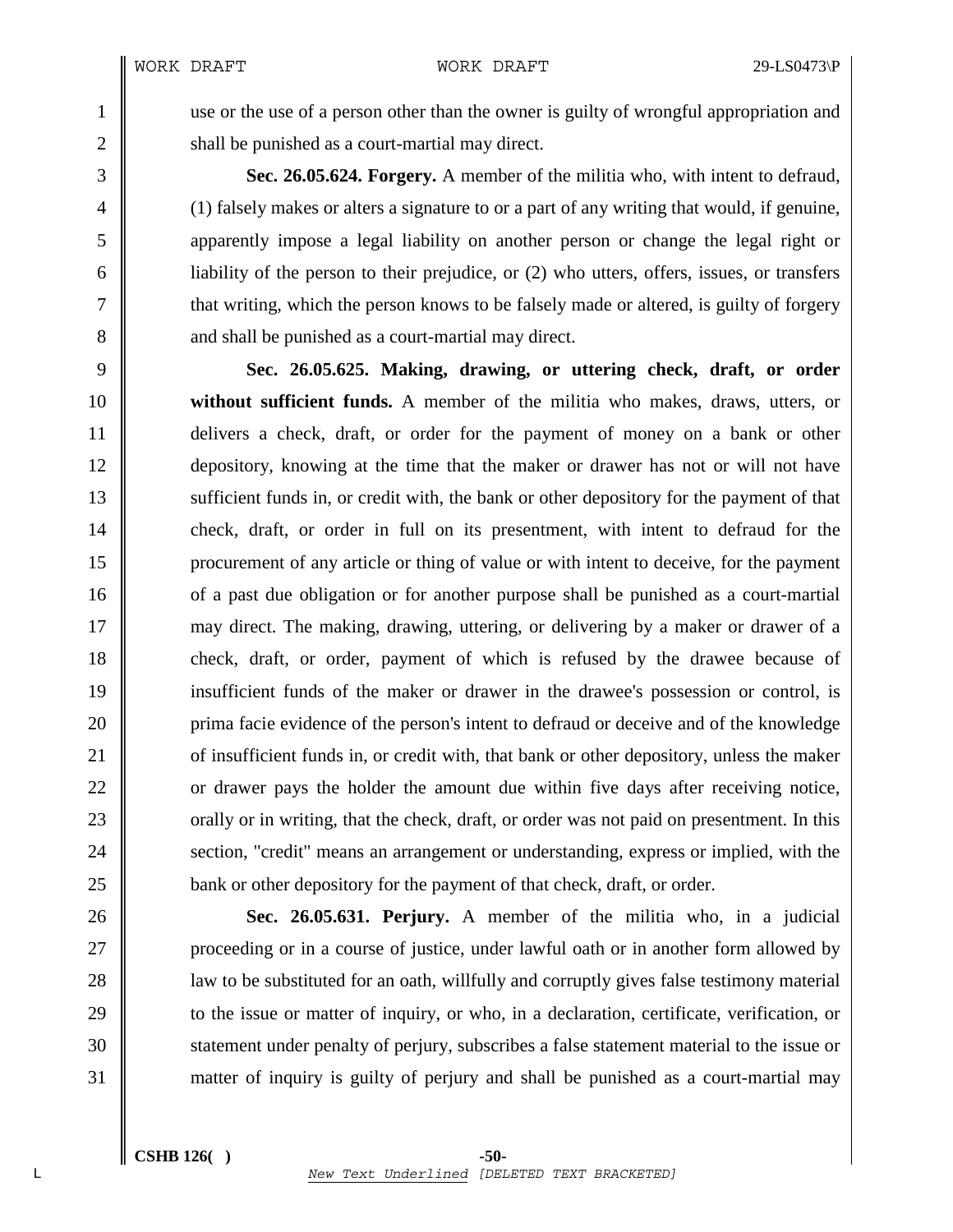use or the use of a person other than the owner is guilty of wrongful appropriation and shall be punished as a court-martial may direct.

**Sec. 26.05.624. Forgery.** A member of the militia who, with intent to defraud, (1) falsely makes or alters a signature to or a part of any writing that would, if genuine, apparently impose a legal liability on another person or change the legal right or liability of the person to their prejudice, or (2) who utters, offers, issues, or transfers that writing, which the person knows to be falsely made or altered, is guilty of forgery and shall be punished as a court-martial may direct.

**Sec. 26.05.625. Making, drawing, or uttering check, draft, or order without sufficient funds.** A member of the militia who makes, draws, utters, or delivers a check, draft, or order for the payment of money on a bank or other depository, knowing at the time that the maker or drawer has not or will not have sufficient funds in, or credit with, the bank or other depository for the payment of that check, draft, or order in full on its presentment, with intent to defraud for the procurement of any article or thing of value or with intent to deceive, for the payment of a past due obligation or for another purpose shall be punished as a court-martial may direct. The making, drawing, uttering, or delivering by a maker or drawer of a check, draft, or order, payment of which is refused by the drawee because of insufficient funds of the maker or drawer in the drawee's possession or control, is prima facie evidence of the person's intent to defraud or deceive and of the knowledge of insufficient funds in, or credit with, that bank or other depository, unless the maker or drawer pays the holder the amount due within five days after receiving notice, orally or in writing, that the check, draft, or order was not paid on presentment. In this section, "credit" means an arrangement or understanding, express or implied, with the bank or other depository for the payment of that check, draft, or order.

**Sec. 26.05.631. Perjury.** A member of the militia who, in a judicial proceeding or in a course of justice, under lawful oath or in another form allowed by law to be substituted for an oath, willfully and corruptly gives false testimony material to the issue or matter of inquiry, or who, in a declaration, certificate, verification, or statement under penalty of perjury, subscribes a false statement material to the issue or matter of inquiry is guilty of perjury and shall be punished as a court-martial may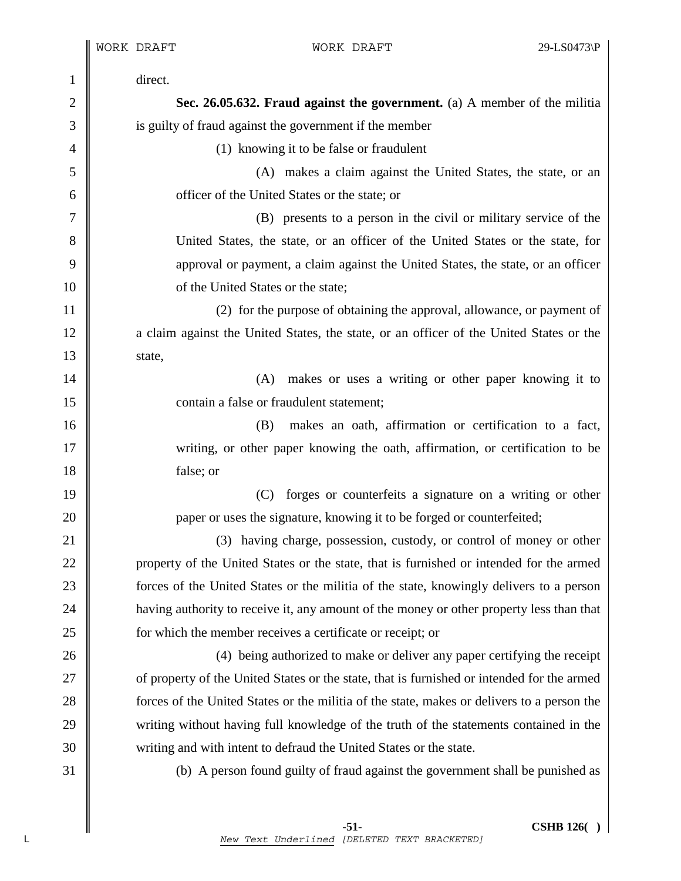direct.

**Sec. 26.05.632. Fraud against the government.** (a) A member of the militia is guilty of fraud against the government if the member

(1) knowing it to be false or fraudulent

(A) makes a claim against the United States, the state, or an officer of the United States or the state; or

(B) presents to a person in the civil or military service of the United States, the state, or an officer of the United States or the state, for approval or payment, a claim against the United States, the state, or an officer of the United States or the state;

(2) for the purpose of obtaining the approval, allowance, or payment of a claim against the United States, the state, or an officer of the United States or the state,

(A) makes or uses a writing or other paper knowing it to contain a false or fraudulent statement;

(B) makes an oath, affirmation or certification to a fact, writing, or other paper knowing the oath, affirmation, or certification to be false; or

(C) forges or counterfeits a signature on a writing or other paper or uses the signature, knowing it to be forged or counterfeited;

(3) having charge, possession, custody, or control of money or other property of the United States or the state, that is furnished or intended for the armed forces of the United States or the militia of the state, knowingly delivers to a person having authority to receive it, any amount of the money or other property less than that for which the member receives a certificate or receipt; or

(4) being authorized to make or deliver any paper certifying the receipt of property of the United States or the state, that is furnished or intended for the armed forces of the United States or the militia of the state, makes or delivers to a person the writing without having full knowledge of the truth of the statements contained in the writing and with intent to defraud the United States or the state.

(b) A person found guilty of fraud against the government shall be punished as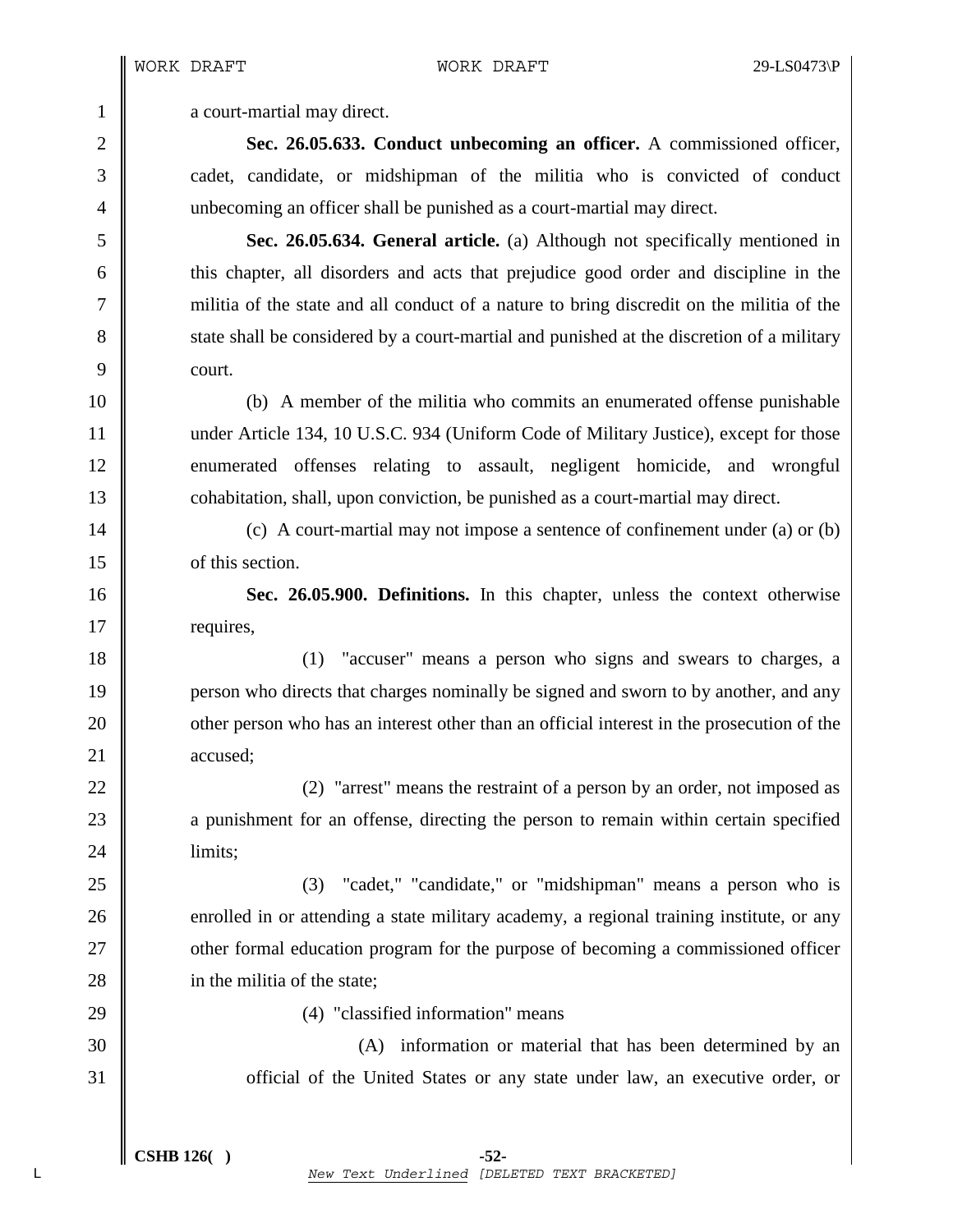a court-martial may direct.

**Sec. 26.05.633. Conduct unbecoming an officer.** A commissioned officer, cadet, candidate, or midshipman of the militia who is convicted of conduct unbecoming an officer shall be punished as a court-martial may direct.

**Sec. 26.05.634. General article.** (a) Although not specifically mentioned in this chapter, all disorders and acts that prejudice good order and discipline in the militia of the state and all conduct of a nature to bring discredit on the militia of the state shall be considered by a court-martial and punished at the discretion of a military court.

(b) A member of the militia who commits an enumerated offense punishable under Article 134, 10 U.S.C. 934 (Uniform Code of Military Justice), except for those enumerated offenses relating to assault, negligent homicide, and wrongful cohabitation, shall, upon conviction, be punished as a court-martial may direct.

(c) A court-martial may not impose a sentence of confinement under (a) or (b) of this section.

**Sec. 26.05.900. Definitions.** In this chapter, unless the context otherwise requires,

(1) "accuser" means a person who signs and swears to charges, a person who directs that charges nominally be signed and sworn to by another, and any other person who has an interest other than an official interest in the prosecution of the accused;

(2) "arrest" means the restraint of a person by an order, not imposed as a punishment for an offense, directing the person to remain within certain specified limits;

(3) "cadet," "candidate," or "midshipman" means a person who is enrolled in or attending a state military academy, a regional training institute, or any other formal education program for the purpose of becoming a commissioned officer in the militia of the state;

(4) "classified information" means

(A) information or material that has been determined by an official of the United States or any state under law, an executive order, or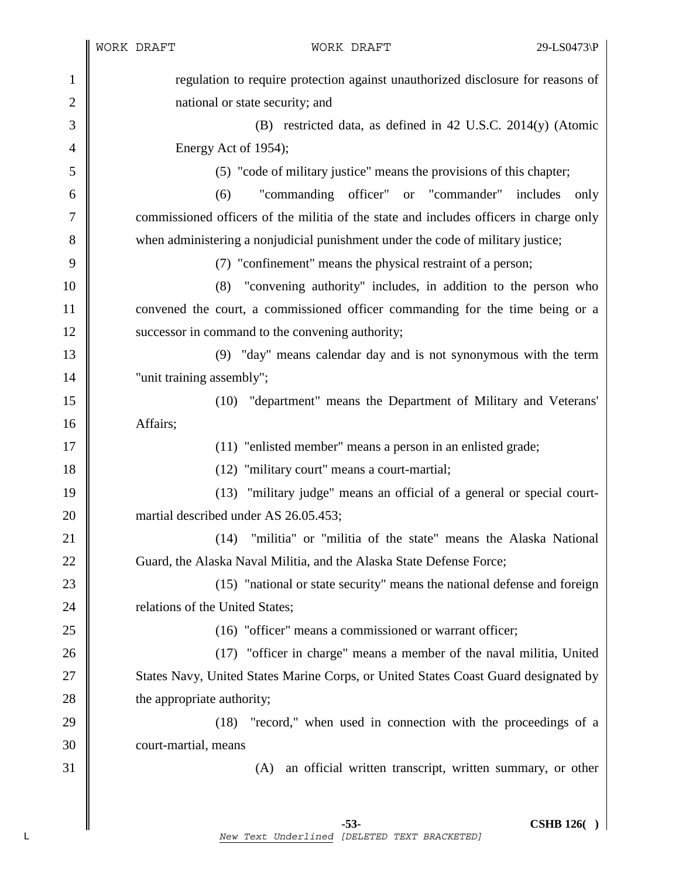regulation to require protection against unauthorized disclosure for reasons of national or state security; and

(B) restricted data, as defined in 42 U.S.C. 2014(y) (Atomic Energy Act of 1954);

(5) "code of military justice" means the provisions of this chapter;

(6) "commanding officer" or "commander" includes only commissioned officers of the militia of the state and includes officers in charge only when administering a nonjudicial punishment under the code of military justice;

(7) "confinement" means the physical restraint of a person;

(8) "convening authority" includes, in addition to the person who convened the court, a commissioned officer commanding for the time being or a successor in command to the convening authority;

(9) "day" means calendar day and is not synonymous with the term "unit training assembly";

(10) "department" means the Department of Military and Veterans' Affairs;

(11) "enlisted member" means a person in an enlisted grade;

(12) "military court" means a court-martial;

(13) "military judge" means an official of a general or special court-martial described under AS 26.05.453;

(14) "militia" or "militia of the state" means the Alaska National Guard, the Alaska Naval Militia, and the Alaska State Defense Force;

(15) "national or state security" means the national defense and foreign relations of the United States;

(16) "officer" means a commissioned or warrant officer;

(17) "officer in charge" means a member of the naval militia, United States Navy, United States Marine Corps, or United States Coast Guard designated by the appropriate authority;

(18) "record," when used in connection with the proceedings of a court-martial, means

(A) an official written transcript, written summary, or other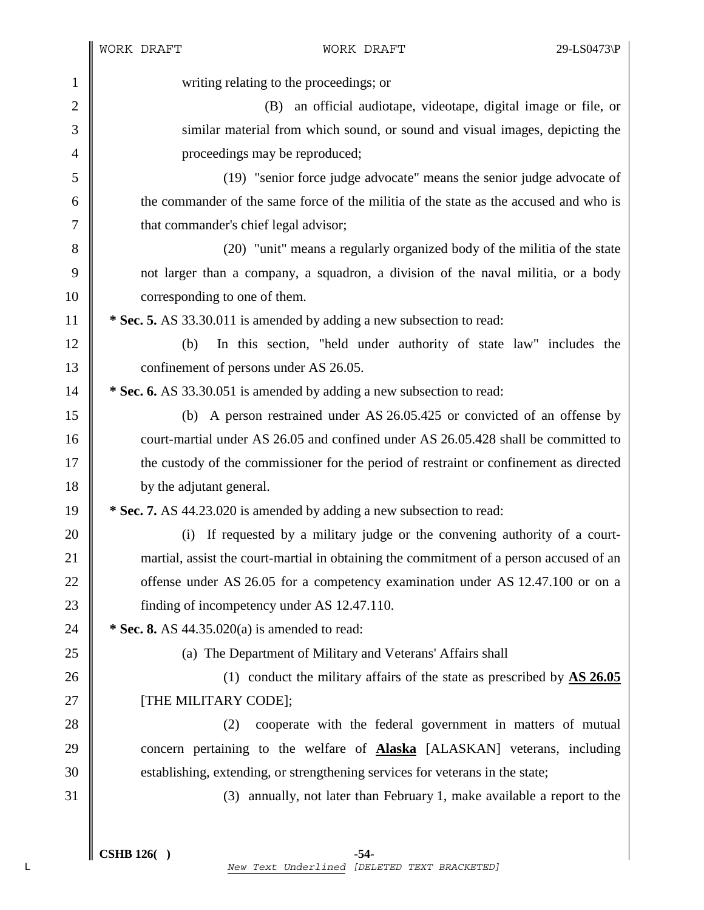writing relating to the proceedings; or

(B) an official audiotape, videotape, digital image or file, or similar material from which sound, or sound and visual images, depicting the proceedings may be reproduced;

(19) "senior force judge advocate" means the senior judge advocate of the commander of the same force of the militia of the state as the accused and who is that commander's chief legal advisor;

(20) "unit" means a regularly organized body of the militia of the state not larger than a company, a squadron, a division of the naval militia, or a body corresponding to one of them.

**\* Sec. 5.** AS 33.30.011 is amended by adding a new subsection to read:

(b) In this section, "held under authority of state law" includes the confinement of persons under AS 26.05.

**\* Sec. 6.** AS 33.30.051 is amended by adding a new subsection to read:

(b) A person restrained under AS 26.05.425 or convicted of an offense by court-martial under AS 26.05 and confined under AS 26.05.428 shall be committed to the custody of the commissioner for the period of restraint or confinement as directed by the adjutant general.

**\* Sec. 7.** AS 44.23.020 is amended by adding a new subsection to read:

(i) If requested by a military judge or the convening authority of a court-martial, assist the court-martial in obtaining the commitment of a person accused of an offense under AS 26.05 for a competency examination under AS 12.47.100 or on a finding of incompetency under AS 12.47.110.

**\* Sec. 8.** AS 44.35.020(a) is amended to read:

(a) The Department of Military and Veterans' Affairs shall

(1) conduct the military affairs of the state as prescribed by **AS 26.05** [THE MILITARY CODE];

(2) cooperate with the federal government in matters of mutual concern pertaining to the welfare of **Alaska** [ALASKAN] veterans, including establishing, extending, or strengthening services for veterans in the state;

(3) annually, not later than February 1, make available a report to the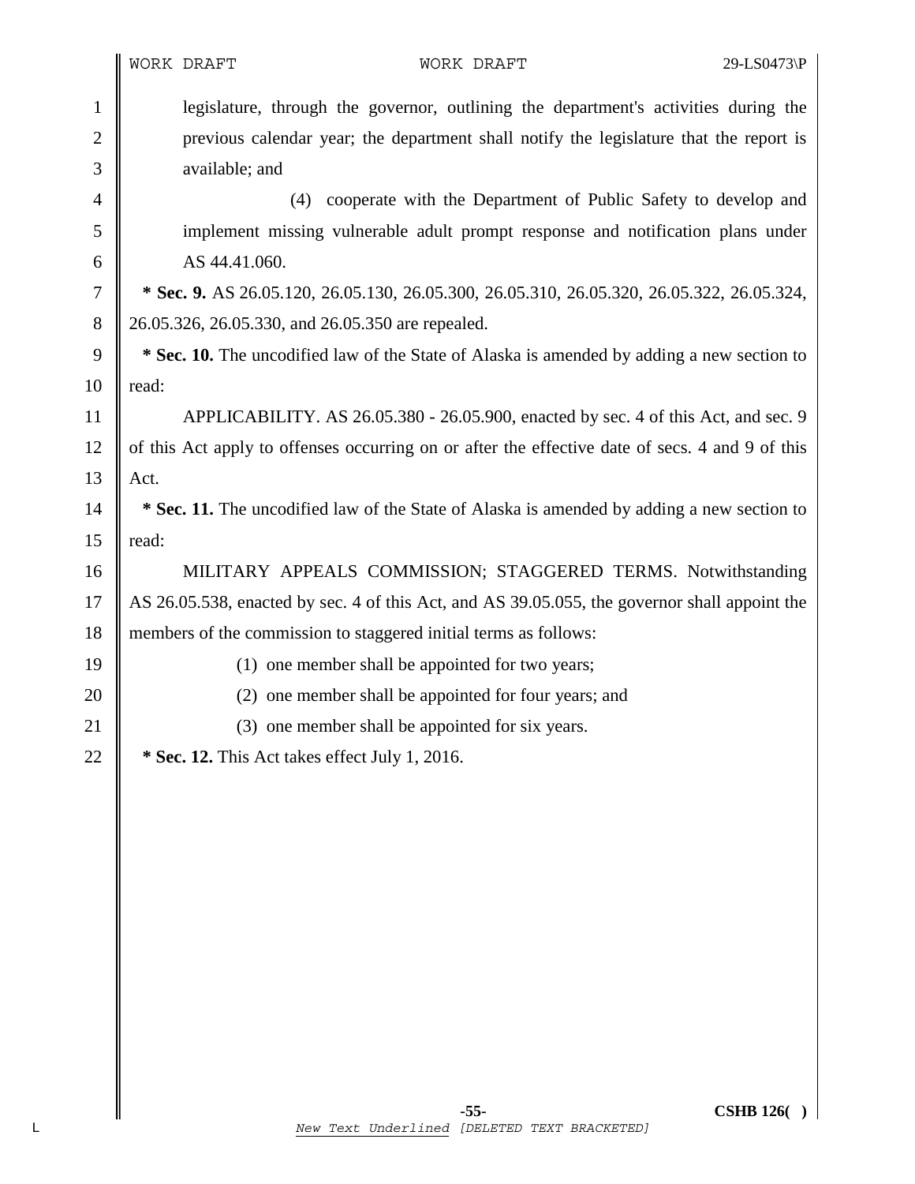legislature, through the governor, outlining the department's activities during the previous calendar year; the department shall notify the legislature that the report is available; and

(4) cooperate with the Department of Public Safety to develop and implement missing vulnerable adult prompt response and notification plans under AS 44.41.060.

**\* Sec. 9.** AS 26.05.120, 26.05.130, 26.05.300, 26.05.310, 26.05.320, 26.05.322, 26.05.324, 26.05.326, 26.05.330, and 26.05.350 are repealed.

**\* Sec. 10.** The uncodified law of the State of Alaska is amended by adding a new section to read:

APPLICABILITY. AS 26.05.380 - 26.05.900, enacted by sec. 4 of this Act, and sec. 9 of this Act apply to offenses occurring on or after the effective date of secs. 4 and 9 of this Act.

**\* Sec. 11.** The uncodified law of the State of Alaska is amended by adding a new section to read:

MILITARY APPEALS COMMISSION; STAGGERED TERMS. Notwithstanding AS 26.05.538, enacted by sec. 4 of this Act, and AS 39.05.055, the governor shall appoint the members of the commission to staggered initial terms as follows:

(1) one member shall be appointed for two years;

(2) one member shall be appointed for four years; and

(3) one member shall be appointed for six years.

**\* Sec. 12.** This Act takes effect July 1, 2016.